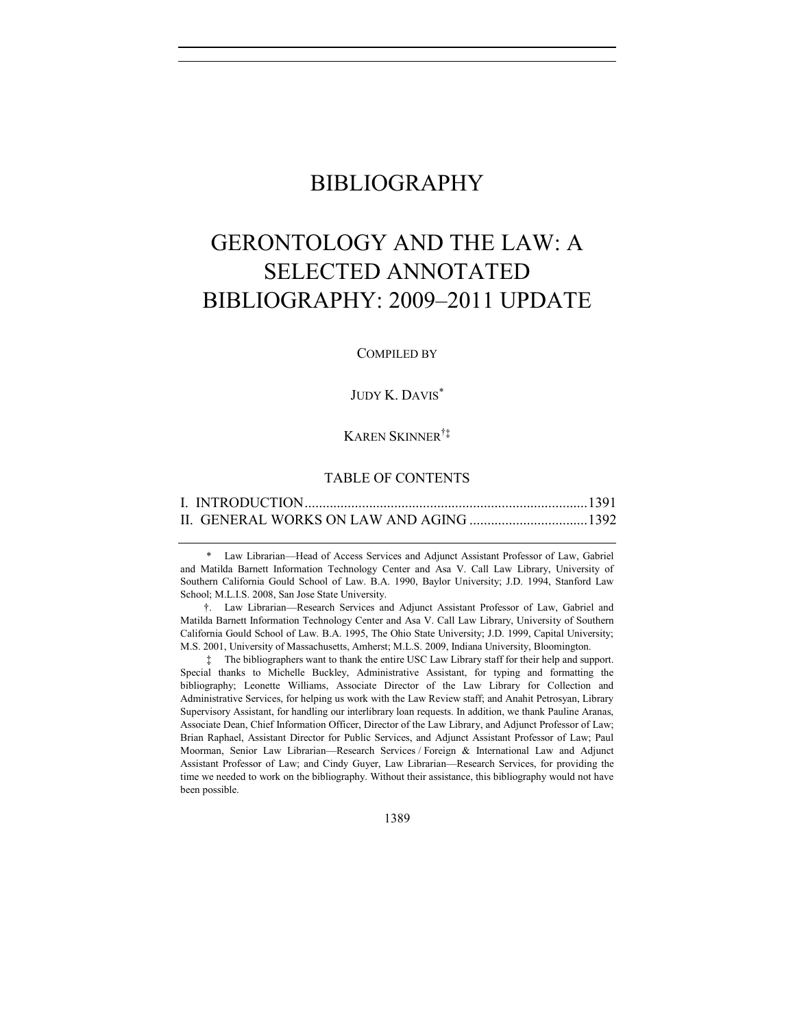# BIBLIOGRAPHY

# GERONTOLOGY AND THE LAW: A SELECTED ANNOTATED BIBLIOGRAPHY: 2009–2011 UPDATE

COMPILED BY

JUDY K. DAVIS[*]

KAREN SKINNER[†‡]

## TABLE OF CONTENTS

I. INTRODUCTION .......................................................................... 1391
II. GENERAL WORKS ON LAW AND AGING ................................ 1392

---

[*] Law Librarian—Head of Access Services and Adjunct Assistant Professor of Law, Gabriel and Matilda Barnett Information Technology Center and Asa V. Call Law Library, University of Southern California Gould School of Law. B.A. 1990, Baylor University; J.D. 1994, Stanford Law School; M.L.I.S. 2008, San Jose State University.

[†]. Law Librarian—Research Services and Adjunct Assistant Professor of Law, Gabriel and Matilda Barnett Information Technology Center and Asa V. Call Law Library, University of Southern California Gould School of Law. B.A. 1995, The Ohio State University; J.D. 1999, Capital University; M.S. 2001, University of Massachusetts, Amherst; M.L.S. 2009, Indiana University, Bloomington.

[‡] The bibliographers want to thank the entire USC Law Library staff for their help and support. Special thanks to Michelle Buckley, Administrative Assistant, for typing and formatting the bibliography; Leonette Williams, Associate Director of the Law Library for Collection and Administrative Services, for helping us work with the Law Review staff; and Anahit Petrosyan, Library Supervisory Assistant, for handling our interlibrary loan requests. In addition, we thank Pauline Aranas, Associate Dean, Chief Information Officer, Director of the Law Library, and Adjunct Professor of Law; Brian Raphael, Assistant Director for Public Services, and Adjunct Assistant Professor of Law; Paul Moorman, Senior Law Librarian—Research Services / Foreign & International Law and Adjunct Assistant Professor of Law; and Cindy Guyer, Law Librarian—Research Services, for providing the time we needed to work on the bibliography. Without their assistance, this bibliography would not have been possible.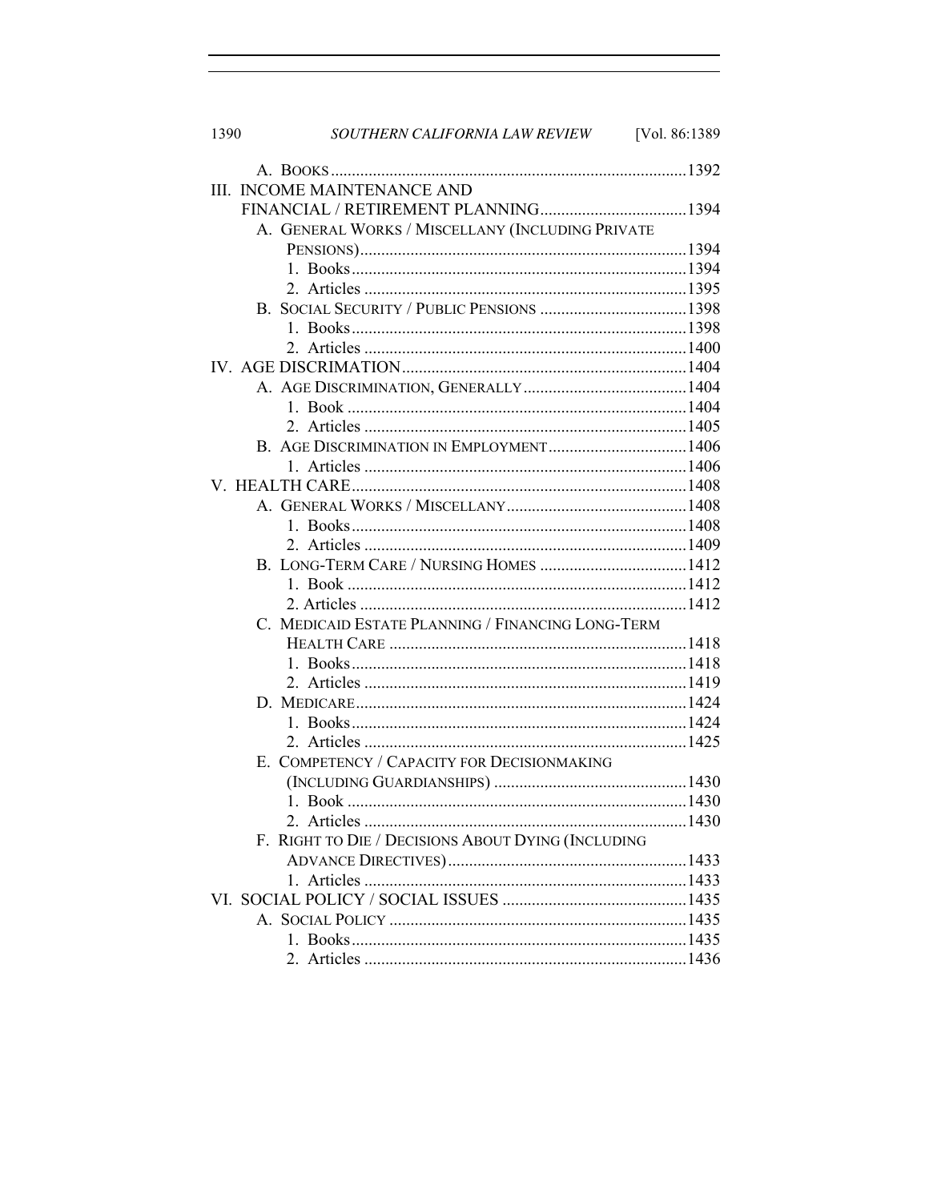A. BOOKS .................................................................................... 1392

III. INCOME MAINTENANCE AND FINANCIAL / RETIREMENT PLANNING .................................. 1394

- A. GENERAL WORKS / MISCELLANY (INCLUDING PRIVATE PENSIONS) ............................................................................ 1394
  - 1. Books ............................................................................... 1394
  - 2. Articles ............................................................................ 1395
- B. SOCIAL SECURITY / PUBLIC PENSIONS .................................. 1398
  - 1. Books ............................................................................... 1398
  - 2. Articles ............................................................................ 1400

IV. AGE DISCRIMATION .................................................................. 1404

- A. AGE DISCRIMINATION, GENERALLY ...................................... 1404
  - 1. Book ................................................................................ 1404
  - 2. Articles ............................................................................ 1405
- B. AGE DISCRIMINATION IN EMPLOYMENT ................................ 1406
  - 1. Articles ............................................................................ 1406

V. HEALTH CARE ............................................................................... 1408

- A. GENERAL WORKS / MISCELLANY .......................................... 1408
  - 1. Books ............................................................................... 1408
  - 2. Articles ............................................................................ 1409
- B. LONG-TERM CARE / NURSING HOMES .................................. 1412
  - 1. Book ................................................................................ 1412
  - 2. Articles ............................................................................ 1412
- C. MEDICAID ESTATE PLANNING / FINANCING LONG-TERM HEALTH CARE ...................................................................... 1418
  - 1. Books ............................................................................... 1418
  - 2. Articles ............................................................................ 1419
- D. MEDICARE ............................................................................. 1424
  - 1. Books ............................................................................... 1424
  - 2. Articles ............................................................................ 1425
- E. COMPETENCY / CAPACITY FOR DECISIONMAKING (INCLUDING GUARDIANSHIPS) ............................................. 1430
  - 1. Book ................................................................................ 1430
  - 2. Articles ............................................................................ 1430
- F. RIGHT TO DIE / DECISIONS ABOUT DYING (INCLUDING ADVANCE DIRECTIVES) ........................................................ 1433
  - 1. Articles ............................................................................ 1433

VI. SOCIAL POLICY / SOCIAL ISSUES ............................................ 1435

- A. SOCIAL POLICY ...................................................................... 1435
  - 1. Books ............................................................................... 1435
  - 2. Articles ............................................................................ 1436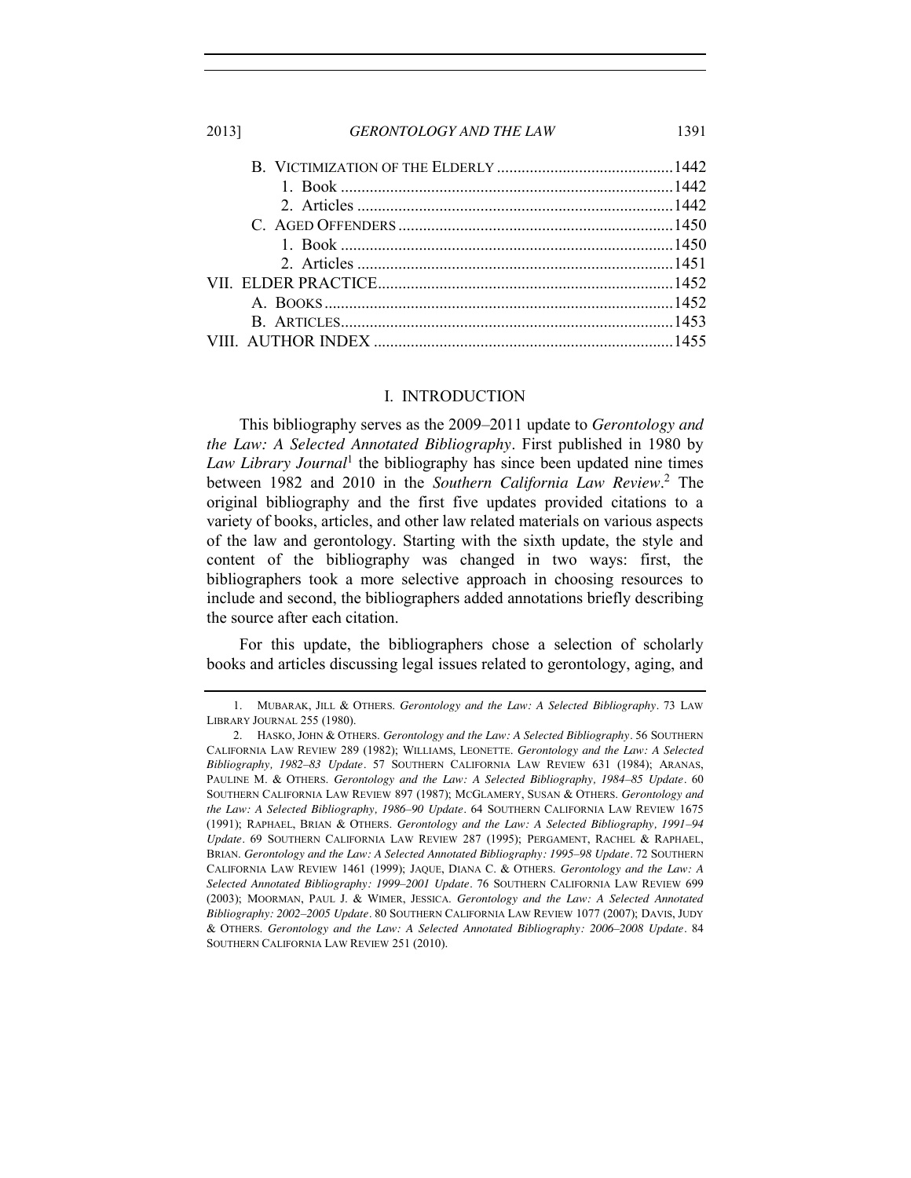B. VICTIMIZATION OF THE ELDERLY ........................................... 1442
  1. Book ................................................................................ 1442
  2. Articles ............................................................................ 1442
C. AGED OFFENDERS ................................................................ 1450
  1. Book ................................................................................ 1450
  2. Articles ............................................................................ 1451
VII. ELDER PRACTICE ....................................................................... 1452
A. BOOKS .................................................................................... 1452
B. ARTICLES ................................................................................ 1453
VIII. AUTHOR INDEX ........................................................................ 1455

## I. INTRODUCTION

This bibliography serves as the 2009–2011 update to *Gerontology and the Law: A Selected Annotated Bibliography*. First published in 1980 by *Law Library Journal*[1] the bibliography has since been updated nine times between 1982 and 2010 in the *Southern California Law Review*.[2] The original bibliography and the first five updates provided citations to a variety of books, articles, and other law related materials on various aspects of the law and gerontology. Starting with the sixth update, the style and content of the bibliography was changed in two ways: first, the bibliographers took a more selective approach in choosing resources to include and second, the bibliographers added annotations briefly describing the source after each citation.

For this update, the bibliographers chose a selection of scholarly books and articles discussing legal issues related to gerontology, aging, and

---

1. MUBARAK, JILL & OTHERS. *Gerontology and the Law: A Selected Bibliography*. 73 LAW LIBRARY JOURNAL 255 (1980).

2. HASKO, JOHN & OTHERS. *Gerontology and the Law: A Selected Bibliography*. 56 SOUTHERN CALIFORNIA LAW REVIEW 289 (1982); WILLIAMS, LEONETTE. *Gerontology and the Law: A Selected Bibliography, 1982–83 Update*. 57 SOUTHERN CALIFORNIA LAW REVIEW 631 (1984); ARANAS, PAULINE M. & OTHERS. *Gerontology and the Law: A Selected Bibliography, 1984–85 Update*. 60 SOUTHERN CALIFORNIA LAW REVIEW 897 (1987); MCGLAMERY, SUSAN & OTHERS. *Gerontology and the Law: A Selected Bibliography, 1986–90 Update*. 64 SOUTHERN CALIFORNIA LAW REVIEW 1675 (1991); RAPHAEL, BRIAN & OTHERS. *Gerontology and the Law: A Selected Bibliography, 1991–94 Update*. 69 SOUTHERN CALIFORNIA LAW REVIEW 287 (1995); PERGAMENT, RACHEL & RAPHAEL, BRIAN. *Gerontology and the Law: A Selected Annotated Bibliography: 1995–98 Update*. 72 SOUTHERN CALIFORNIA LAW REVIEW 1461 (1999); JAQUE, DIANA C. & OTHERS. *Gerontology and the Law: A Selected Annotated Bibliography: 1999–2001 Update*. 76 SOUTHERN CALIFORNIA LAW REVIEW 699 (2003); MOORMAN, PAUL J. & WIMER, JESSICA. *Gerontology and the Law: A Selected Annotated Bibliography: 2002–2005 Update*. 80 SOUTHERN CALIFORNIA LAW REVIEW 1077 (2007); DAVIS, JUDY & OTHERS. *Gerontology and the Law: A Selected Annotated Bibliography: 2006–2008 Update*. 84 SOUTHERN CALIFORNIA LAW REVIEW 251 (2010).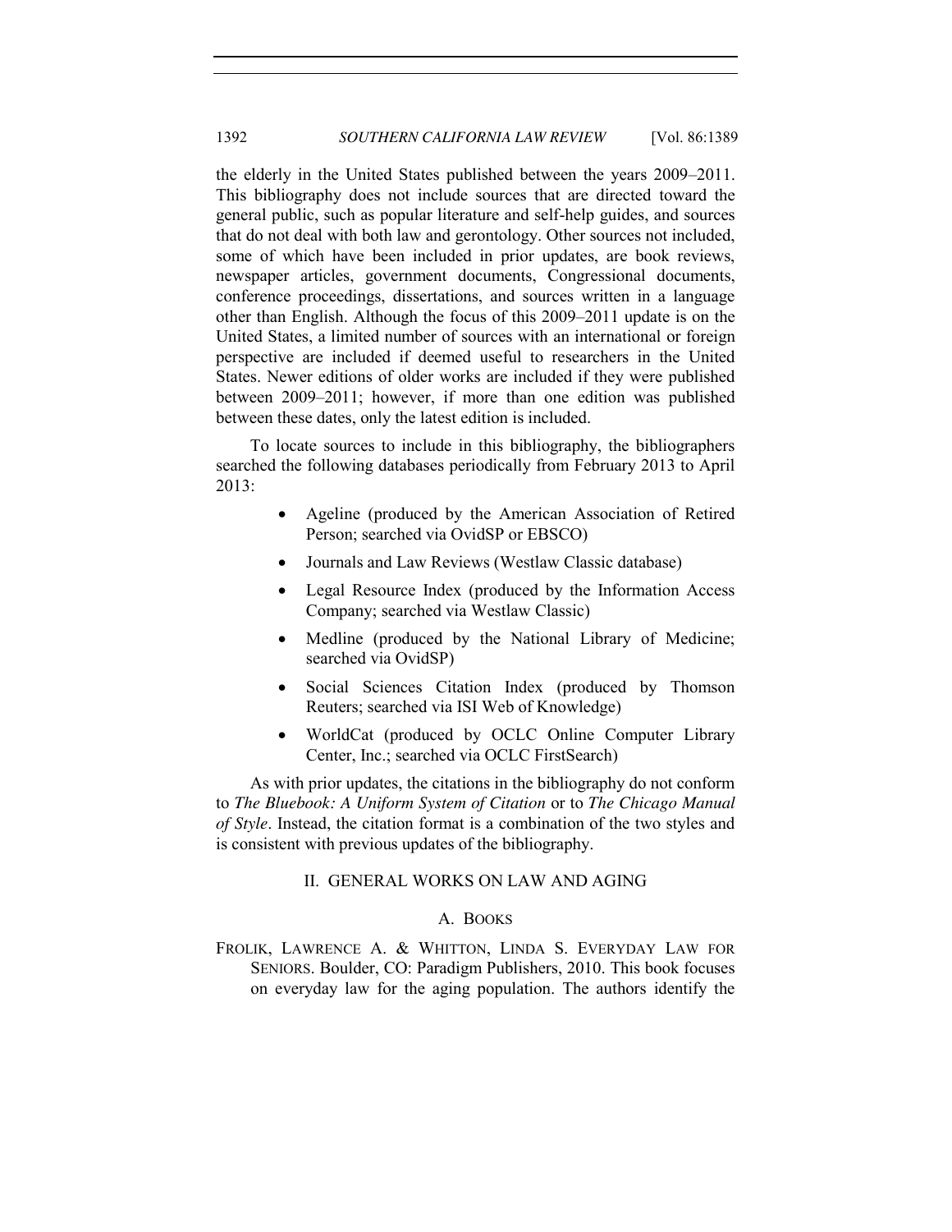the elderly in the United States published between the years 2009–2011. This bibliography does not include sources that are directed toward the general public, such as popular literature and self-help guides, and sources that do not deal with both law and gerontology. Other sources not included, some of which have been included in prior updates, are book reviews, newspaper articles, government documents, Congressional documents, conference proceedings, dissertations, and sources written in a language other than English. Although the focus of this 2009–2011 update is on the United States, a limited number of sources with an international or foreign perspective are included if deemed useful to researchers in the United States. Newer editions of older works are included if they were published between 2009–2011; however, if more than one edition was published between these dates, only the latest edition is included.

To locate sources to include in this bibliography, the bibliographers searched the following databases periodically from February 2013 to April 2013:

- Ageline (produced by the American Association of Retired Person; searched via OvidSP or EBSCO)
- Journals and Law Reviews (Westlaw Classic database)
- Legal Resource Index (produced by the Information Access Company; searched via Westlaw Classic)
- Medline (produced by the National Library of Medicine; searched via OvidSP)
- Social Sciences Citation Index (produced by Thomson Reuters; searched via ISI Web of Knowledge)
- WorldCat (produced by OCLC Online Computer Library Center, Inc.; searched via OCLC FirstSearch)

As with prior updates, the citations in the bibliography do not conform to *The Bluebook: A Uniform System of Citation* or to *The Chicago Manual of Style*. Instead, the citation format is a combination of the two styles and is consistent with previous updates of the bibliography.

## II. GENERAL WORKS ON LAW AND AGING

### A. BOOKS

FROLIK, LAWRENCE A. & WHITTON, LINDA S. EVERYDAY LAW FOR SENIORS. Boulder, CO: Paradigm Publishers, 2010. This book focuses on everyday law for the aging population. The authors identify the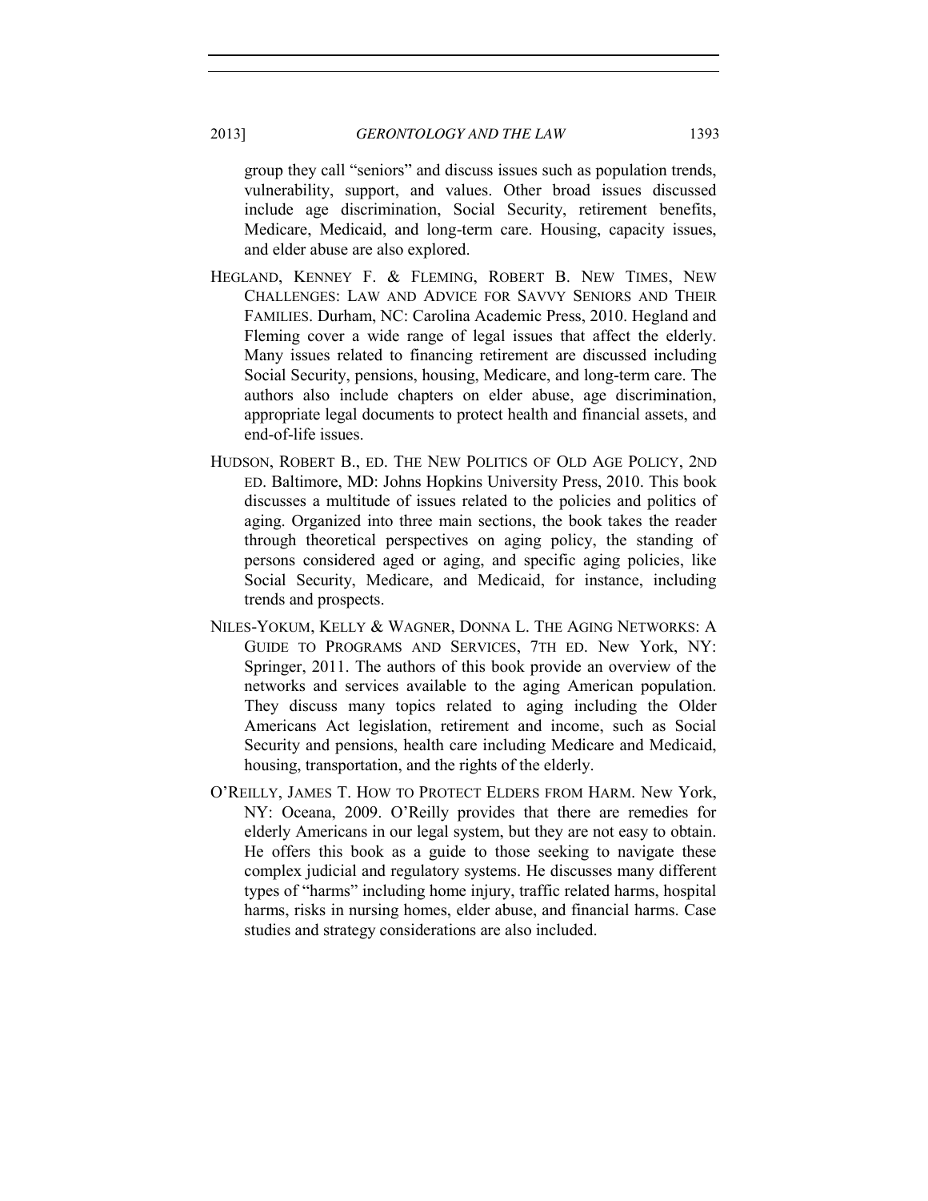group they call "seniors" and discuss issues such as population trends, vulnerability, support, and values. Other broad issues discussed include age discrimination, Social Security, retirement benefits, Medicare, Medicaid, and long-term care. Housing, capacity issues, and elder abuse are also explored.

HEGLAND, KENNEY F. & FLEMING, ROBERT B. NEW TIMES, NEW CHALLENGES: LAW AND ADVICE FOR SAVVY SENIORS AND THEIR FAMILIES. Durham, NC: Carolina Academic Press, 2010. Hegland and Fleming cover a wide range of legal issues that affect the elderly. Many issues related to financing retirement are discussed including Social Security, pensions, housing, Medicare, and long-term care. The authors also include chapters on elder abuse, age discrimination, appropriate legal documents to protect health and financial assets, and end-of-life issues.

HUDSON, ROBERT B., ED. THE NEW POLITICS OF OLD AGE POLICY, 2ND ED. Baltimore, MD: Johns Hopkins University Press, 2010. This book discusses a multitude of issues related to the policies and politics of aging. Organized into three main sections, the book takes the reader through theoretical perspectives on aging policy, the standing of persons considered aged or aging, and specific aging policies, like Social Security, Medicare, and Medicaid, for instance, including trends and prospects.

NILES-YOKUM, KELLY & WAGNER, DONNA L. THE AGING NETWORKS: A GUIDE TO PROGRAMS AND SERVICES, 7TH ED. New York, NY: Springer, 2011. The authors of this book provide an overview of the networks and services available to the aging American population. They discuss many topics related to aging including the Older Americans Act legislation, retirement and income, such as Social Security and pensions, health care including Medicare and Medicaid, housing, transportation, and the rights of the elderly.

O'REILLY, JAMES T. HOW TO PROTECT ELDERS FROM HARM. New York, NY: Oceana, 2009. O'Reilly provides that there are remedies for elderly Americans in our legal system, but they are not easy to obtain. He offers this book as a guide to those seeking to navigate these complex judicial and regulatory systems. He discusses many different types of "harms" including home injury, traffic related harms, hospital harms, risks in nursing homes, elder abuse, and financial harms. Case studies and strategy considerations are also included.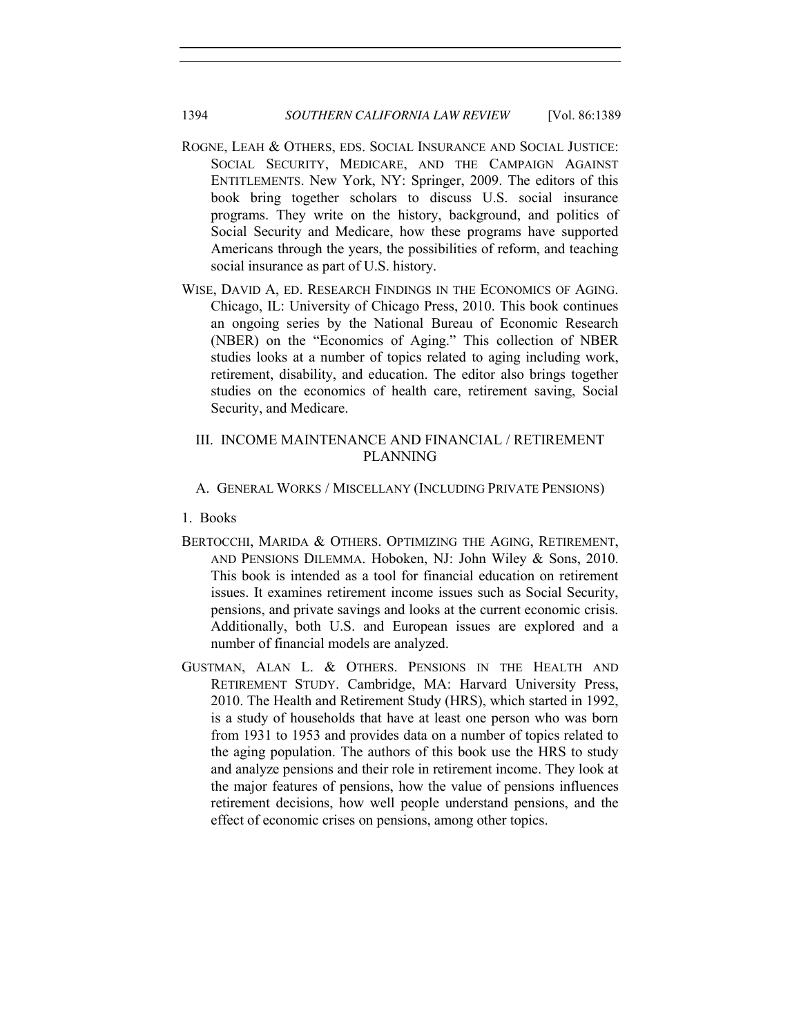ROGNE, LEAH & OTHERS, EDS. SOCIAL INSURANCE AND SOCIAL JUSTICE: SOCIAL SECURITY, MEDICARE, AND THE CAMPAIGN AGAINST ENTITLEMENTS. New York, NY: Springer, 2009. The editors of this book bring together scholars to discuss U.S. social insurance programs. They write on the history, background, and politics of Social Security and Medicare, how these programs have supported Americans through the years, the possibilities of reform, and teaching social insurance as part of U.S. history.

WISE, DAVID A, ED. RESEARCH FINDINGS IN THE ECONOMICS OF AGING. Chicago, IL: University of Chicago Press, 2010. This book continues an ongoing series by the National Bureau of Economic Research (NBER) on the "Economics of Aging." This collection of NBER studies looks at a number of topics related to aging including work, retirement, disability, and education. The editor also brings together studies on the economics of health care, retirement saving, Social Security, and Medicare.

## III. INCOME MAINTENANCE AND FINANCIAL / RETIREMENT PLANNING

### A. GENERAL WORKS / MISCELLANY (INCLUDING PRIVATE PENSIONS)

#### 1. Books

BERTOCCHI, MARIDA & OTHERS. OPTIMIZING THE AGING, RETIREMENT, AND PENSIONS DILEMMA. Hoboken, NJ: John Wiley & Sons, 2010. This book is intended as a tool for financial education on retirement issues. It examines retirement income issues such as Social Security, pensions, and private savings and looks at the current economic crisis. Additionally, both U.S. and European issues are explored and a number of financial models are analyzed.

GUSTMAN, ALAN L. & OTHERS. PENSIONS IN THE HEALTH AND RETIREMENT STUDY. Cambridge, MA: Harvard University Press, 2010. The Health and Retirement Study (HRS), which started in 1992, is a study of households that have at least one person who was born from 1931 to 1953 and provides data on a number of topics related to the aging population. The authors of this book use the HRS to study and analyze pensions and their role in retirement income. They look at the major features of pensions, how the value of pensions influences retirement decisions, how well people understand pensions, and the effect of economic crises on pensions, among other topics.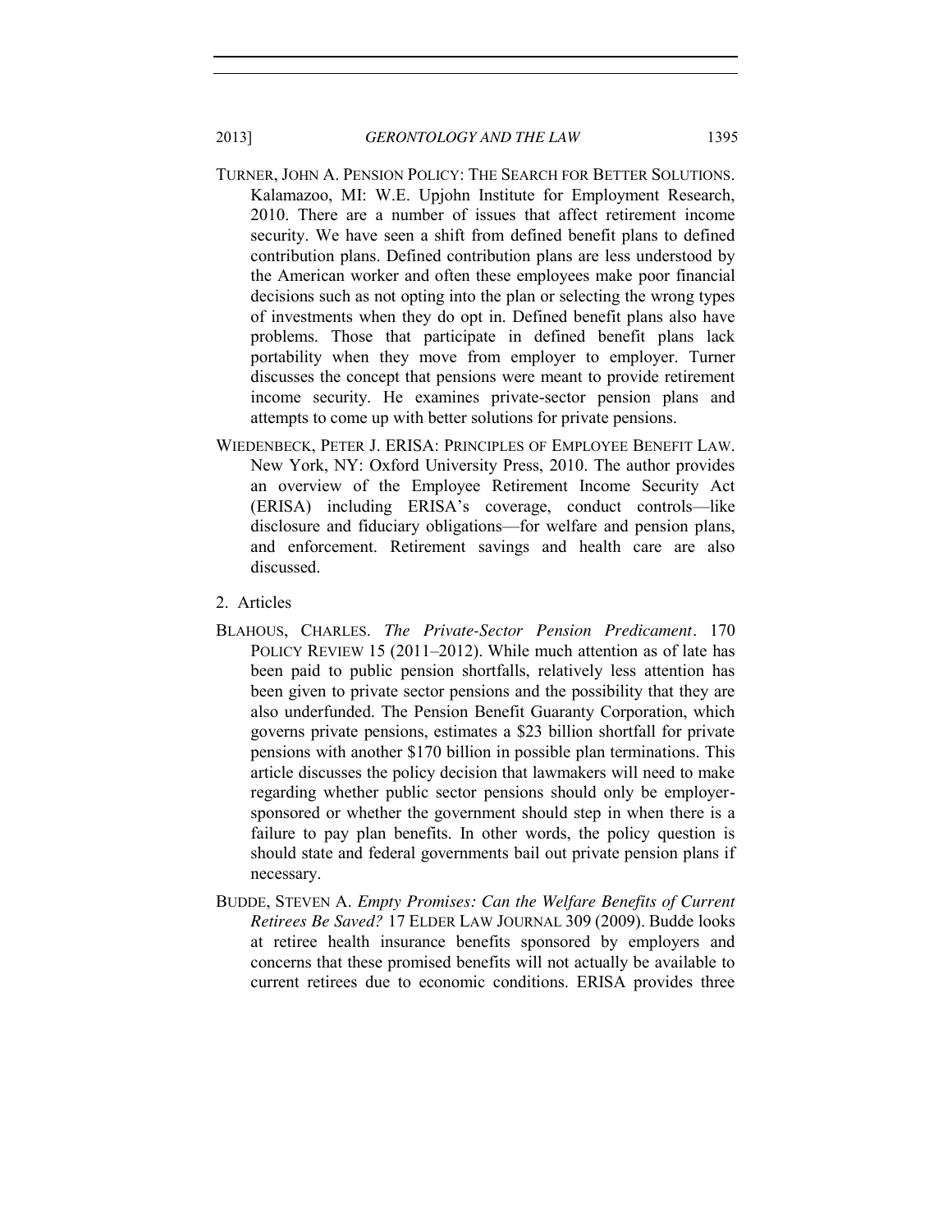TURNER, JOHN A. PENSION POLICY: THE SEARCH FOR BETTER SOLUTIONS. Kalamazoo, MI: W.E. Upjohn Institute for Employment Research, 2010. There are a number of issues that affect retirement income security. We have seen a shift from defined benefit plans to defined contribution plans. Defined contribution plans are less understood by the American worker and often these employees make poor financial decisions such as not opting into the plan or selecting the wrong types of investments when they do opt in. Defined benefit plans also have problems. Those that participate in defined benefit plans lack portability when they move from employer to employer. Turner discusses the concept that pensions were meant to provide retirement income security. He examines private-sector pension plans and attempts to come up with better solutions for private pensions.

WIEDENBECK, PETER J. ERISA: PRINCIPLES OF EMPLOYEE BENEFIT LAW. New York, NY: Oxford University Press, 2010. The author provides an overview of the Employee Retirement Income Security Act (ERISA) including ERISA's coverage, conduct controls—like disclosure and fiduciary obligations—for welfare and pension plans, and enforcement. Retirement savings and health care are also discussed.

2. Articles

BLAHOUS, CHARLES. *The Private-Sector Pension Predicament*. 170 POLICY REVIEW 15 (2011–2012). While much attention as of late has been paid to public pension shortfalls, relatively less attention has been given to private sector pensions and the possibility that they are also underfunded. The Pension Benefit Guaranty Corporation, which governs private pensions, estimates a $23 billion shortfall for private pensions with another $170 billion in possible plan terminations. This article discusses the policy decision that lawmakers will need to make regarding whether public sector pensions should only be employer-sponsored or whether the government should step in when there is a failure to pay plan benefits. In other words, the policy question is should state and federal governments bail out private pension plans if necessary.

BUDDE, STEVEN A. *Empty Promises: Can the Welfare Benefits of Current Retirees Be Saved?* 17 ELDER LAW JOURNAL 309 (2009). Budde looks at retiree health insurance benefits sponsored by employers and concerns that these promised benefits will not actually be available to current retirees due to economic conditions. ERISA provides three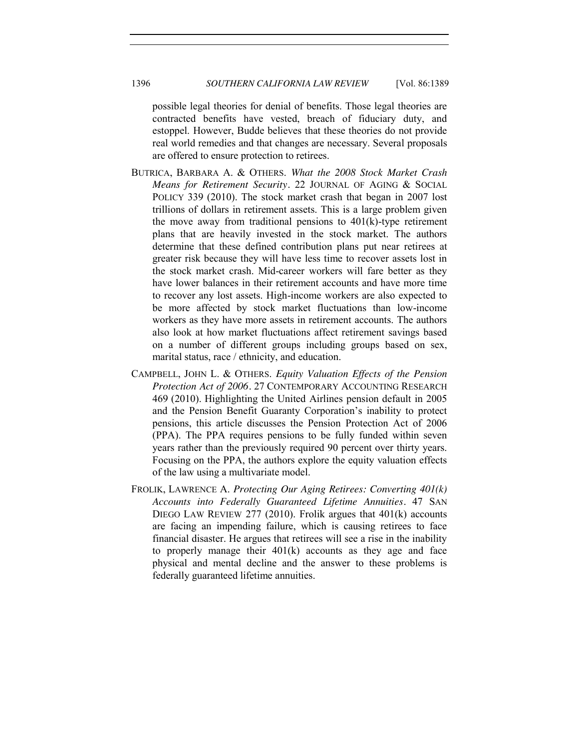possible legal theories for denial of benefits. Those legal theories are contracted benefits have vested, breach of fiduciary duty, and estoppel. However, Budde believes that these theories do not provide real world remedies and that changes are necessary. Several proposals are offered to ensure protection to retirees.

BUTRICA, BARBARA A. & OTHERS. *What the 2008 Stock Market Crash Means for Retirement Security*. 22 JOURNAL OF AGING & SOCIAL POLICY 339 (2010). The stock market crash that began in 2007 lost trillions of dollars in retirement assets. This is a large problem given the move away from traditional pensions to 401(k)-type retirement plans that are heavily invested in the stock market. The authors determine that these defined contribution plans put near retirees at greater risk because they will have less time to recover assets lost in the stock market crash. Mid-career workers will fare better as they have lower balances in their retirement accounts and have more time to recover any lost assets. High-income workers are also expected to be more affected by stock market fluctuations than low-income workers as they have more assets in retirement accounts. The authors also look at how market fluctuations affect retirement savings based on a number of different groups including groups based on sex, marital status, race / ethnicity, and education.

CAMPBELL, JOHN L. & OTHERS. *Equity Valuation Effects of the Pension Protection Act of 2006*. 27 CONTEMPORARY ACCOUNTING RESEARCH 469 (2010). Highlighting the United Airlines pension default in 2005 and the Pension Benefit Guaranty Corporation's inability to protect pensions, this article discusses the Pension Protection Act of 2006 (PPA). The PPA requires pensions to be fully funded within seven years rather than the previously required 90 percent over thirty years. Focusing on the PPA, the authors explore the equity valuation effects of the law using a multivariate model.

FROLIK, LAWRENCE A. *Protecting Our Aging Retirees: Converting 401(k) Accounts into Federally Guaranteed Lifetime Annuities*. 47 SAN DIEGO LAW REVIEW 277 (2010). Frolik argues that 401(k) accounts are facing an impending failure, which is causing retirees to face financial disaster. He argues that retirees will see a rise in the inability to properly manage their 401(k) accounts as they age and face physical and mental decline and the answer to these problems is federally guaranteed lifetime annuities.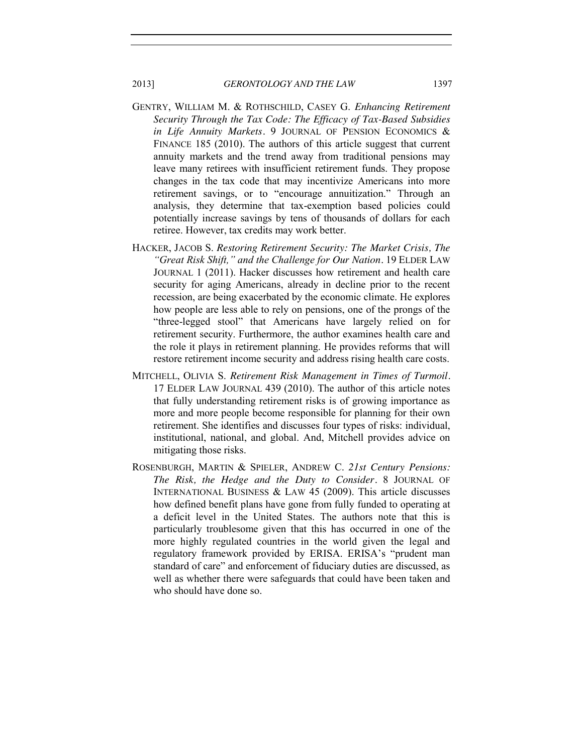GENTRY, WILLIAM M. & ROTHSCHILD, CASEY G. *Enhancing Retirement Security Through the Tax Code: The Efficacy of Tax-Based Subsidies in Life Annuity Markets*. 9 JOURNAL OF PENSION ECONOMICS & FINANCE 185 (2010). The authors of this article suggest that current annuity markets and the trend away from traditional pensions may leave many retirees with insufficient retirement funds. They propose changes in the tax code that may incentivize Americans into more retirement savings, or to "encourage annuitization." Through an analysis, they determine that tax-exemption based policies could potentially increase savings by tens of thousands of dollars for each retiree. However, tax credits may work better.

HACKER, JACOB S. *Restoring Retirement Security: The Market Crisis, The "Great Risk Shift," and the Challenge for Our Nation*. 19 ELDER LAW JOURNAL 1 (2011). Hacker discusses how retirement and health care security for aging Americans, already in decline prior to the recent recession, are being exacerbated by the economic climate. He explores how people are less able to rely on pensions, one of the prongs of the "three-legged stool" that Americans have largely relied on for retirement security. Furthermore, the author examines health care and the role it plays in retirement planning. He provides reforms that will restore retirement income security and address rising health care costs.

MITCHELL, OLIVIA S. *Retirement Risk Management in Times of Turmoil*. 17 ELDER LAW JOURNAL 439 (2010). The author of this article notes that fully understanding retirement risks is of growing importance as more and more people become responsible for planning for their own retirement. She identifies and discusses four types of risks: individual, institutional, national, and global. And, Mitchell provides advice on mitigating those risks.

ROSENBURGH, MARTIN & SPIELER, ANDREW C. *21st Century Pensions: The Risk, the Hedge and the Duty to Consider*. 8 JOURNAL OF INTERNATIONAL BUSINESS & LAW 45 (2009). This article discusses how defined benefit plans have gone from fully funded to operating at a deficit level in the United States. The authors note that this is particularly troublesome given that this has occurred in one of the more highly regulated countries in the world given the legal and regulatory framework provided by ERISA. ERISA's "prudent man standard of care" and enforcement of fiduciary duties are discussed, as well as whether there were safeguards that could have been taken and who should have done so.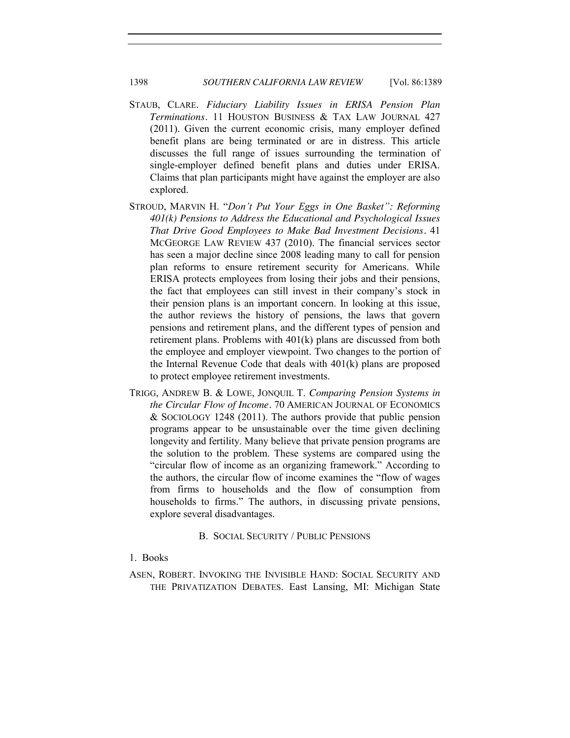STAUB, CLARE. *Fiduciary Liability Issues in ERISA Pension Plan Terminations*. 11 HOUSTON BUSINESS & TAX LAW JOURNAL 427 (2011). Given the current economic crisis, many employer defined benefit plans are being terminated or are in distress. This article discusses the full range of issues surrounding the termination of single-employer defined benefit plans and duties under ERISA. Claims that plan participants might have against the employer are also explored.

STROUD, MARVIN H. "*Don't Put Your Eggs in One Basket": Reforming 401(k) Pensions to Address the Educational and Psychological Issues That Drive Good Employees to Make Bad Investment Decisions*. 41 MCGEORGE LAW REVIEW 437 (2010). The financial services sector has seen a major decline since 2008 leading many to call for pension plan reforms to ensure retirement security for Americans. While ERISA protects employees from losing their jobs and their pensions, the fact that employees can still invest in their company's stock in their pension plans is an important concern. In looking at this issue, the author reviews the history of pensions, the laws that govern pensions and retirement plans, and the different types of pension and retirement plans. Problems with 401(k) plans are discussed from both the employee and employer viewpoint. Two changes to the portion of the Internal Revenue Code that deals with 401(k) plans are proposed to protect employee retirement investments.

TRIGG, ANDREW B. & LOWE, JONQUIL T. *Comparing Pension Systems in the Circular Flow of Income*. 70 AMERICAN JOURNAL OF ECONOMICS & SOCIOLOGY 1248 (2011). The authors provide that public pension programs appear to be unsustainable over the time given declining longevity and fertility. Many believe that private pension programs are the solution to the problem. These systems are compared using the "circular flow of income as an organizing framework." According to the authors, the circular flow of income examines the "flow of wages from firms to households and the flow of consumption from households to firms." The authors, in discussing private pensions, explore several disadvantages.

## B. SOCIAL SECURITY / PUBLIC PENSIONS

### 1. Books

ASEN, ROBERT. INVOKING THE INVISIBLE HAND: SOCIAL SECURITY AND THE PRIVATIZATION DEBATES. East Lansing, MI: Michigan State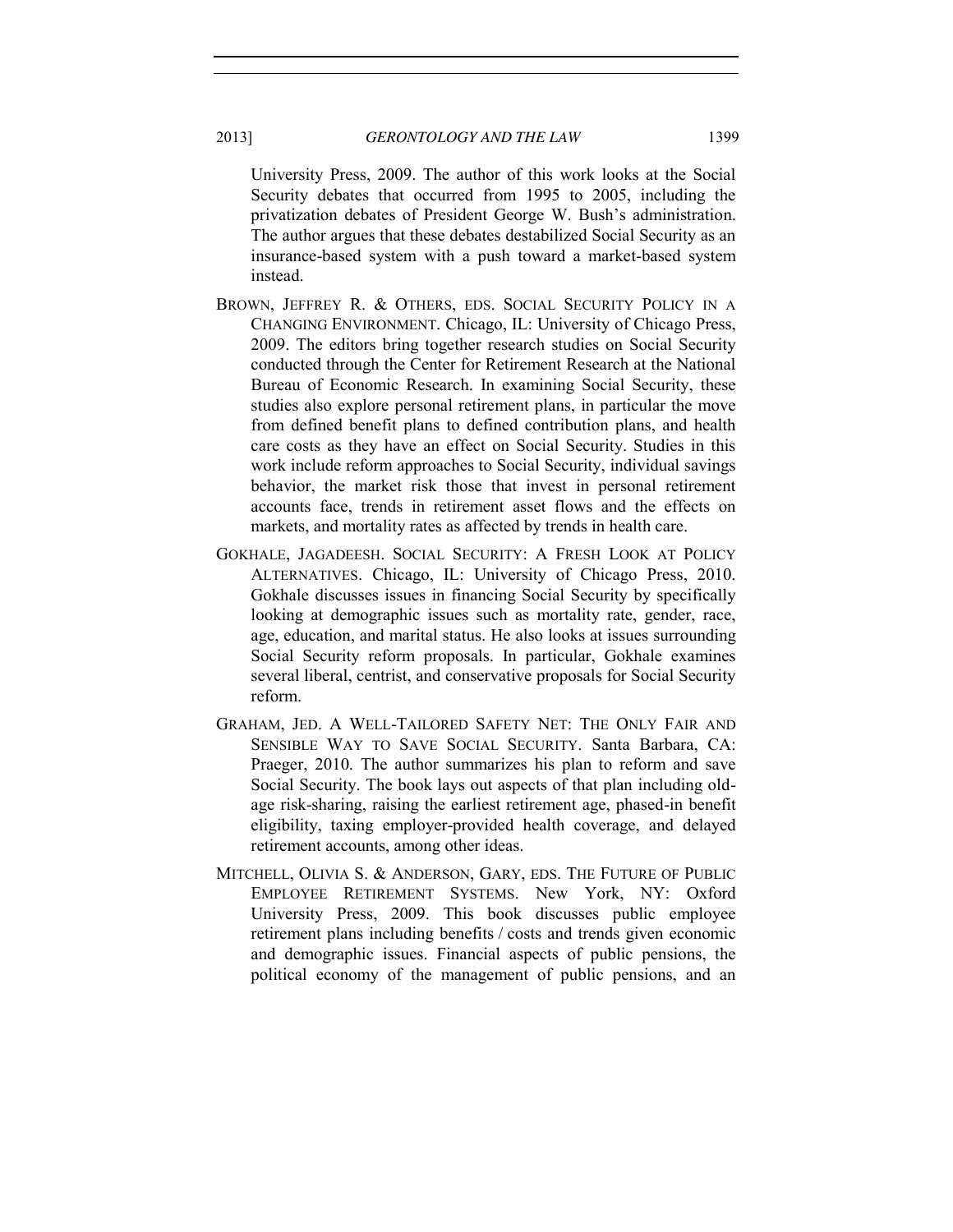University Press, 2009. The author of this work looks at the Social Security debates that occurred from 1995 to 2005, including the privatization debates of President George W. Bush's administration. The author argues that these debates destabilized Social Security as an insurance-based system with a push toward a market-based system instead.

BROWN, JEFFREY R. & OTHERS, EDS. SOCIAL SECURITY POLICY IN A CHANGING ENVIRONMENT. Chicago, IL: University of Chicago Press, 2009. The editors bring together research studies on Social Security conducted through the Center for Retirement Research at the National Bureau of Economic Research. In examining Social Security, these studies also explore personal retirement plans, in particular the move from defined benefit plans to defined contribution plans, and health care costs as they have an effect on Social Security. Studies in this work include reform approaches to Social Security, individual savings behavior, the market risk those that invest in personal retirement accounts face, trends in retirement asset flows and the effects on markets, and mortality rates as affected by trends in health care.

GOKHALE, JAGADEESH. SOCIAL SECURITY: A FRESH LOOK AT POLICY ALTERNATIVES. Chicago, IL: University of Chicago Press, 2010. Gokhale discusses issues in financing Social Security by specifically looking at demographic issues such as mortality rate, gender, race, age, education, and marital status. He also looks at issues surrounding Social Security reform proposals. In particular, Gokhale examines several liberal, centrist, and conservative proposals for Social Security reform.

GRAHAM, JED. A WELL-TAILORED SAFETY NET: THE ONLY FAIR AND SENSIBLE WAY TO SAVE SOCIAL SECURITY. Santa Barbara, CA: Praeger, 2010. The author summarizes his plan to reform and save Social Security. The book lays out aspects of that plan including old-age risk-sharing, raising the earliest retirement age, phased-in benefit eligibility, taxing employer-provided health coverage, and delayed retirement accounts, among other ideas.

MITCHELL, OLIVIA S. & ANDERSON, GARY, EDS. THE FUTURE OF PUBLIC EMPLOYEE RETIREMENT SYSTEMS. New York, NY: Oxford University Press, 2009. This book discusses public employee retirement plans including benefits / costs and trends given economic and demographic issues. Financial aspects of public pensions, the political economy of the management of public pensions, and an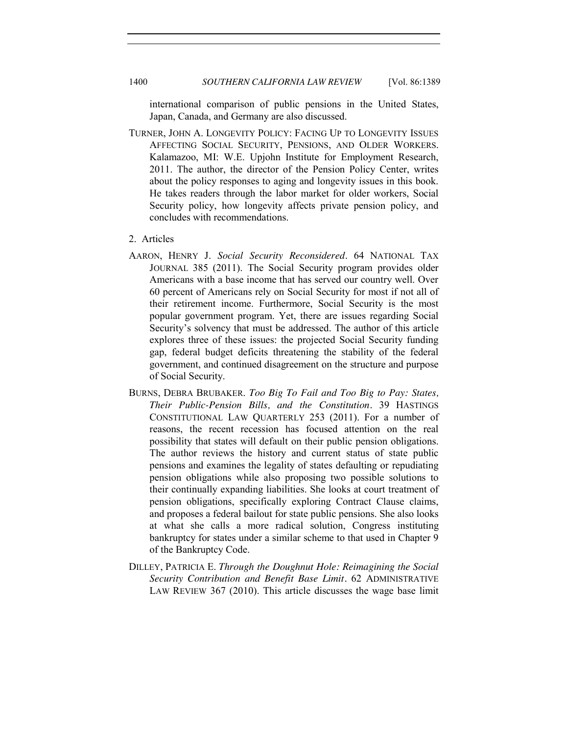international comparison of public pensions in the United States, Japan, Canada, and Germany are also discussed.

TURNER, JOHN A. LONGEVITY POLICY: FACING UP TO LONGEVITY ISSUES AFFECTING SOCIAL SECURITY, PENSIONS, AND OLDER WORKERS. Kalamazoo, MI: W.E. Upjohn Institute for Employment Research, 2011. The author, the director of the Pension Policy Center, writes about the policy responses to aging and longevity issues in this book. He takes readers through the labor market for older workers, Social Security policy, how longevity affects private pension policy, and concludes with recommendations.

2. Articles

AARON, HENRY J. *Social Security Reconsidered*. 64 NATIONAL TAX JOURNAL 385 (2011). The Social Security program provides older Americans with a base income that has served our country well. Over 60 percent of Americans rely on Social Security for most if not all of their retirement income. Furthermore, Social Security is the most popular government program. Yet, there are issues regarding Social Security's solvency that must be addressed. The author of this article explores three of these issues: the projected Social Security funding gap, federal budget deficits threatening the stability of the federal government, and continued disagreement on the structure and purpose of Social Security.

BURNS, DEBRA BRUBAKER. *Too Big To Fail and Too Big to Pay: States, Their Public-Pension Bills, and the Constitution*. 39 HASTINGS CONSTITUTIONAL LAW QUARTERLY 253 (2011). For a number of reasons, the recent recession has focused attention on the real possibility that states will default on their public pension obligations. The author reviews the history and current status of state public pensions and examines the legality of states defaulting or repudiating pension obligations while also proposing two possible solutions to their continually expanding liabilities. She looks at court treatment of pension obligations, specifically exploring Contract Clause claims, and proposes a federal bailout for state public pensions. She also looks at what she calls a more radical solution, Congress instituting bankruptcy for states under a similar scheme to that used in Chapter 9 of the Bankruptcy Code.

DILLEY, PATRICIA E. *Through the Doughnut Hole: Reimagining the Social Security Contribution and Benefit Base Limit*. 62 ADMINISTRATIVE LAW REVIEW 367 (2010). This article discusses the wage base limit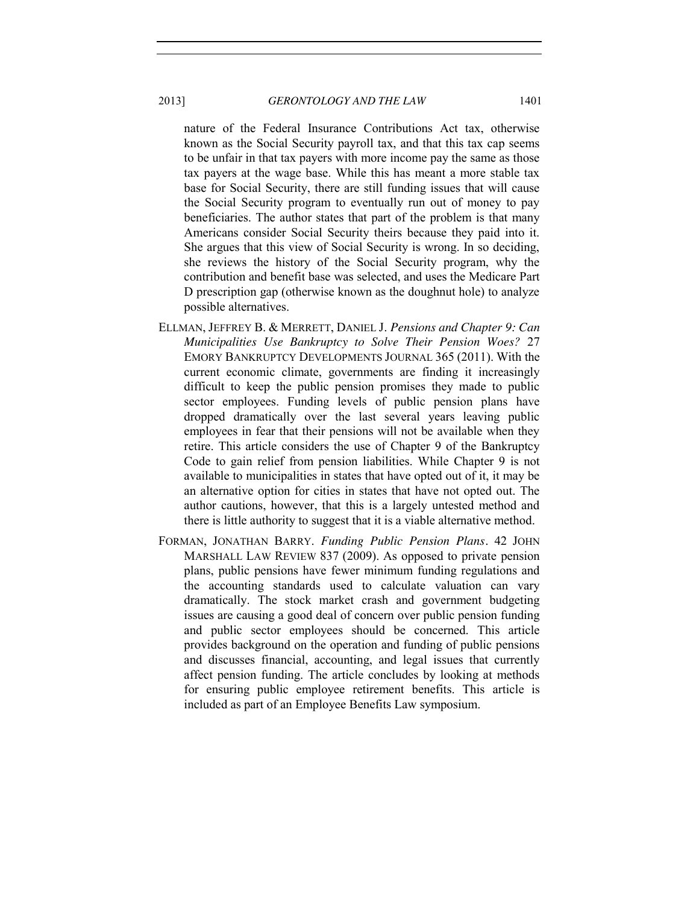nature of the Federal Insurance Contributions Act tax, otherwise known as the Social Security payroll tax, and that this tax cap seems to be unfair in that tax payers with more income pay the same as those tax payers at the wage base. While this has meant a more stable tax base for Social Security, there are still funding issues that will cause the Social Security program to eventually run out of money to pay beneficiaries. The author states that part of the problem is that many Americans consider Social Security theirs because they paid into it. She argues that this view of Social Security is wrong. In so deciding, she reviews the history of the Social Security program, why the contribution and benefit base was selected, and uses the Medicare Part D prescription gap (otherwise known as the doughnut hole) to analyze possible alternatives.

ELLMAN, JEFFREY B. & MERRETT, DANIEL J. *Pensions and Chapter 9: Can Municipalities Use Bankruptcy to Solve Their Pension Woes?* 27 EMORY BANKRUPTCY DEVELOPMENTS JOURNAL 365 (2011). With the current economic climate, governments are finding it increasingly difficult to keep the public pension promises they made to public sector employees. Funding levels of public pension plans have dropped dramatically over the last several years leaving public employees in fear that their pensions will not be available when they retire. This article considers the use of Chapter 9 of the Bankruptcy Code to gain relief from pension liabilities. While Chapter 9 is not available to municipalities in states that have opted out of it, it may be an alternative option for cities in states that have not opted out. The author cautions, however, that this is a largely untested method and there is little authority to suggest that it is a viable alternative method.

FORMAN, JONATHAN BARRY. *Funding Public Pension Plans*. 42 JOHN MARSHALL LAW REVIEW 837 (2009). As opposed to private pension plans, public pensions have fewer minimum funding regulations and the accounting standards used to calculate valuation can vary dramatically. The stock market crash and government budgeting issues are causing a good deal of concern over public pension funding and public sector employees should be concerned. This article provides background on the operation and funding of public pensions and discusses financial, accounting, and legal issues that currently affect pension funding. The article concludes by looking at methods for ensuring public employee retirement benefits. This article is included as part of an Employee Benefits Law symposium.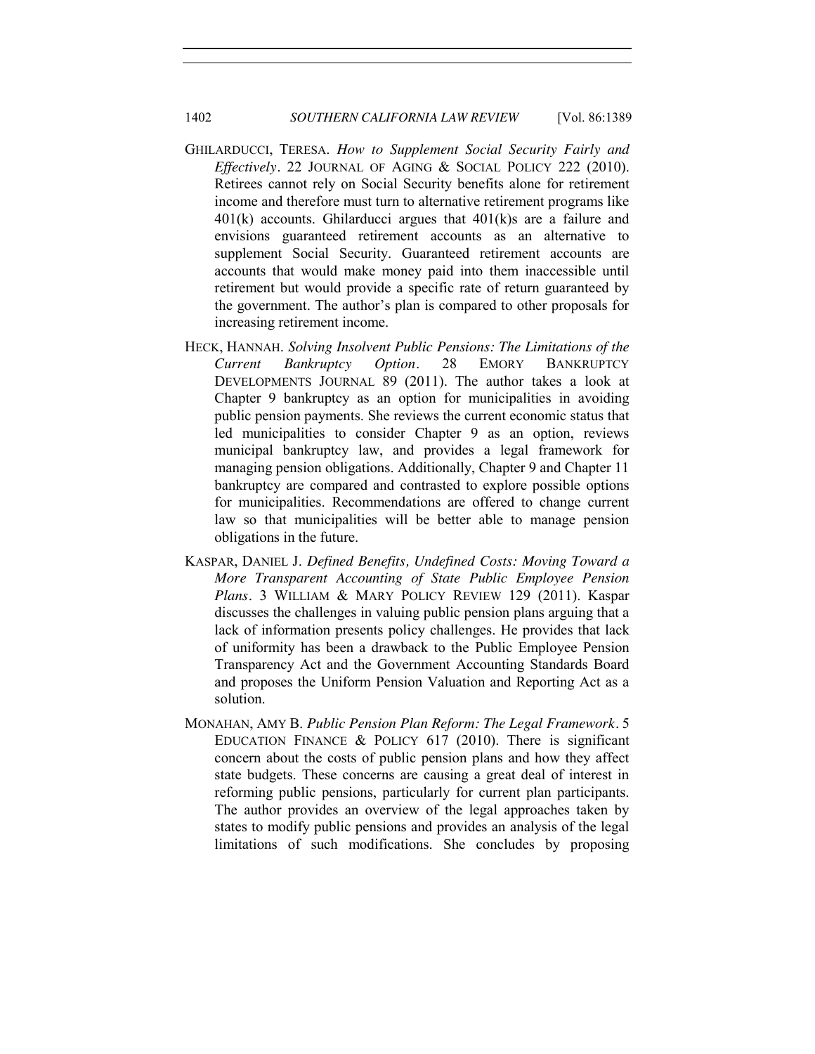GHILARDUCCI, TERESA. *How to Supplement Social Security Fairly and Effectively*. 22 JOURNAL OF AGING & SOCIAL POLICY 222 (2010). Retirees cannot rely on Social Security benefits alone for retirement income and therefore must turn to alternative retirement programs like 401(k) accounts. Ghilarducci argues that 401(k)s are a failure and envisions guaranteed retirement accounts as an alternative to supplement Social Security. Guaranteed retirement accounts are accounts that would make money paid into them inaccessible until retirement but would provide a specific rate of return guaranteed by the government. The author's plan is compared to other proposals for increasing retirement income.

HECK, HANNAH. *Solving Insolvent Public Pensions: The Limitations of the Current Bankruptcy Option*. 28 EMORY BANKRUPTCY DEVELOPMENTS JOURNAL 89 (2011). The author takes a look at Chapter 9 bankruptcy as an option for municipalities in avoiding public pension payments. She reviews the current economic status that led municipalities to consider Chapter 9 as an option, reviews municipal bankruptcy law, and provides a legal framework for managing pension obligations. Additionally, Chapter 9 and Chapter 11 bankruptcy are compared and contrasted to explore possible options for municipalities. Recommendations are offered to change current law so that municipalities will be better able to manage pension obligations in the future.

KASPAR, DANIEL J. *Defined Benefits, Undefined Costs: Moving Toward a More Transparent Accounting of State Public Employee Pension Plans*. 3 WILLIAM & MARY POLICY REVIEW 129 (2011). Kaspar discusses the challenges in valuing public pension plans arguing that a lack of information presents policy challenges. He provides that lack of uniformity has been a drawback to the Public Employee Pension Transparency Act and the Government Accounting Standards Board and proposes the Uniform Pension Valuation and Reporting Act as a solution.

MONAHAN, AMY B. *Public Pension Plan Reform: The Legal Framework*. 5 EDUCATION FINANCE & POLICY 617 (2010). There is significant concern about the costs of public pension plans and how they affect state budgets. These concerns are causing a great deal of interest in reforming public pensions, particularly for current plan participants. The author provides an overview of the legal approaches taken by states to modify public pensions and provides an analysis of the legal limitations of such modifications. She concludes by proposing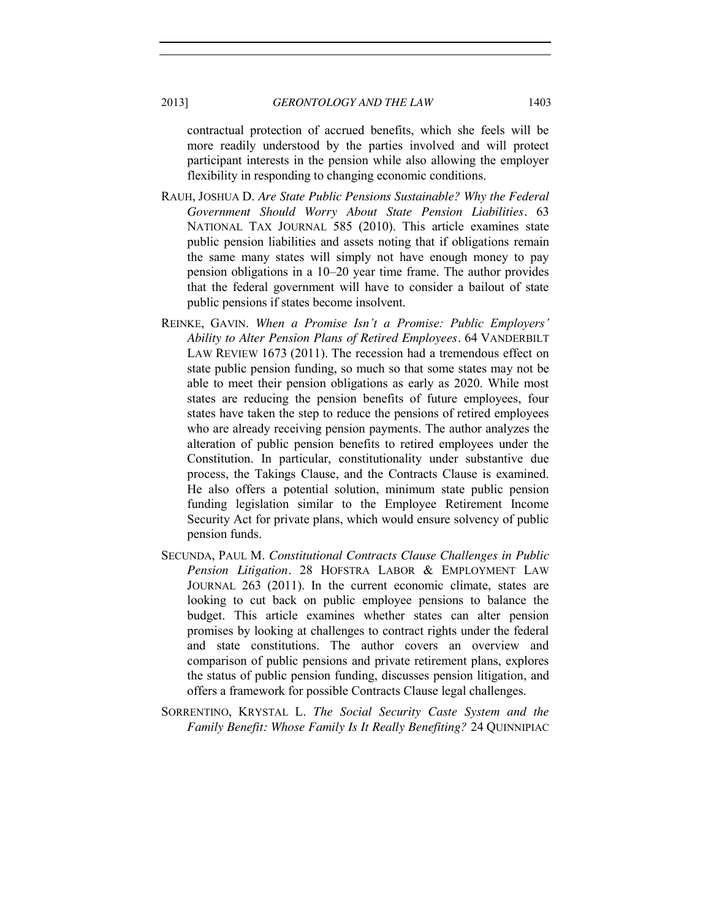contractual protection of accrued benefits, which she feels will be more readily understood by the parties involved and will protect participant interests in the pension while also allowing the employer flexibility in responding to changing economic conditions.

RAUH, JOSHUA D. *Are State Public Pensions Sustainable? Why the Federal Government Should Worry About State Pension Liabilities*. 63 NATIONAL TAX JOURNAL 585 (2010). This article examines state public pension liabilities and assets noting that if obligations remain the same many states will simply not have enough money to pay pension obligations in a 10–20 year time frame. The author provides that the federal government will have to consider a bailout of state public pensions if states become insolvent.

REINKE, GAVIN. *When a Promise Isn't a Promise: Public Employers' Ability to Alter Pension Plans of Retired Employees*. 64 VANDERBILT LAW REVIEW 1673 (2011). The recession had a tremendous effect on state public pension funding, so much so that some states may not be able to meet their pension obligations as early as 2020. While most states are reducing the pension benefits of future employees, four states have taken the step to reduce the pensions of retired employees who are already receiving pension payments. The author analyzes the alteration of public pension benefits to retired employees under the Constitution. In particular, constitutionality under substantive due process, the Takings Clause, and the Contracts Clause is examined. He also offers a potential solution, minimum state public pension funding legislation similar to the Employee Retirement Income Security Act for private plans, which would ensure solvency of public pension funds.

SECUNDA, PAUL M. *Constitutional Contracts Clause Challenges in Public Pension Litigation*. 28 HOFSTRA LABOR & EMPLOYMENT LAW JOURNAL 263 (2011). In the current economic climate, states are looking to cut back on public employee pensions to balance the budget. This article examines whether states can alter pension promises by looking at challenges to contract rights under the federal and state constitutions. The author covers an overview and comparison of public pensions and private retirement plans, explores the status of public pension funding, discusses pension litigation, and offers a framework for possible Contracts Clause legal challenges.

SORRENTINO, KRYSTAL L. *The Social Security Caste System and the Family Benefit: Whose Family Is It Really Benefiting?* 24 QUINNIPIAC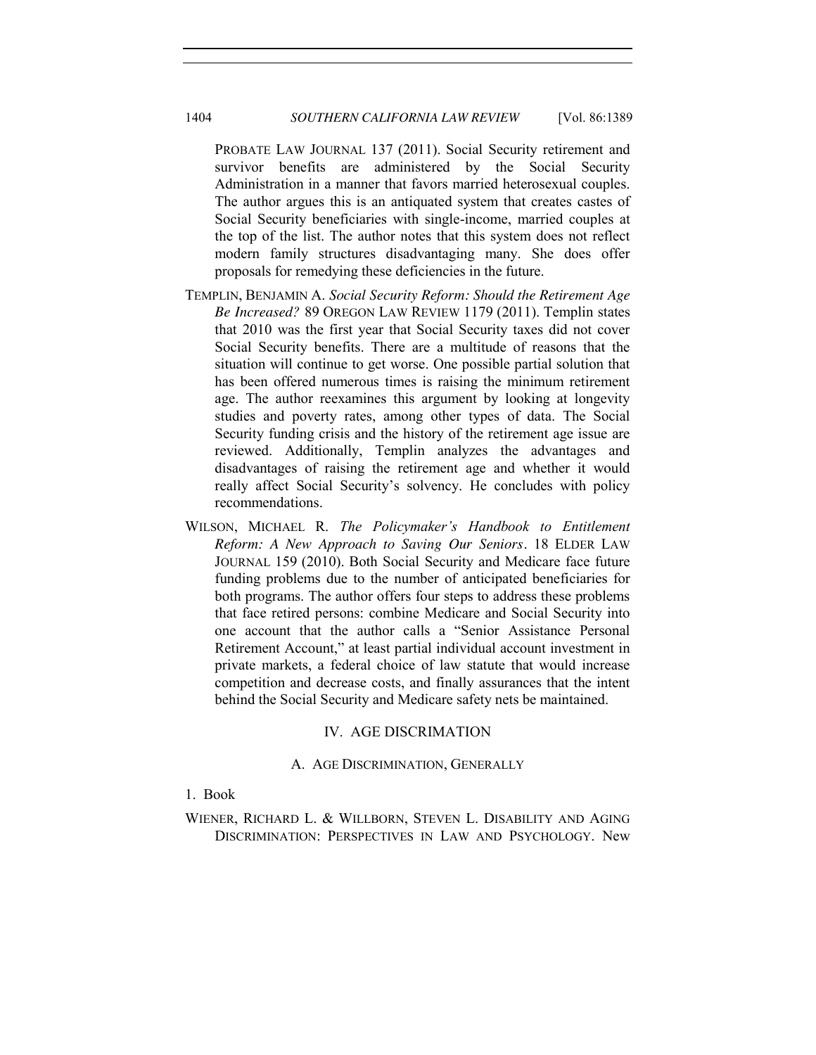PROBATE LAW JOURNAL 137 (2011). Social Security retirement and survivor benefits are administered by the Social Security Administration in a manner that favors married heterosexual couples. The author argues this is an antiquated system that creates castes of Social Security beneficiaries with single-income, married couples at the top of the list. The author notes that this system does not reflect modern family structures disadvantaging many. She does offer proposals for remedying these deficiencies in the future.

TEMPLIN, BENJAMIN A. *Social Security Reform: Should the Retirement Age Be Increased?* 89 OREGON LAW REVIEW 1179 (2011). Templin states that 2010 was the first year that Social Security taxes did not cover Social Security benefits. There are a multitude of reasons that the situation will continue to get worse. One possible partial solution that has been offered numerous times is raising the minimum retirement age. The author reexamines this argument by looking at longevity studies and poverty rates, among other types of data. The Social Security funding crisis and the history of the retirement age issue are reviewed. Additionally, Templin analyzes the advantages and disadvantages of raising the retirement age and whether it would really affect Social Security's solvency. He concludes with policy recommendations.

WILSON, MICHAEL R. *The Policymaker's Handbook to Entitlement Reform: A New Approach to Saving Our Seniors*. 18 ELDER LAW JOURNAL 159 (2010). Both Social Security and Medicare face future funding problems due to the number of anticipated beneficiaries for both programs. The author offers four steps to address these problems that face retired persons: combine Medicare and Social Security into one account that the author calls a "Senior Assistance Personal Retirement Account," at least partial individual account investment in private markets, a federal choice of law statute that would increase competition and decrease costs, and finally assurances that the intent behind the Social Security and Medicare safety nets be maintained.

## IV. AGE DISCRIMATION

### A. AGE DISCRIMINATION, GENERALLY

1. Book

WIENER, RICHARD L. & WILLBORN, STEVEN L. DISABILITY AND AGING DISCRIMINATION: PERSPECTIVES IN LAW AND PSYCHOLOGY. New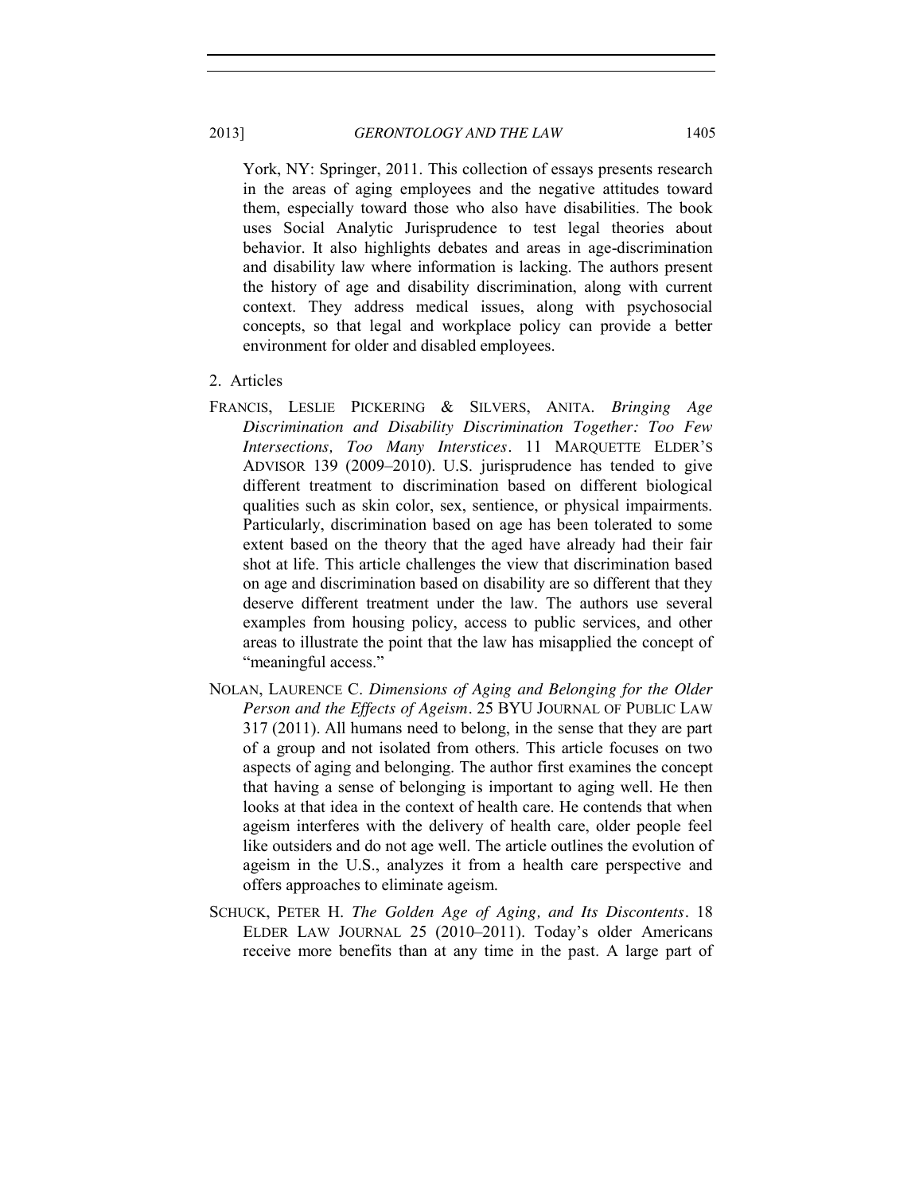York, NY: Springer, 2011. This collection of essays presents research in the areas of aging employees and the negative attitudes toward them, especially toward those who also have disabilities. The book uses Social Analytic Jurisprudence to test legal theories about behavior. It also highlights debates and areas in age-discrimination and disability law where information is lacking. The authors present the history of age and disability discrimination, along with current context. They address medical issues, along with psychosocial concepts, so that legal and workplace policy can provide a better environment for older and disabled employees.

2. Articles

FRANCIS, LESLIE PICKERING & SILVERS, ANITA. *Bringing Age Discrimination and Disability Discrimination Together: Too Few Intersections, Too Many Interstices*. 11 MARQUETTE ELDER'S ADVISOR 139 (2009–2010). U.S. jurisprudence has tended to give different treatment to discrimination based on different biological qualities such as skin color, sex, sentience, or physical impairments. Particularly, discrimination based on age has been tolerated to some extent based on the theory that the aged have already had their fair shot at life. This article challenges the view that discrimination based on age and discrimination based on disability are so different that they deserve different treatment under the law. The authors use several examples from housing policy, access to public services, and other areas to illustrate the point that the law has misapplied the concept of "meaningful access."

NOLAN, LAURENCE C. *Dimensions of Aging and Belonging for the Older Person and the Effects of Ageism*. 25 BYU JOURNAL OF PUBLIC LAW 317 (2011). All humans need to belong, in the sense that they are part of a group and not isolated from others. This article focuses on two aspects of aging and belonging. The author first examines the concept that having a sense of belonging is important to aging well. He then looks at that idea in the context of health care. He contends that when ageism interferes with the delivery of health care, older people feel like outsiders and do not age well. The article outlines the evolution of ageism in the U.S., analyzes it from a health care perspective and offers approaches to eliminate ageism.

SCHUCK, PETER H. *The Golden Age of Aging, and Its Discontents*. 18 ELDER LAW JOURNAL 25 (2010–2011). Today's older Americans receive more benefits than at any time in the past. A large part of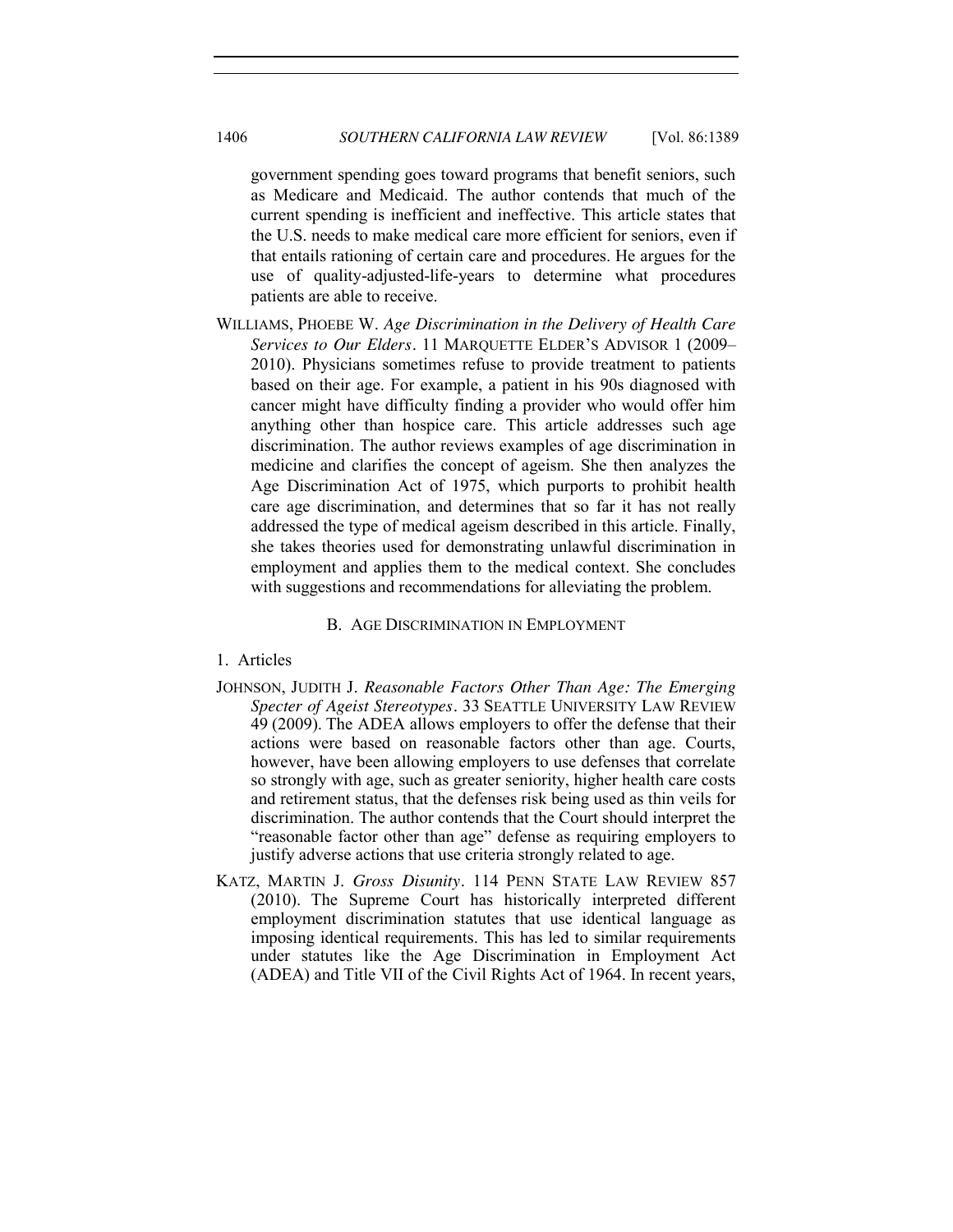government spending goes toward programs that benefit seniors, such as Medicare and Medicaid. The author contends that much of the current spending is inefficient and ineffective. This article states that the U.S. needs to make medical care more efficient for seniors, even if that entails rationing of certain care and procedures. He argues for the use of quality-adjusted-life-years to determine what procedures patients are able to receive.

WILLIAMS, PHOEBE W. *Age Discrimination in the Delivery of Health Care Services to Our Elders*. 11 MARQUETTE ELDER'S ADVISOR 1 (2009–2010). Physicians sometimes refuse to provide treatment to patients based on their age. For example, a patient in his 90s diagnosed with cancer might have difficulty finding a provider who would offer him anything other than hospice care. This article addresses such age discrimination. The author reviews examples of age discrimination in medicine and clarifies the concept of ageism. She then analyzes the Age Discrimination Act of 1975, which purports to prohibit health care age discrimination, and determines that so far it has not really addressed the type of medical ageism described in this article. Finally, she takes theories used for demonstrating unlawful discrimination in employment and applies them to the medical context. She concludes with suggestions and recommendations for alleviating the problem.

### B. AGE DISCRIMINATION IN EMPLOYMENT

#### 1. Articles

JOHNSON, JUDITH J. *Reasonable Factors Other Than Age: The Emerging Specter of Ageist Stereotypes*. 33 SEATTLE UNIVERSITY LAW REVIEW 49 (2009). The ADEA allows employers to offer the defense that their actions were based on reasonable factors other than age. Courts, however, have been allowing employers to use defenses that correlate so strongly with age, such as greater seniority, higher health care costs and retirement status, that the defenses risk being used as thin veils for discrimination. The author contends that the Court should interpret the "reasonable factor other than age" defense as requiring employers to justify adverse actions that use criteria strongly related to age.

KATZ, MARTIN J. *Gross Disunity*. 114 PENN STATE LAW REVIEW 857 (2010). The Supreme Court has historically interpreted different employment discrimination statutes that use identical language as imposing identical requirements. This has led to similar requirements under statutes like the Age Discrimination in Employment Act (ADEA) and Title VII of the Civil Rights Act of 1964. In recent years,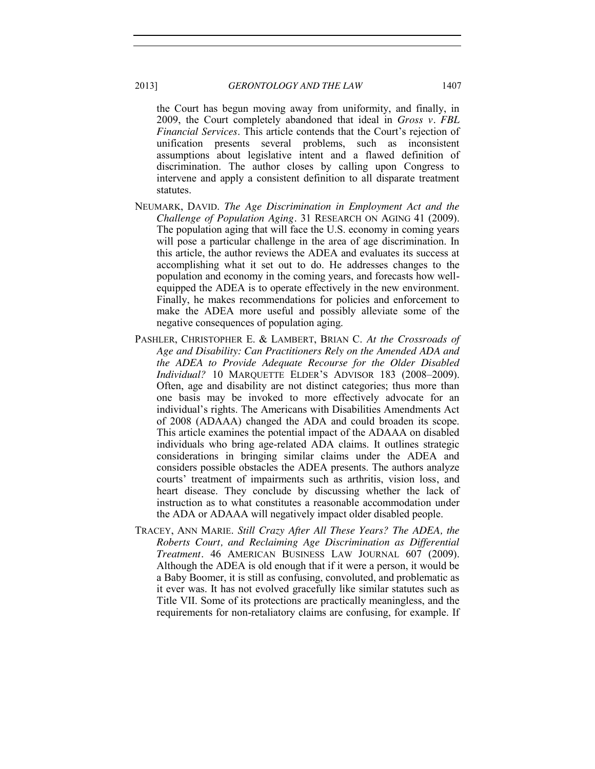the Court has begun moving away from uniformity, and finally, in 2009, the Court completely abandoned that ideal in *Gross v. FBL Financial Services*. This article contends that the Court's rejection of unification presents several problems, such as inconsistent assumptions about legislative intent and a flawed definition of discrimination. The author closes by calling upon Congress to intervene and apply a consistent definition to all disparate treatment statutes.

NEUMARK, DAVID. *The Age Discrimination in Employment Act and the Challenge of Population Aging*. 31 RESEARCH ON AGING 41 (2009). The population aging that will face the U.S. economy in coming years will pose a particular challenge in the area of age discrimination. In this article, the author reviews the ADEA and evaluates its success at accomplishing what it set out to do. He addresses changes to the population and economy in the coming years, and forecasts how well-equipped the ADEA is to operate effectively in the new environment. Finally, he makes recommendations for policies and enforcement to make the ADEA more useful and possibly alleviate some of the negative consequences of population aging.

PASHLER, CHRISTOPHER E. & LAMBERT, BRIAN C. *At the Crossroads of Age and Disability: Can Practitioners Rely on the Amended ADA and the ADEA to Provide Adequate Recourse for the Older Disabled Individual?* 10 MARQUETTE ELDER'S ADVISOR 183 (2008–2009). Often, age and disability are not distinct categories; thus more than one basis may be invoked to more effectively advocate for an individual's rights. The Americans with Disabilities Amendments Act of 2008 (ADAAA) changed the ADA and could broaden its scope. This article examines the potential impact of the ADAAA on disabled individuals who bring age-related ADA claims. It outlines strategic considerations in bringing similar claims under the ADEA and considers possible obstacles the ADEA presents. The authors analyze courts' treatment of impairments such as arthritis, vision loss, and heart disease. They conclude by discussing whether the lack of instruction as to what constitutes a reasonable accommodation under the ADA or ADAAA will negatively impact older disabled people.

TRACEY, ANN MARIE. *Still Crazy After All These Years? The ADEA, the Roberts Court, and Reclaiming Age Discrimination as Differential Treatment*. 46 AMERICAN BUSINESS LAW JOURNAL 607 (2009). Although the ADEA is old enough that if it were a person, it would be a Baby Boomer, it is still as confusing, convoluted, and problematic as it ever was. It has not evolved gracefully like similar statutes such as Title VII. Some of its protections are practically meaningless, and the requirements for non-retaliatory claims are confusing, for example. If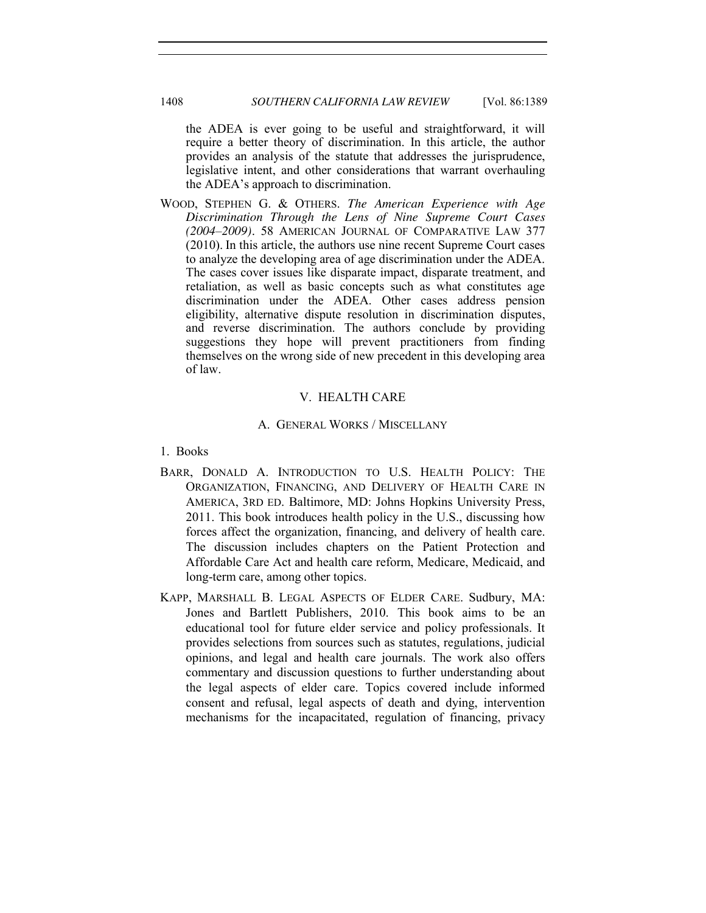the ADEA is ever going to be useful and straightforward, it will require a better theory of discrimination. In this article, the author provides an analysis of the statute that addresses the jurisprudence, legislative intent, and other considerations that warrant overhauling the ADEA's approach to discrimination.

WOOD, STEPHEN G. & OTHERS. *The American Experience with Age Discrimination Through the Lens of Nine Supreme Court Cases (2004–2009)*. 58 AMERICAN JOURNAL OF COMPARATIVE LAW 377 (2010). In this article, the authors use nine recent Supreme Court cases to analyze the developing area of age discrimination under the ADEA. The cases cover issues like disparate impact, disparate treatment, and retaliation, as well as basic concepts such as what constitutes age discrimination under the ADEA. Other cases address pension eligibility, alternative dispute resolution in discrimination disputes, and reverse discrimination. The authors conclude by providing suggestions they hope will prevent practitioners from finding themselves on the wrong side of new precedent in this developing area of law.

## V. HEALTH CARE

### A. GENERAL WORKS / MISCELLANY

1. Books

BARR, DONALD A. INTRODUCTION TO U.S. HEALTH POLICY: THE ORGANIZATION, FINANCING, AND DELIVERY OF HEALTH CARE IN AMERICA, 3RD ED. Baltimore, MD: Johns Hopkins University Press, 2011. This book introduces health policy in the U.S., discussing how forces affect the organization, financing, and delivery of health care. The discussion includes chapters on the Patient Protection and Affordable Care Act and health care reform, Medicare, Medicaid, and long-term care, among other topics.

KAPP, MARSHALL B. LEGAL ASPECTS OF ELDER CARE. Sudbury, MA: Jones and Bartlett Publishers, 2010. This book aims to be an educational tool for future elder service and policy professionals. It provides selections from sources such as statutes, regulations, judicial opinions, and legal and health care journals. The work also offers commentary and discussion questions to further understanding about the legal aspects of elder care. Topics covered include informed consent and refusal, legal aspects of death and dying, intervention mechanisms for the incapacitated, regulation of financing, privacy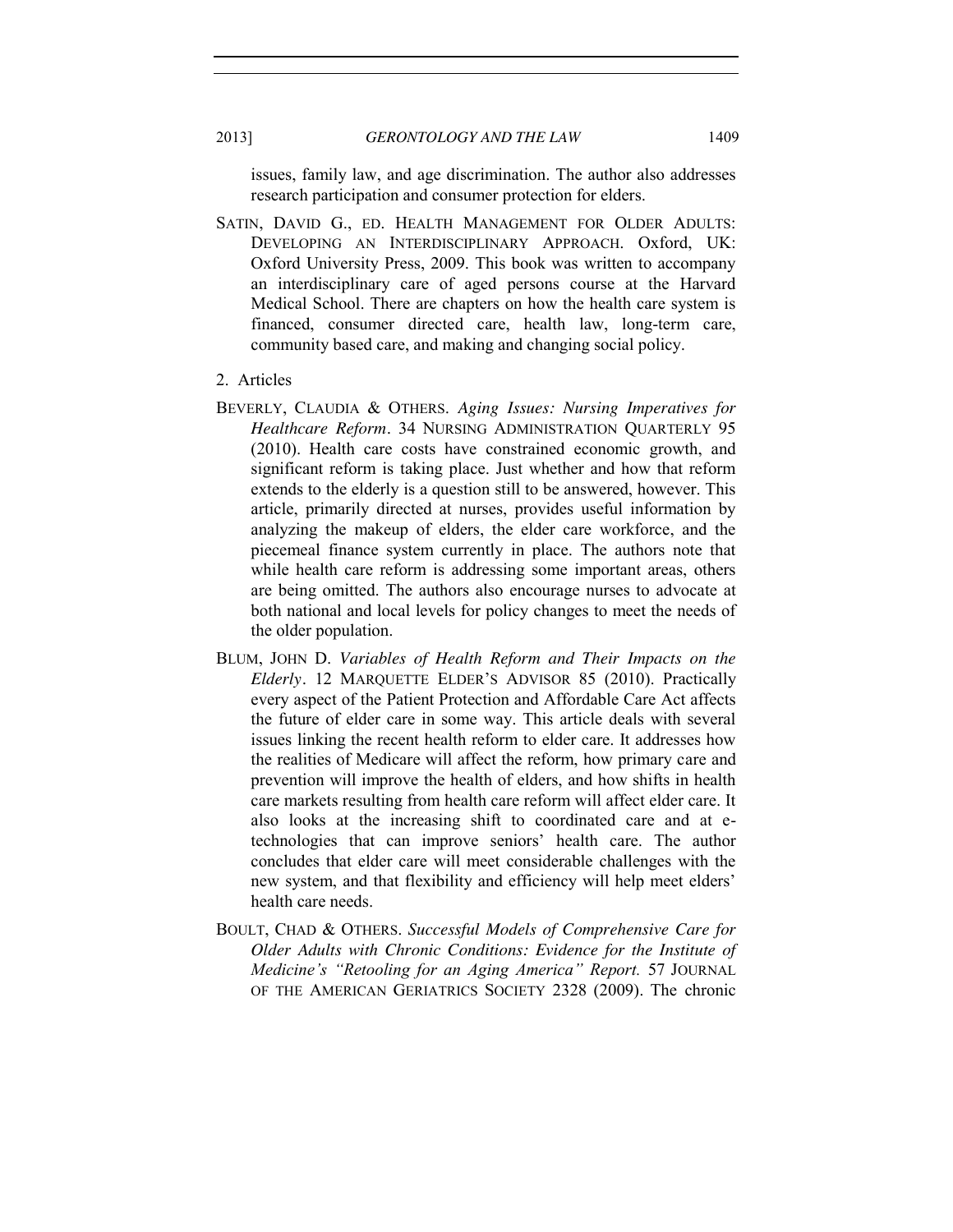issues, family law, and age discrimination. The author also addresses research participation and consumer protection for elders.

SATIN, DAVID G., ED. HEALTH MANAGEMENT FOR OLDER ADULTS: DEVELOPING AN INTERDISCIPLINARY APPROACH. Oxford, UK: Oxford University Press, 2009. This book was written to accompany an interdisciplinary care of aged persons course at the Harvard Medical School. There are chapters on how the health care system is financed, consumer directed care, health law, long-term care, community based care, and making and changing social policy.

2. Articles

BEVERLY, CLAUDIA & OTHERS. *Aging Issues: Nursing Imperatives for Healthcare Reform*. 34 NURSING ADMINISTRATION QUARTERLY 95 (2010). Health care costs have constrained economic growth, and significant reform is taking place. Just whether and how that reform extends to the elderly is a question still to be answered, however. This article, primarily directed at nurses, provides useful information by analyzing the makeup of elders, the elder care workforce, and the piecemeal finance system currently in place. The authors note that while health care reform is addressing some important areas, others are being omitted. The authors also encourage nurses to advocate at both national and local levels for policy changes to meet the needs of the older population.

BLUM, JOHN D. *Variables of Health Reform and Their Impacts on the Elderly*. 12 MARQUETTE ELDER'S ADVISOR 85 (2010). Practically every aspect of the Patient Protection and Affordable Care Act affects the future of elder care in some way. This article deals with several issues linking the recent health reform to elder care. It addresses how the realities of Medicare will affect the reform, how primary care and prevention will improve the health of elders, and how shifts in health care markets resulting from health care reform will affect elder care. It also looks at the increasing shift to coordinated care and at e-technologies that can improve seniors' health care. The author concludes that elder care will meet considerable challenges with the new system, and that flexibility and efficiency will help meet elders' health care needs.

BOULT, CHAD & OTHERS. *Successful Models of Comprehensive Care for Older Adults with Chronic Conditions: Evidence for the Institute of Medicine's "Retooling for an Aging America" Report.* 57 JOURNAL OF THE AMERICAN GERIATRICS SOCIETY 2328 (2009). The chronic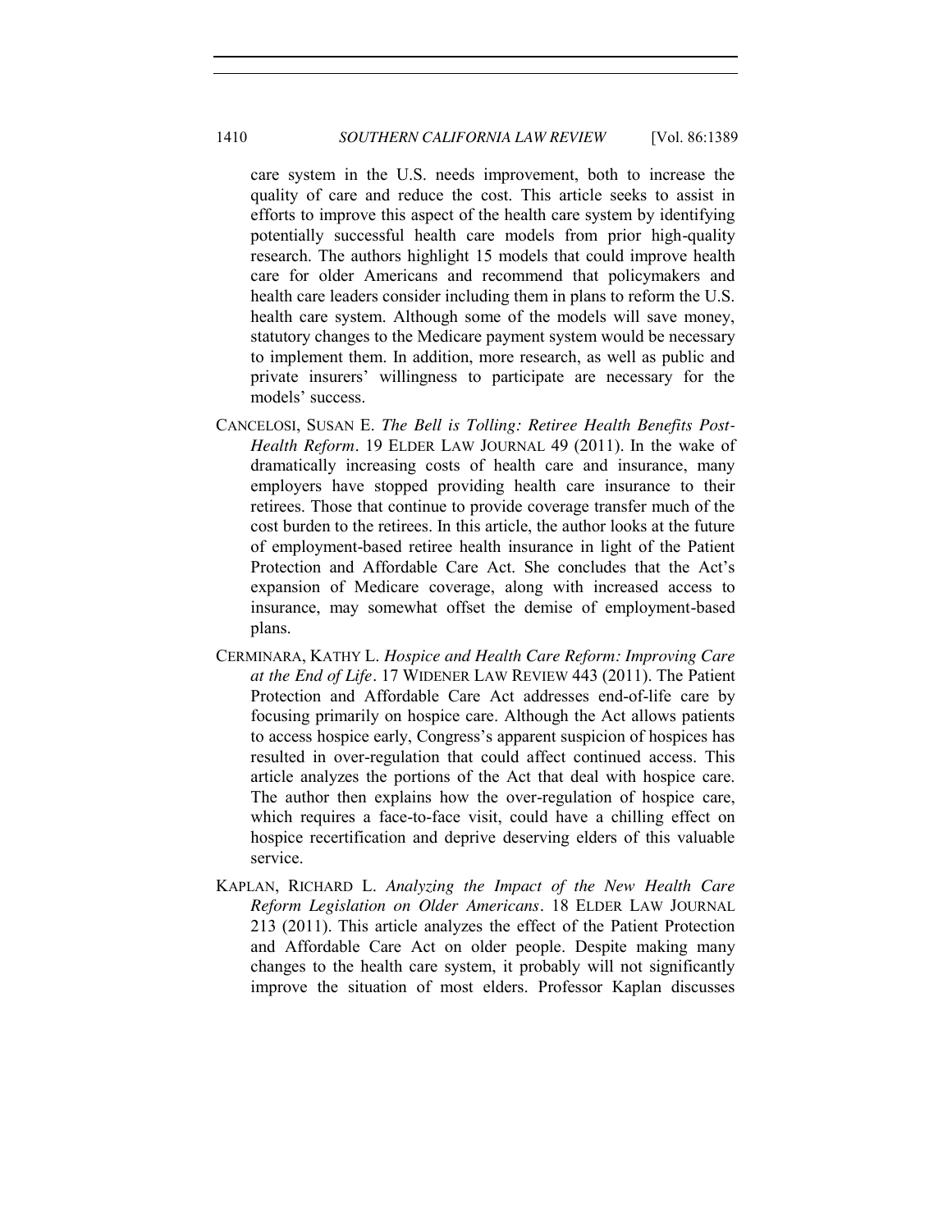care system in the U.S. needs improvement, both to increase the quality of care and reduce the cost. This article seeks to assist in efforts to improve this aspect of the health care system by identifying potentially successful health care models from prior high-quality research. The authors highlight 15 models that could improve health care for older Americans and recommend that policymakers and health care leaders consider including them in plans to reform the U.S. health care system. Although some of the models will save money, statutory changes to the Medicare payment system would be necessary to implement them. In addition, more research, as well as public and private insurers' willingness to participate are necessary for the models' success.

CANCELOSI, SUSAN E. *The Bell is Tolling: Retiree Health Benefits Post-Health Reform*. 19 ELDER LAW JOURNAL 49 (2011). In the wake of dramatically increasing costs of health care and insurance, many employers have stopped providing health care insurance to their retirees. Those that continue to provide coverage transfer much of the cost burden to the retirees. In this article, the author looks at the future of employment-based retiree health insurance in light of the Patient Protection and Affordable Care Act. She concludes that the Act's expansion of Medicare coverage, along with increased access to insurance, may somewhat offset the demise of employment-based plans.

CERMINARA, KATHY L. *Hospice and Health Care Reform: Improving Care at the End of Life*. 17 WIDENER LAW REVIEW 443 (2011). The Patient Protection and Affordable Care Act addresses end-of-life care by focusing primarily on hospice care. Although the Act allows patients to access hospice early, Congress's apparent suspicion of hospices has resulted in over-regulation that could affect continued access. This article analyzes the portions of the Act that deal with hospice care. The author then explains how the over-regulation of hospice care, which requires a face-to-face visit, could have a chilling effect on hospice recertification and deprive deserving elders of this valuable service.

KAPLAN, RICHARD L. *Analyzing the Impact of the New Health Care Reform Legislation on Older Americans*. 18 ELDER LAW JOURNAL 213 (2011). This article analyzes the effect of the Patient Protection and Affordable Care Act on older people. Despite making many changes to the health care system, it probably will not significantly improve the situation of most elders. Professor Kaplan discusses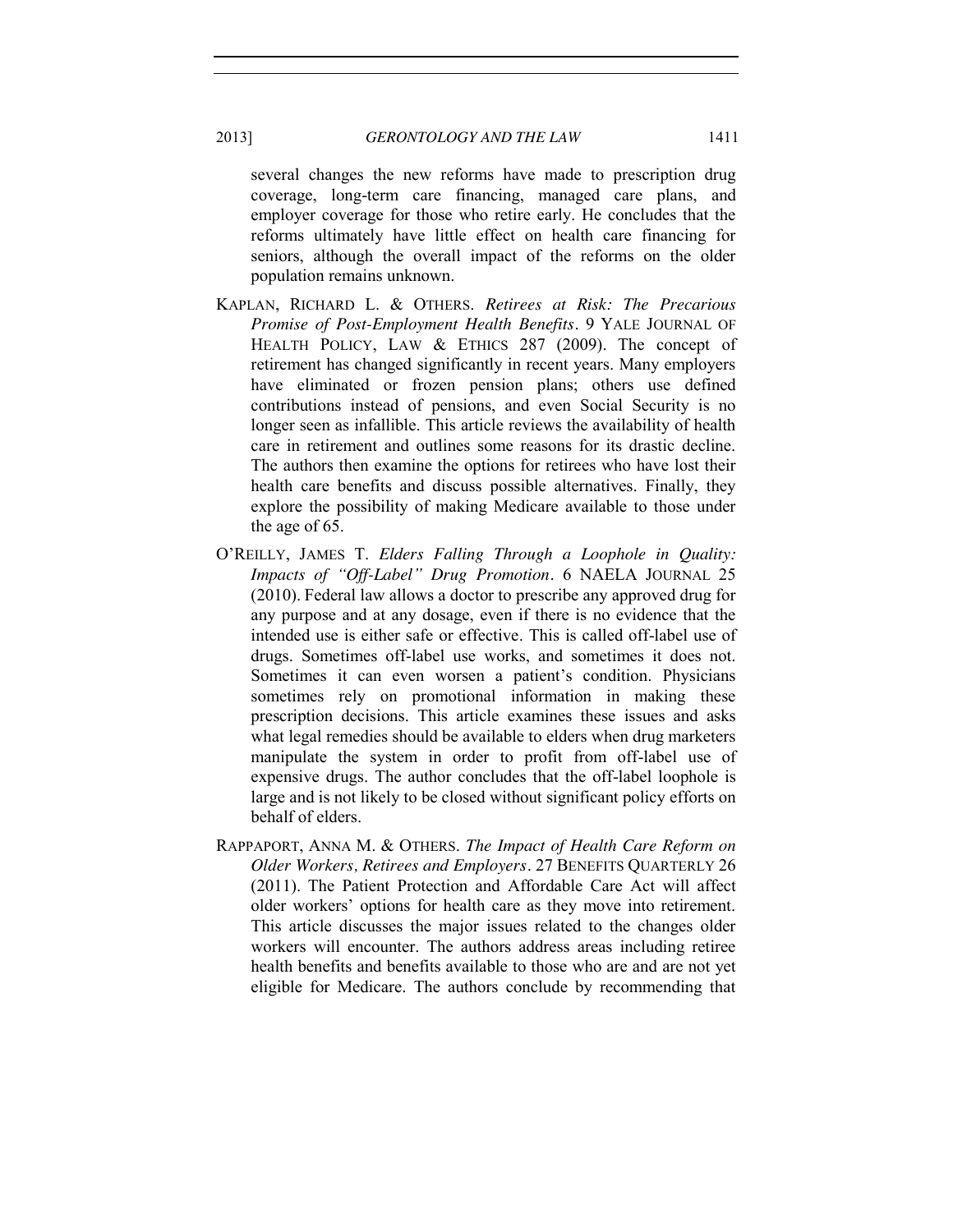several changes the new reforms have made to prescription drug coverage, long-term care financing, managed care plans, and employer coverage for those who retire early. He concludes that the reforms ultimately have little effect on health care financing for seniors, although the overall impact of the reforms on the older population remains unknown.

KAPLAN, RICHARD L. & OTHERS. *Retirees at Risk: The Precarious Promise of Post-Employment Health Benefits*. 9 YALE JOURNAL OF HEALTH POLICY, LAW & ETHICS 287 (2009). The concept of retirement has changed significantly in recent years. Many employers have eliminated or frozen pension plans; others use defined contributions instead of pensions, and even Social Security is no longer seen as infallible. This article reviews the availability of health care in retirement and outlines some reasons for its drastic decline. The authors then examine the options for retirees who have lost their health care benefits and discuss possible alternatives. Finally, they explore the possibility of making Medicare available to those under the age of 65.

O'REILLY, JAMES T. *Elders Falling Through a Loophole in Quality: Impacts of "Off-Label" Drug Promotion*. 6 NAELA JOURNAL 25 (2010). Federal law allows a doctor to prescribe any approved drug for any purpose and at any dosage, even if there is no evidence that the intended use is either safe or effective. This is called off-label use of drugs. Sometimes off-label use works, and sometimes it does not. Sometimes it can even worsen a patient's condition. Physicians sometimes rely on promotional information in making these prescription decisions. This article examines these issues and asks what legal remedies should be available to elders when drug marketers manipulate the system in order to profit from off-label use of expensive drugs. The author concludes that the off-label loophole is large and is not likely to be closed without significant policy efforts on behalf of elders.

RAPPAPORT, ANNA M. & OTHERS. *The Impact of Health Care Reform on Older Workers, Retirees and Employers*. 27 BENEFITS QUARTERLY 26 (2011). The Patient Protection and Affordable Care Act will affect older workers' options for health care as they move into retirement. This article discusses the major issues related to the changes older workers will encounter. The authors address areas including retiree health benefits and benefits available to those who are and are not yet eligible for Medicare. The authors conclude by recommending that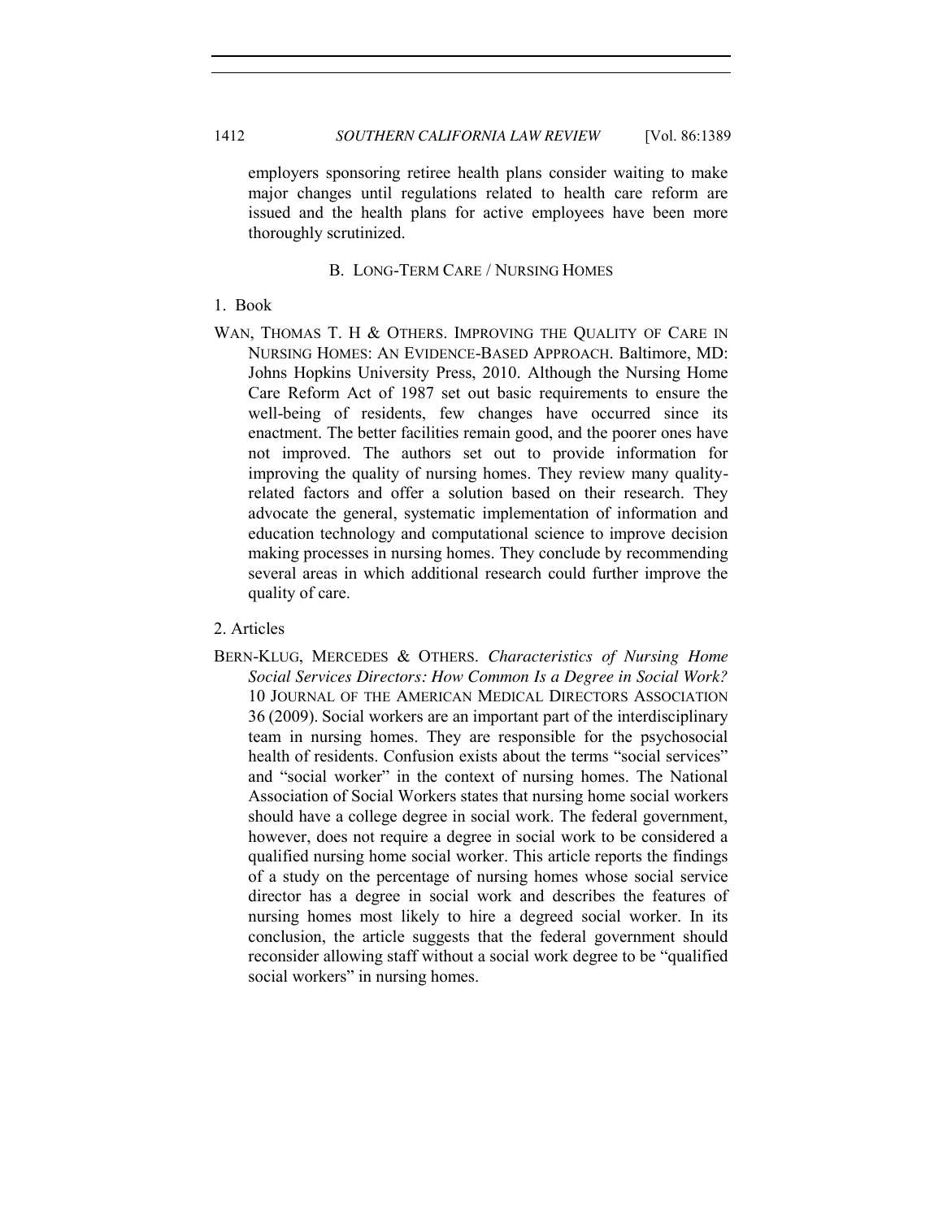employers sponsoring retiree health plans consider waiting to make major changes until regulations related to health care reform are issued and the health plans for active employees have been more thoroughly scrutinized.

### B. LONG-TERM CARE / NURSING HOMES

1. Book

WAN, THOMAS T. H & OTHERS. IMPROVING THE QUALITY OF CARE IN NURSING HOMES: AN EVIDENCE-BASED APPROACH. Baltimore, MD: Johns Hopkins University Press, 2010. Although the Nursing Home Care Reform Act of 1987 set out basic requirements to ensure the well-being of residents, few changes have occurred since its enactment. The better facilities remain good, and the poorer ones have not improved. The authors set out to provide information for improving the quality of nursing homes. They review many quality-related factors and offer a solution based on their research. They advocate the general, systematic implementation of information and education technology and computational science to improve decision making processes in nursing homes. They conclude by recommending several areas in which additional research could further improve the quality of care.

2. Articles

BERN-KLUG, MERCEDES & OTHERS. *Characteristics of Nursing Home Social Services Directors: How Common Is a Degree in Social Work?* 10 JOURNAL OF THE AMERICAN MEDICAL DIRECTORS ASSOCIATION 36 (2009). Social workers are an important part of the interdisciplinary team in nursing homes. They are responsible for the psychosocial health of residents. Confusion exists about the terms "social services" and "social worker" in the context of nursing homes. The National Association of Social Workers states that nursing home social workers should have a college degree in social work. The federal government, however, does not require a degree in social work to be considered a qualified nursing home social worker. This article reports the findings of a study on the percentage of nursing homes whose social service director has a degree in social work and describes the features of nursing homes most likely to hire a degreed social worker. In its conclusion, the article suggests that the federal government should reconsider allowing staff without a social work degree to be "qualified social workers" in nursing homes.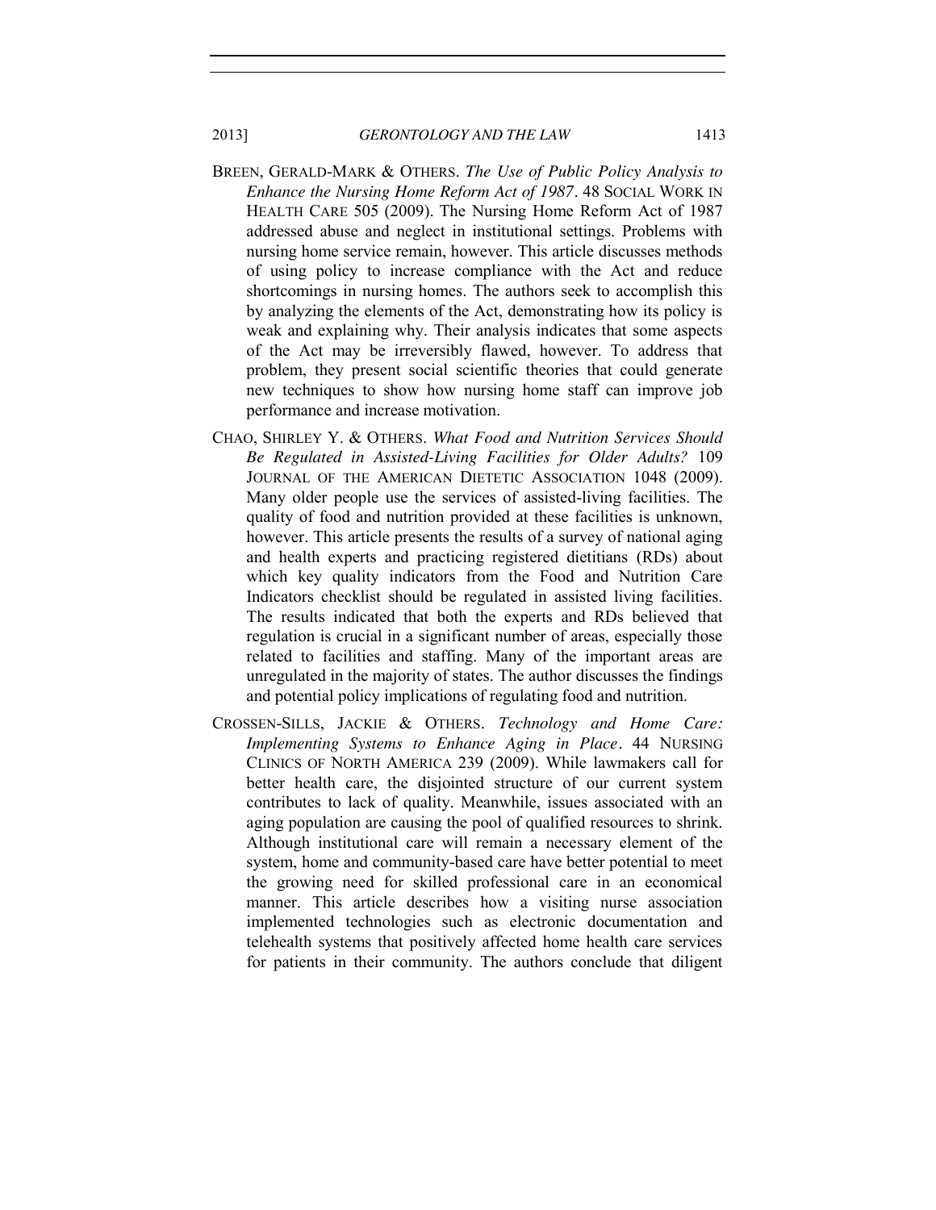BREEN, GERALD-MARK & OTHERS. *The Use of Public Policy Analysis to Enhance the Nursing Home Reform Act of 1987*. 48 SOCIAL WORK IN HEALTH CARE 505 (2009). The Nursing Home Reform Act of 1987 addressed abuse and neglect in institutional settings. Problems with nursing home service remain, however. This article discusses methods of using policy to increase compliance with the Act and reduce shortcomings in nursing homes. The authors seek to accomplish this by analyzing the elements of the Act, demonstrating how its policy is weak and explaining why. Their analysis indicates that some aspects of the Act may be irreversibly flawed, however. To address that problem, they present social scientific theories that could generate new techniques to show how nursing home staff can improve job performance and increase motivation.

CHAO, SHIRLEY Y. & OTHERS. *What Food and Nutrition Services Should Be Regulated in Assisted-Living Facilities for Older Adults?* 109 JOURNAL OF THE AMERICAN DIETETIC ASSOCIATION 1048 (2009). Many older people use the services of assisted-living facilities. The quality of food and nutrition provided at these facilities is unknown, however. This article presents the results of a survey of national aging and health experts and practicing registered dietitians (RDs) about which key quality indicators from the Food and Nutrition Care Indicators checklist should be regulated in assisted living facilities. The results indicated that both the experts and RDs believed that regulation is crucial in a significant number of areas, especially those related to facilities and staffing. Many of the important areas are unregulated in the majority of states. The author discusses the findings and potential policy implications of regulating food and nutrition.

CROSSEN-SILLS, JACKIE & OTHERS. *Technology and Home Care: Implementing Systems to Enhance Aging in Place*. 44 NURSING CLINICS OF NORTH AMERICA 239 (2009). While lawmakers call for better health care, the disjointed structure of our current system contributes to lack of quality. Meanwhile, issues associated with an aging population are causing the pool of qualified resources to shrink. Although institutional care will remain a necessary element of the system, home and community-based care have better potential to meet the growing need for skilled professional care in an economical manner. This article describes how a visiting nurse association implemented technologies such as electronic documentation and telehealth systems that positively affected home health care services for patients in their community. The authors conclude that diligent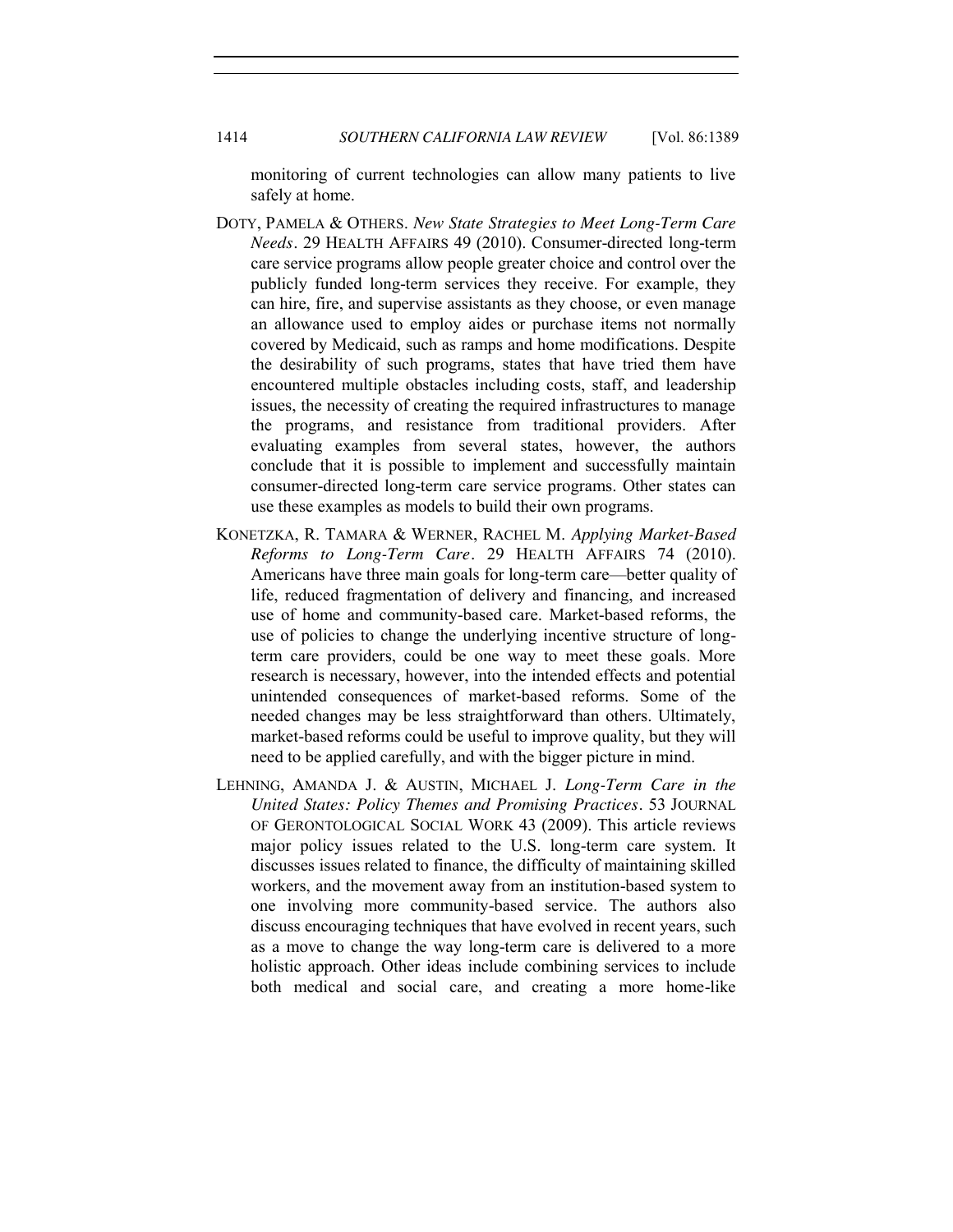monitoring of current technologies can allow many patients to live safely at home.

DOTY, PAMELA & OTHERS. *New State Strategies to Meet Long-Term Care Needs*. 29 HEALTH AFFAIRS 49 (2010). Consumer-directed long-term care service programs allow people greater choice and control over the publicly funded long-term services they receive. For example, they can hire, fire, and supervise assistants as they choose, or even manage an allowance used to employ aides or purchase items not normally covered by Medicaid, such as ramps and home modifications. Despite the desirability of such programs, states that have tried them have encountered multiple obstacles including costs, staff, and leadership issues, the necessity of creating the required infrastructures to manage the programs, and resistance from traditional providers. After evaluating examples from several states, however, the authors conclude that it is possible to implement and successfully maintain consumer-directed long-term care service programs. Other states can use these examples as models to build their own programs.

KONETZKA, R. TAMARA & WERNER, RACHEL M. *Applying Market-Based Reforms to Long-Term Care*. 29 HEALTH AFFAIRS 74 (2010). Americans have three main goals for long-term care—better quality of life, reduced fragmentation of delivery and financing, and increased use of home and community-based care. Market-based reforms, the use of policies to change the underlying incentive structure of long-term care providers, could be one way to meet these goals. More research is necessary, however, into the intended effects and potential unintended consequences of market-based reforms. Some of the needed changes may be less straightforward than others. Ultimately, market-based reforms could be useful to improve quality, but they will need to be applied carefully, and with the bigger picture in mind.

LEHNING, AMANDA J. & AUSTIN, MICHAEL J. *Long-Term Care in the United States: Policy Themes and Promising Practices*. 53 JOURNAL OF GERONTOLOGICAL SOCIAL WORK 43 (2009). This article reviews major policy issues related to the U.S. long-term care system. It discusses issues related to finance, the difficulty of maintaining skilled workers, and the movement away from an institution-based system to one involving more community-based service. The authors also discuss encouraging techniques that have evolved in recent years, such as a move to change the way long-term care is delivered to a more holistic approach. Other ideas include combining services to include both medical and social care, and creating a more home-like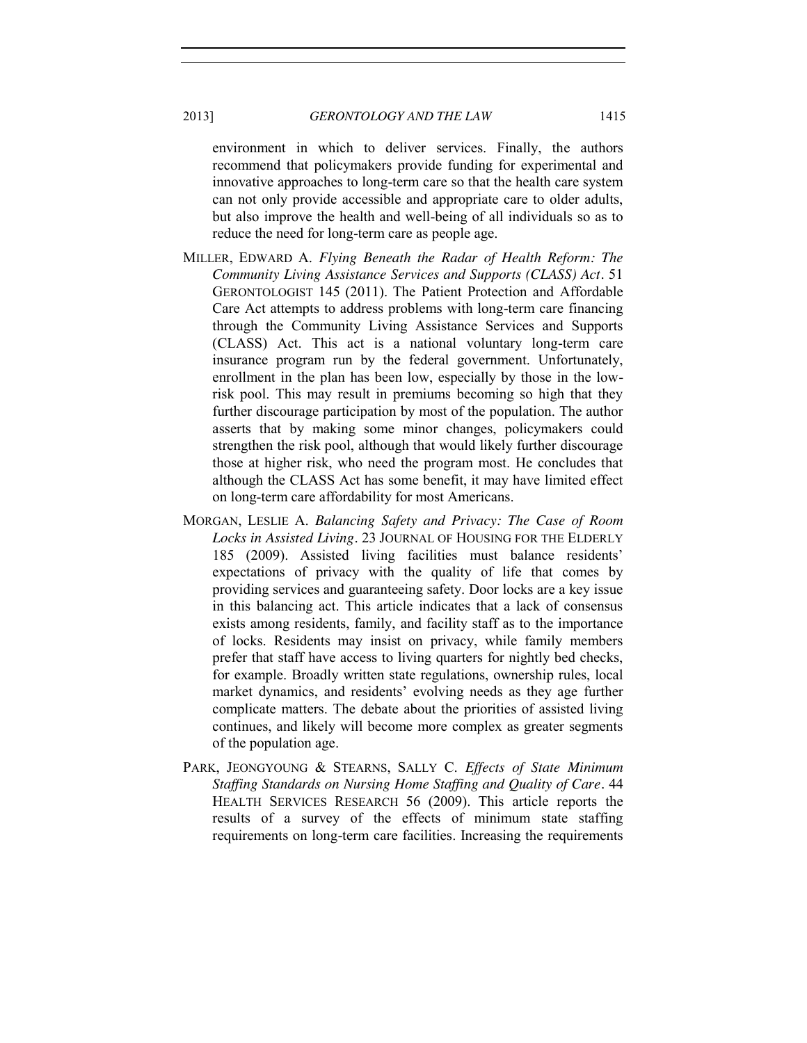environment in which to deliver services. Finally, the authors recommend that policymakers provide funding for experimental and innovative approaches to long-term care so that the health care system can not only provide accessible and appropriate care to older adults, but also improve the health and well-being of all individuals so as to reduce the need for long-term care as people age.

MILLER, EDWARD A. *Flying Beneath the Radar of Health Reform: The Community Living Assistance Services and Supports (CLASS) Act*. 51 GERONTOLOGIST 145 (2011). The Patient Protection and Affordable Care Act attempts to address problems with long-term care financing through the Community Living Assistance Services and Supports (CLASS) Act. This act is a national voluntary long-term care insurance program run by the federal government. Unfortunately, enrollment in the plan has been low, especially by those in the low-risk pool. This may result in premiums becoming so high that they further discourage participation by most of the population. The author asserts that by making some minor changes, policymakers could strengthen the risk pool, although that would likely further discourage those at higher risk, who need the program most. He concludes that although the CLASS Act has some benefit, it may have limited effect on long-term care affordability for most Americans.

MORGAN, LESLIE A. *Balancing Safety and Privacy: The Case of Room Locks in Assisted Living*. 23 JOURNAL OF HOUSING FOR THE ELDERLY 185 (2009). Assisted living facilities must balance residents' expectations of privacy with the quality of life that comes by providing services and guaranteeing safety. Door locks are a key issue in this balancing act. This article indicates that a lack of consensus exists among residents, family, and facility staff as to the importance of locks. Residents may insist on privacy, while family members prefer that staff have access to living quarters for nightly bed checks, for example. Broadly written state regulations, ownership rules, local market dynamics, and residents' evolving needs as they age further complicate matters. The debate about the priorities of assisted living continues, and likely will become more complex as greater segments of the population age.

PARK, JEONGYOUNG & STEARNS, SALLY C. *Effects of State Minimum Staffing Standards on Nursing Home Staffing and Quality of Care*. 44 HEALTH SERVICES RESEARCH 56 (2009). This article reports the results of a survey of the effects of minimum state staffing requirements on long-term care facilities. Increasing the requirements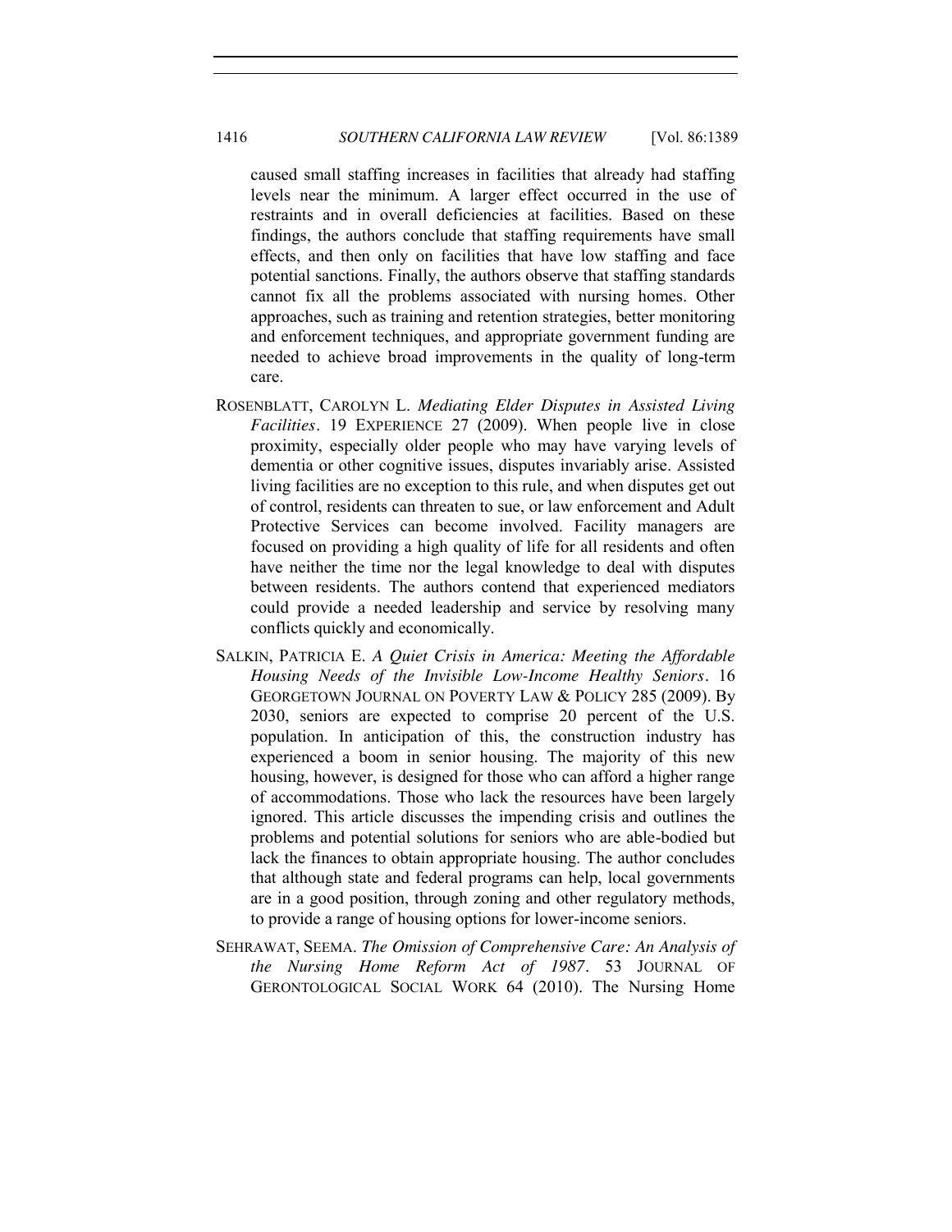caused small staffing increases in facilities that already had staffing levels near the minimum. A larger effect occurred in the use of restraints and in overall deficiencies at facilities. Based on these findings, the authors conclude that staffing requirements have small effects, and then only on facilities that have low staffing and face potential sanctions. Finally, the authors observe that staffing standards cannot fix all the problems associated with nursing homes. Other approaches, such as training and retention strategies, better monitoring and enforcement techniques, and appropriate government funding are needed to achieve broad improvements in the quality of long-term care.

ROSENBLATT, CAROLYN L. *Mediating Elder Disputes in Assisted Living Facilities*. 19 EXPERIENCE 27 (2009). When people live in close proximity, especially older people who may have varying levels of dementia or other cognitive issues, disputes invariably arise. Assisted living facilities are no exception to this rule, and when disputes get out of control, residents can threaten to sue, or law enforcement and Adult Protective Services can become involved. Facility managers are focused on providing a high quality of life for all residents and often have neither the time nor the legal knowledge to deal with disputes between residents. The authors contend that experienced mediators could provide a needed leadership and service by resolving many conflicts quickly and economically.

SALKIN, PATRICIA E. *A Quiet Crisis in America: Meeting the Affordable Housing Needs of the Invisible Low-Income Healthy Seniors*. 16 GEORGETOWN JOURNAL ON POVERTY LAW & POLICY 285 (2009). By 2030, seniors are expected to comprise 20 percent of the U.S. population. In anticipation of this, the construction industry has experienced a boom in senior housing. The majority of this new housing, however, is designed for those who can afford a higher range of accommodations. Those who lack the resources have been largely ignored. This article discusses the impending crisis and outlines the problems and potential solutions for seniors who are able-bodied but lack the finances to obtain appropriate housing. The author concludes that although state and federal programs can help, local governments are in a good position, through zoning and other regulatory methods, to provide a range of housing options for lower-income seniors.

SEHRAWAT, SEEMA. *The Omission of Comprehensive Care: An Analysis of the Nursing Home Reform Act of 1987*. 53 JOURNAL OF GERONTOLOGICAL SOCIAL WORK 64 (2010). The Nursing Home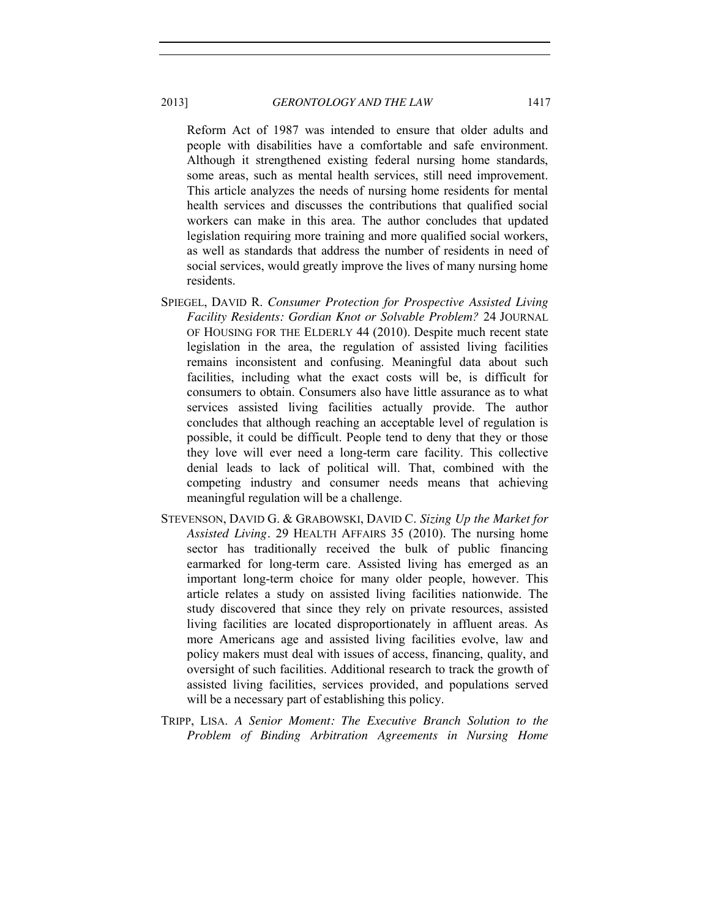Reform Act of 1987 was intended to ensure that older adults and people with disabilities have a comfortable and safe environment. Although it strengthened existing federal nursing home standards, some areas, such as mental health services, still need improvement. This article analyzes the needs of nursing home residents for mental health services and discusses the contributions that qualified social workers can make in this area. The author concludes that updated legislation requiring more training and more qualified social workers, as well as standards that address the number of residents in need of social services, would greatly improve the lives of many nursing home residents.

SPIEGEL, DAVID R. *Consumer Protection for Prospective Assisted Living Facility Residents: Gordian Knot or Solvable Problem?* 24 JOURNAL OF HOUSING FOR THE ELDERLY 44 (2010). Despite much recent state legislation in the area, the regulation of assisted living facilities remains inconsistent and confusing. Meaningful data about such facilities, including what the exact costs will be, is difficult for consumers to obtain. Consumers also have little assurance as to what services assisted living facilities actually provide. The author concludes that although reaching an acceptable level of regulation is possible, it could be difficult. People tend to deny that they or those they love will ever need a long-term care facility. This collective denial leads to lack of political will. That, combined with the competing industry and consumer needs means that achieving meaningful regulation will be a challenge.

STEVENSON, DAVID G. & GRABOWSKI, DAVID C. *Sizing Up the Market for Assisted Living*. 29 HEALTH AFFAIRS 35 (2010). The nursing home sector has traditionally received the bulk of public financing earmarked for long-term care. Assisted living has emerged as an important long-term choice for many older people, however. This article relates a study on assisted living facilities nationwide. The study discovered that since they rely on private resources, assisted living facilities are located disproportionately in affluent areas. As more Americans age and assisted living facilities evolve, law and policy makers must deal with issues of access, financing, quality, and oversight of such facilities. Additional research to track the growth of assisted living facilities, services provided, and populations served will be a necessary part of establishing this policy.

TRIPP, LISA. *A Senior Moment: The Executive Branch Solution to the Problem of Binding Arbitration Agreements in Nursing Home*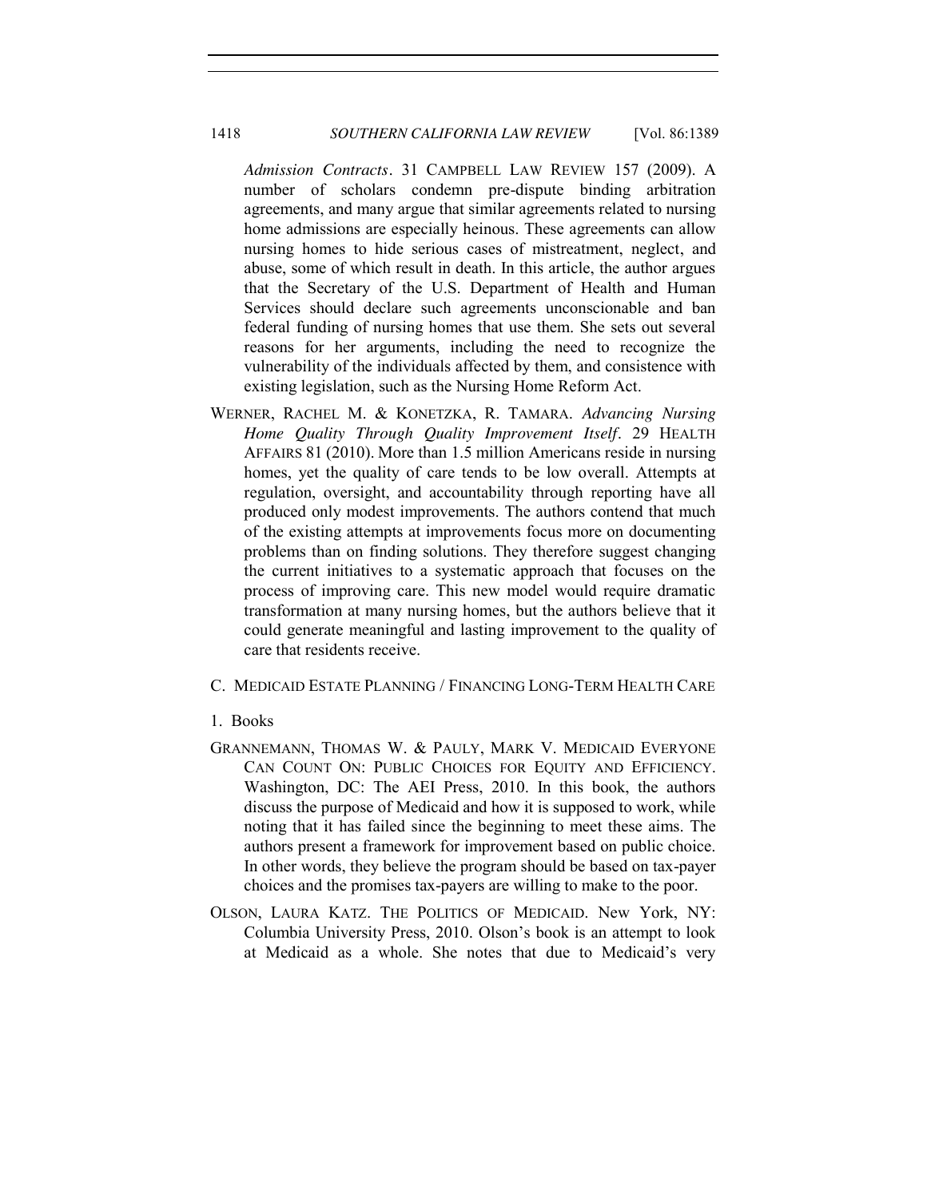*Admission Contracts*. 31 CAMPBELL LAW REVIEW 157 (2009). A number of scholars condemn pre-dispute binding arbitration agreements, and many argue that similar agreements related to nursing home admissions are especially heinous. These agreements can allow nursing homes to hide serious cases of mistreatment, neglect, and abuse, some of which result in death. In this article, the author argues that the Secretary of the U.S. Department of Health and Human Services should declare such agreements unconscionable and ban federal funding of nursing homes that use them. She sets out several reasons for her arguments, including the need to recognize the vulnerability of the individuals affected by them, and consistence with existing legislation, such as the Nursing Home Reform Act.

WERNER, RACHEL M. & KONETZKA, R. TAMARA. *Advancing Nursing Home Quality Through Quality Improvement Itself*. 29 HEALTH AFFAIRS 81 (2010). More than 1.5 million Americans reside in nursing homes, yet the quality of care tends to be low overall. Attempts at regulation, oversight, and accountability through reporting have all produced only modest improvements. The authors contend that much of the existing attempts at improvements focus more on documenting problems than on finding solutions. They therefore suggest changing the current initiatives to a systematic approach that focuses on the process of improving care. This new model would require dramatic transformation at many nursing homes, but the authors believe that it could generate meaningful and lasting improvement to the quality of care that residents receive.

## C. MEDICAID ESTATE PLANNING / FINANCING LONG-TERM HEALTH CARE

### 1. Books

GRANNEMANN, THOMAS W. & PAULY, MARK V. MEDICAID EVERYONE CAN COUNT ON: PUBLIC CHOICES FOR EQUITY AND EFFICIENCY. Washington, DC: The AEI Press, 2010. In this book, the authors discuss the purpose of Medicaid and how it is supposed to work, while noting that it has failed since the beginning to meet these aims. The authors present a framework for improvement based on public choice. In other words, they believe the program should be based on tax-payer choices and the promises tax-payers are willing to make to the poor.

OLSON, LAURA KATZ. THE POLITICS OF MEDICAID. New York, NY: Columbia University Press, 2010. Olson's book is an attempt to look at Medicaid as a whole. She notes that due to Medicaid's very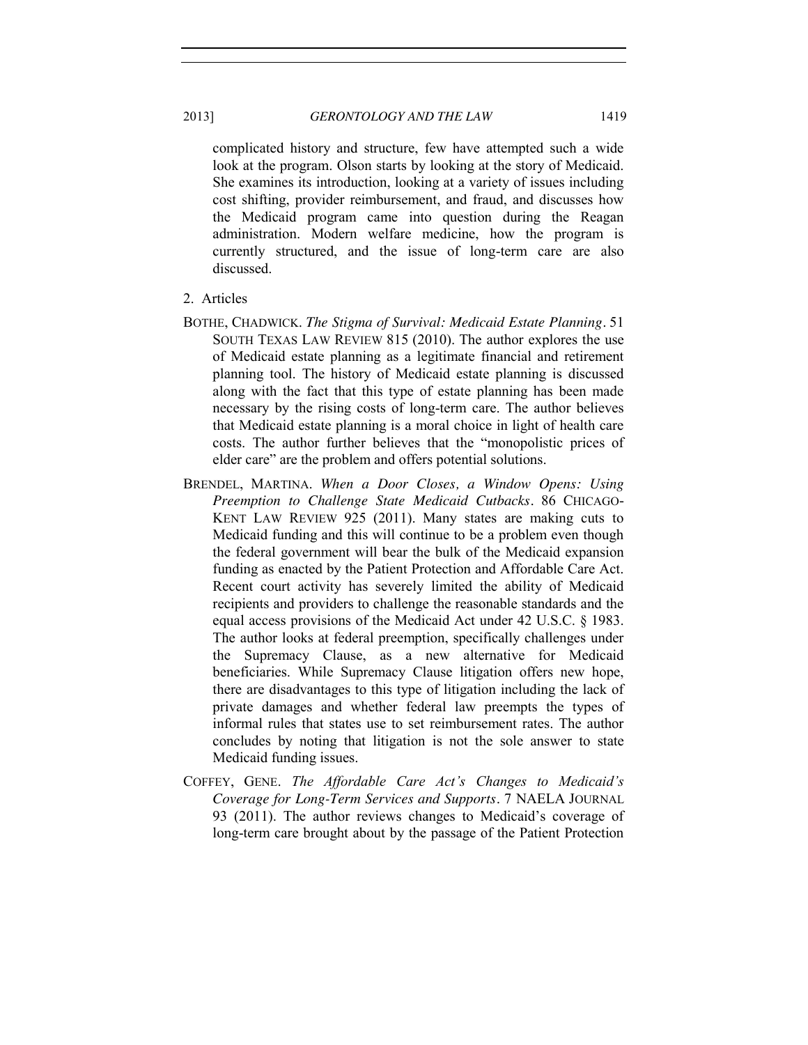complicated history and structure, few have attempted such a wide look at the program. Olson starts by looking at the story of Medicaid. She examines its introduction, looking at a variety of issues including cost shifting, provider reimbursement, and fraud, and discusses how the Medicaid program came into question during the Reagan administration. Modern welfare medicine, how the program is currently structured, and the issue of long-term care are also discussed.

2. Articles

BOTHE, CHADWICK. *The Stigma of Survival: Medicaid Estate Planning*. 51 SOUTH TEXAS LAW REVIEW 815 (2010). The author explores the use of Medicaid estate planning as a legitimate financial and retirement planning tool. The history of Medicaid estate planning is discussed along with the fact that this type of estate planning has been made necessary by the rising costs of long-term care. The author believes that Medicaid estate planning is a moral choice in light of health care costs. The author further believes that the "monopolistic prices of elder care" are the problem and offers potential solutions.

BRENDEL, MARTINA. *When a Door Closes, a Window Opens: Using Preemption to Challenge State Medicaid Cutbacks*. 86 CHICAGO-KENT LAW REVIEW 925 (2011). Many states are making cuts to Medicaid funding and this will continue to be a problem even though the federal government will bear the bulk of the Medicaid expansion funding as enacted by the Patient Protection and Affordable Care Act. Recent court activity has severely limited the ability of Medicaid recipients and providers to challenge the reasonable standards and the equal access provisions of the Medicaid Act under 42 U.S.C. § 1983. The author looks at federal preemption, specifically challenges under the Supremacy Clause, as a new alternative for Medicaid beneficiaries. While Supremacy Clause litigation offers new hope, there are disadvantages to this type of litigation including the lack of private damages and whether federal law preempts the types of informal rules that states use to set reimbursement rates. The author concludes by noting that litigation is not the sole answer to state Medicaid funding issues.

COFFEY, GENE. *The Affordable Care Act's Changes to Medicaid's Coverage for Long-Term Services and Supports*. 7 NAELA JOURNAL 93 (2011). The author reviews changes to Medicaid's coverage of long-term care brought about by the passage of the Patient Protection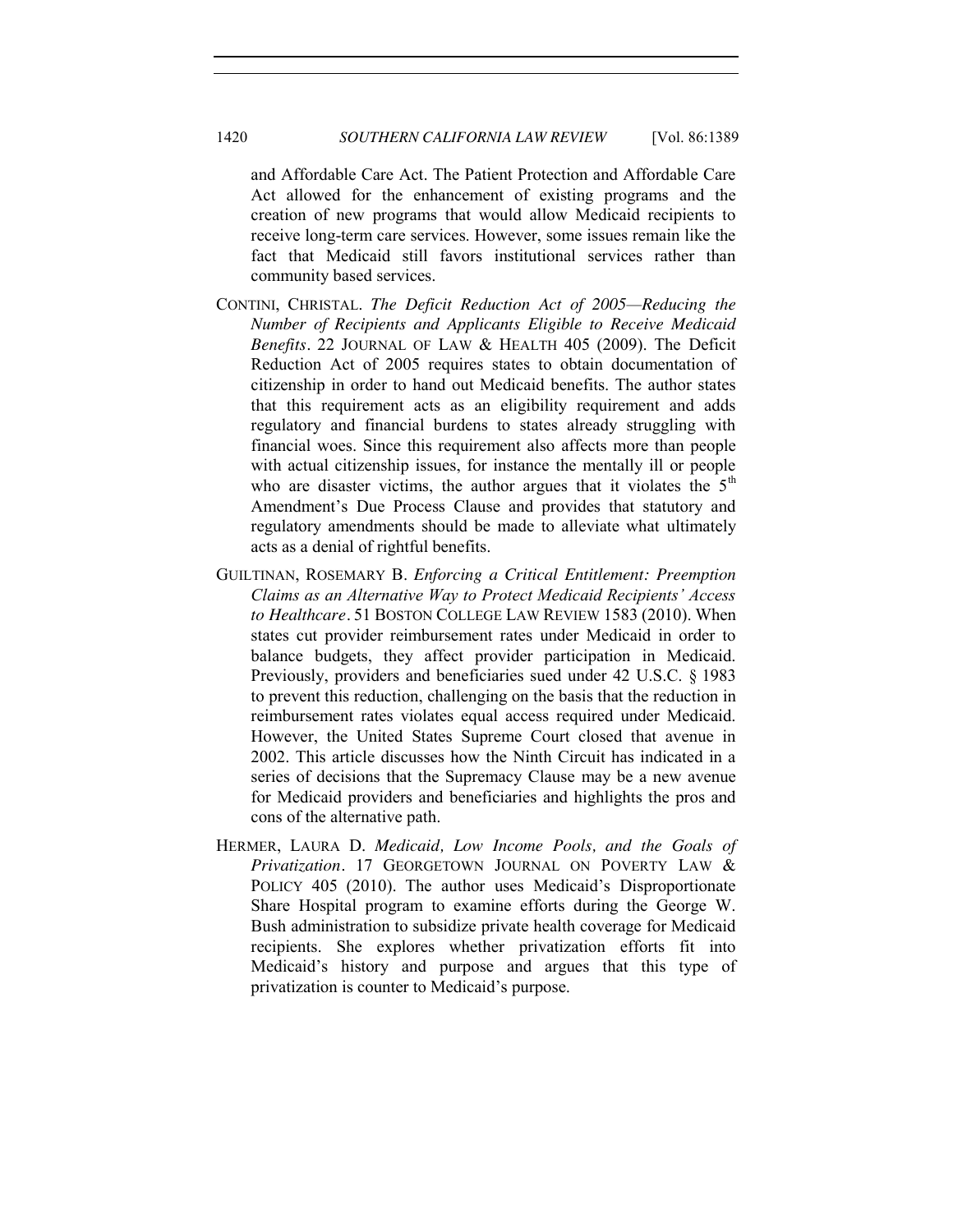and Affordable Care Act. The Patient Protection and Affordable Care Act allowed for the enhancement of existing programs and the creation of new programs that would allow Medicaid recipients to receive long-term care services. However, some issues remain like the fact that Medicaid still favors institutional services rather than community based services.

CONTINI, CHRISTAL. *The Deficit Reduction Act of 2005—Reducing the Number of Recipients and Applicants Eligible to Receive Medicaid Benefits*. 22 JOURNAL OF LAW & HEALTH 405 (2009). The Deficit Reduction Act of 2005 requires states to obtain documentation of citizenship in order to hand out Medicaid benefits. The author states that this requirement acts as an eligibility requirement and adds regulatory and financial burdens to states already struggling with financial woes. Since this requirement also affects more than people with actual citizenship issues, for instance the mentally ill or people who are disaster victims, the author argues that it violates the 5th Amendment's Due Process Clause and provides that statutory and regulatory amendments should be made to alleviate what ultimately acts as a denial of rightful benefits.

GUILTINAN, ROSEMARY B. *Enforcing a Critical Entitlement: Preemption Claims as an Alternative Way to Protect Medicaid Recipients' Access to Healthcare*. 51 BOSTON COLLEGE LAW REVIEW 1583 (2010). When states cut provider reimbursement rates under Medicaid in order to balance budgets, they affect provider participation in Medicaid. Previously, providers and beneficiaries sued under 42 U.S.C. § 1983 to prevent this reduction, challenging on the basis that the reduction in reimbursement rates violates equal access required under Medicaid. However, the United States Supreme Court closed that avenue in 2002. This article discusses how the Ninth Circuit has indicated in a series of decisions that the Supremacy Clause may be a new avenue for Medicaid providers and beneficiaries and highlights the pros and cons of the alternative path.

HERMER, LAURA D. *Medicaid, Low Income Pools, and the Goals of Privatization*. 17 GEORGETOWN JOURNAL ON POVERTY LAW & POLICY 405 (2010). The author uses Medicaid's Disproportionate Share Hospital program to examine efforts during the George W. Bush administration to subsidize private health coverage for Medicaid recipients. She explores whether privatization efforts fit into Medicaid's history and purpose and argues that this type of privatization is counter to Medicaid's purpose.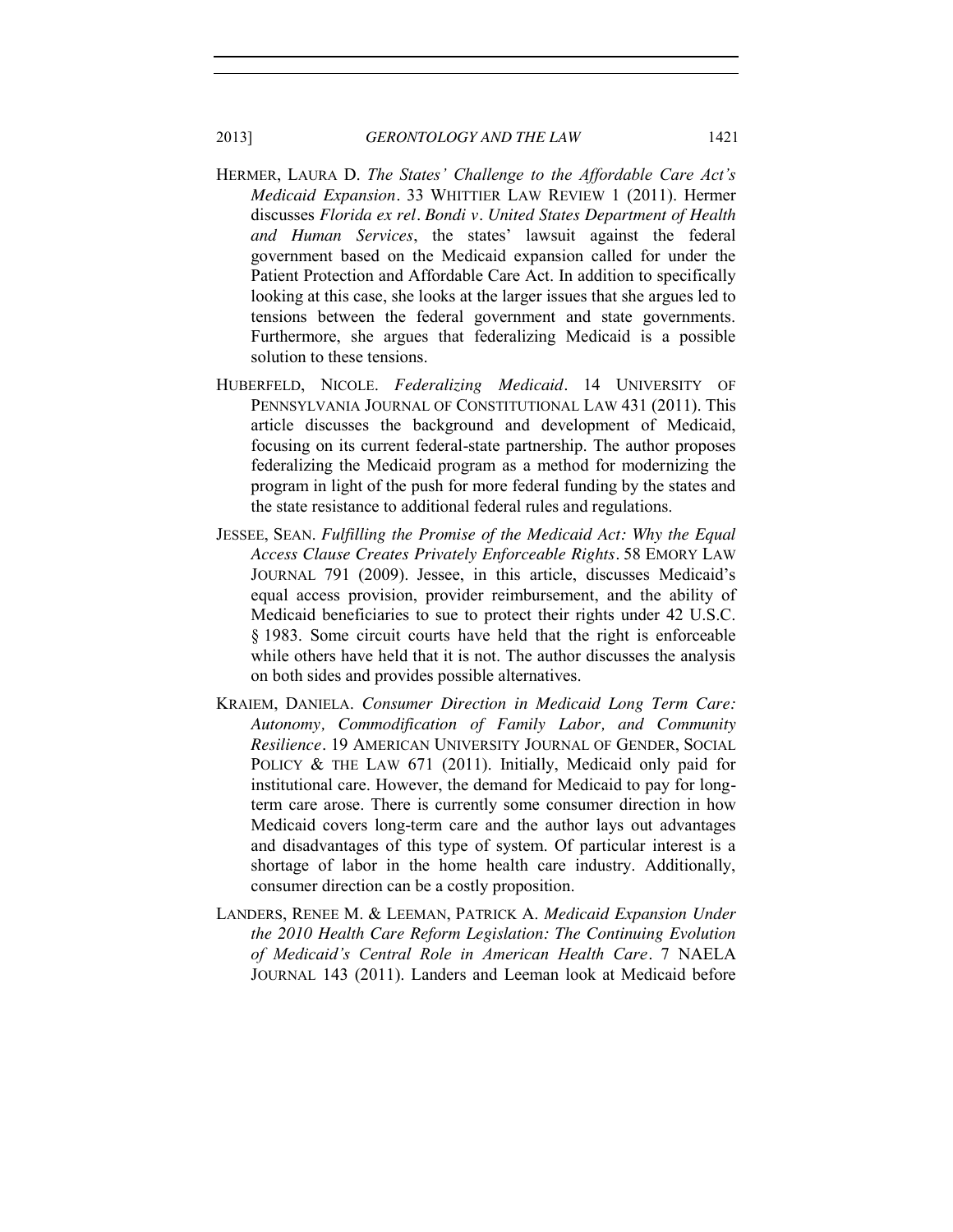HERMER, LAURA D. *The States' Challenge to the Affordable Care Act's Medicaid Expansion*. 33 WHITTIER LAW REVIEW 1 (2011). Hermer discusses *Florida ex rel. Bondi v. United States Department of Health and Human Services*, the states' lawsuit against the federal government based on the Medicaid expansion called for under the Patient Protection and Affordable Care Act. In addition to specifically looking at this case, she looks at the larger issues that she argues led to tensions between the federal government and state governments. Furthermore, she argues that federalizing Medicaid is a possible solution to these tensions.

HUBERFELD, NICOLE. *Federalizing Medicaid*. 14 UNIVERSITY OF PENNSYLVANIA JOURNAL OF CONSTITUTIONAL LAW 431 (2011). This article discusses the background and development of Medicaid, focusing on its current federal-state partnership. The author proposes federalizing the Medicaid program as a method for modernizing the program in light of the push for more federal funding by the states and the state resistance to additional federal rules and regulations.

JESSEE, SEAN. *Fulfilling the Promise of the Medicaid Act: Why the Equal Access Clause Creates Privately Enforceable Rights*. 58 EMORY LAW JOURNAL 791 (2009). Jessee, in this article, discusses Medicaid's equal access provision, provider reimbursement, and the ability of Medicaid beneficiaries to sue to protect their rights under 42 U.S.C. § 1983. Some circuit courts have held that the right is enforceable while others have held that it is not. The author discusses the analysis on both sides and provides possible alternatives.

KRAIEM, DANIELA. *Consumer Direction in Medicaid Long Term Care: Autonomy, Commodification of Family Labor, and Community Resilience*. 19 AMERICAN UNIVERSITY JOURNAL OF GENDER, SOCIAL POLICY & THE LAW 671 (2011). Initially, Medicaid only paid for institutional care. However, the demand for Medicaid to pay for long-term care arose. There is currently some consumer direction in how Medicaid covers long-term care and the author lays out advantages and disadvantages of this type of system. Of particular interest is a shortage of labor in the home health care industry. Additionally, consumer direction can be a costly proposition.

LANDERS, RENEE M. & LEEMAN, PATRICK A. *Medicaid Expansion Under the 2010 Health Care Reform Legislation: The Continuing Evolution of Medicaid's Central Role in American Health Care*. 7 NAELA JOURNAL 143 (2011). Landers and Leeman look at Medicaid before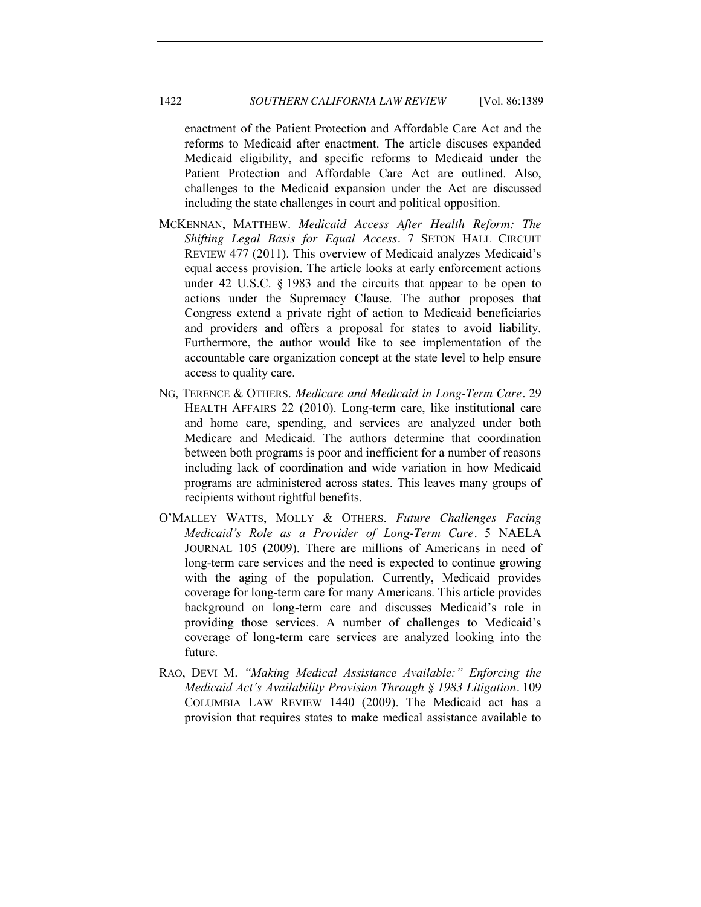enactment of the Patient Protection and Affordable Care Act and the reforms to Medicaid after enactment. The article discuses expanded Medicaid eligibility, and specific reforms to Medicaid under the Patient Protection and Affordable Care Act are outlined. Also, challenges to the Medicaid expansion under the Act are discussed including the state challenges in court and political opposition.

MCKENNAN, MATTHEW. *Medicaid Access After Health Reform: The Shifting Legal Basis for Equal Access*. 7 SETON HALL CIRCUIT REVIEW 477 (2011). This overview of Medicaid analyzes Medicaid's equal access provision. The article looks at early enforcement actions under 42 U.S.C. § 1983 and the circuits that appear to be open to actions under the Supremacy Clause. The author proposes that Congress extend a private right of action to Medicaid beneficiaries and providers and offers a proposal for states to avoid liability. Furthermore, the author would like to see implementation of the accountable care organization concept at the state level to help ensure access to quality care.

NG, TERENCE & OTHERS. *Medicare and Medicaid in Long-Term Care*. 29 HEALTH AFFAIRS 22 (2010). Long-term care, like institutional care and home care, spending, and services are analyzed under both Medicare and Medicaid. The authors determine that coordination between both programs is poor and inefficient for a number of reasons including lack of coordination and wide variation in how Medicaid programs are administered across states. This leaves many groups of recipients without rightful benefits.

O'MALLEY WATTS, MOLLY & OTHERS. *Future Challenges Facing Medicaid's Role as a Provider of Long-Term Care*. 5 NAELA JOURNAL 105 (2009). There are millions of Americans in need of long-term care services and the need is expected to continue growing with the aging of the population. Currently, Medicaid provides coverage for long-term care for many Americans. This article provides background on long-term care and discusses Medicaid's role in providing those services. A number of challenges to Medicaid's coverage of long-term care services are analyzed looking into the future.

RAO, DEVI M. *"Making Medical Assistance Available:" Enforcing the Medicaid Act's Availability Provision Through § 1983 Litigation*. 109 COLUMBIA LAW REVIEW 1440 (2009). The Medicaid act has a provision that requires states to make medical assistance available to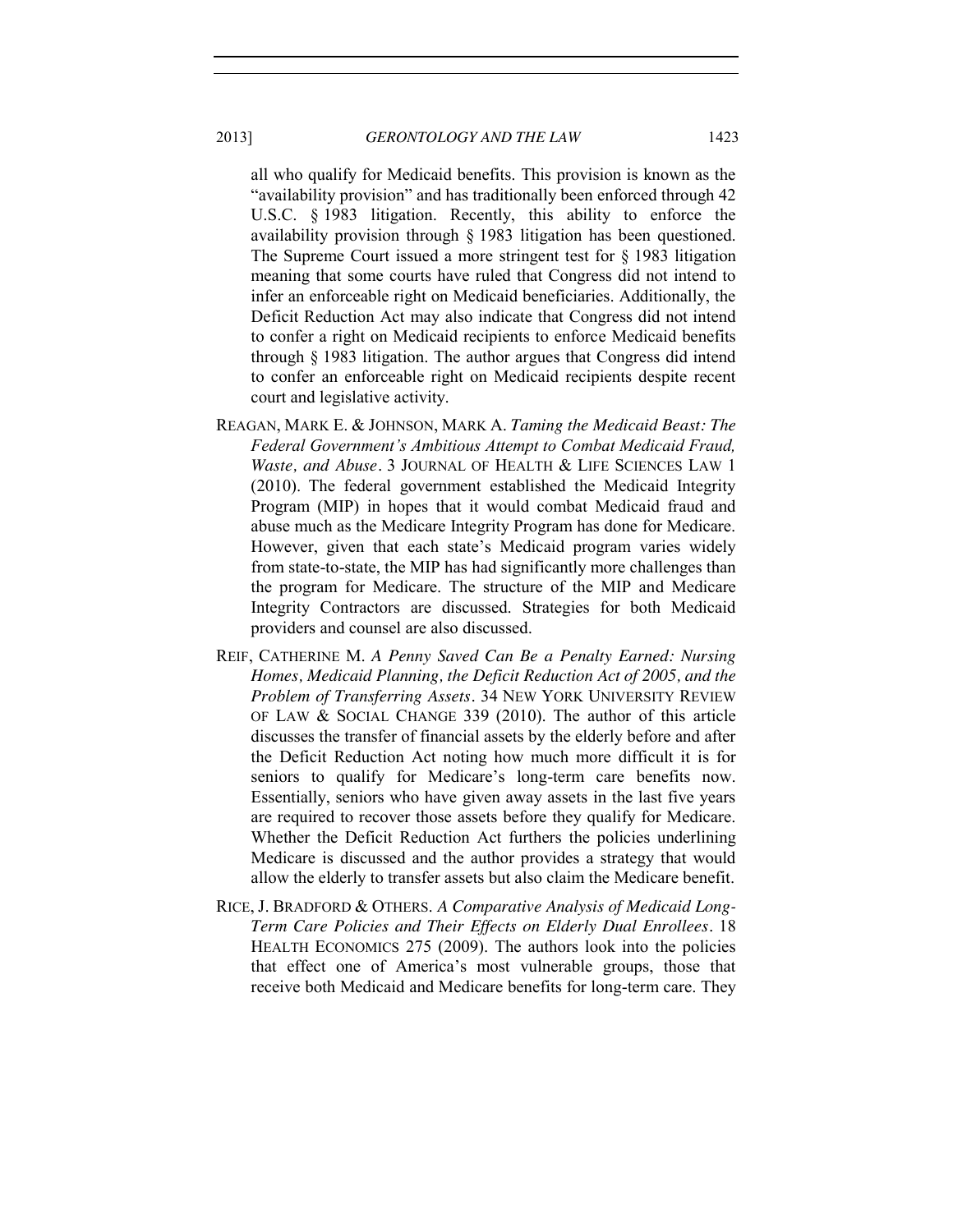all who qualify for Medicaid benefits. This provision is known as the "availability provision" and has traditionally been enforced through 42 U.S.C. § 1983 litigation. Recently, this ability to enforce the availability provision through § 1983 litigation has been questioned. The Supreme Court issued a more stringent test for § 1983 litigation meaning that some courts have ruled that Congress did not intend to infer an enforceable right on Medicaid beneficiaries. Additionally, the Deficit Reduction Act may also indicate that Congress did not intend to confer a right on Medicaid recipients to enforce Medicaid benefits through § 1983 litigation. The author argues that Congress did intend to confer an enforceable right on Medicaid recipients despite recent court and legislative activity.

REAGAN, MARK E. & JOHNSON, MARK A. *Taming the Medicaid Beast: The Federal Government's Ambitious Attempt to Combat Medicaid Fraud, Waste, and Abuse*. 3 JOURNAL OF HEALTH & LIFE SCIENCES LAW 1 (2010). The federal government established the Medicaid Integrity Program (MIP) in hopes that it would combat Medicaid fraud and abuse much as the Medicare Integrity Program has done for Medicare. However, given that each state's Medicaid program varies widely from state-to-state, the MIP has had significantly more challenges than the program for Medicare. The structure of the MIP and Medicare Integrity Contractors are discussed. Strategies for both Medicaid providers and counsel are also discussed.

REIF, CATHERINE M. *A Penny Saved Can Be a Penalty Earned: Nursing Homes, Medicaid Planning, the Deficit Reduction Act of 2005, and the Problem of Transferring Assets*. 34 NEW YORK UNIVERSITY REVIEW OF LAW & SOCIAL CHANGE 339 (2010). The author of this article discusses the transfer of financial assets by the elderly before and after the Deficit Reduction Act noting how much more difficult it is for seniors to qualify for Medicare's long-term care benefits now. Essentially, seniors who have given away assets in the last five years are required to recover those assets before they qualify for Medicare. Whether the Deficit Reduction Act furthers the policies underlining Medicare is discussed and the author provides a strategy that would allow the elderly to transfer assets but also claim the Medicare benefit.

RICE, J. BRADFORD & OTHERS. *A Comparative Analysis of Medicaid Long-Term Care Policies and Their Effects on Elderly Dual Enrollees*. 18 HEALTH ECONOMICS 275 (2009). The authors look into the policies that effect one of America's most vulnerable groups, those that receive both Medicaid and Medicare benefits for long-term care. They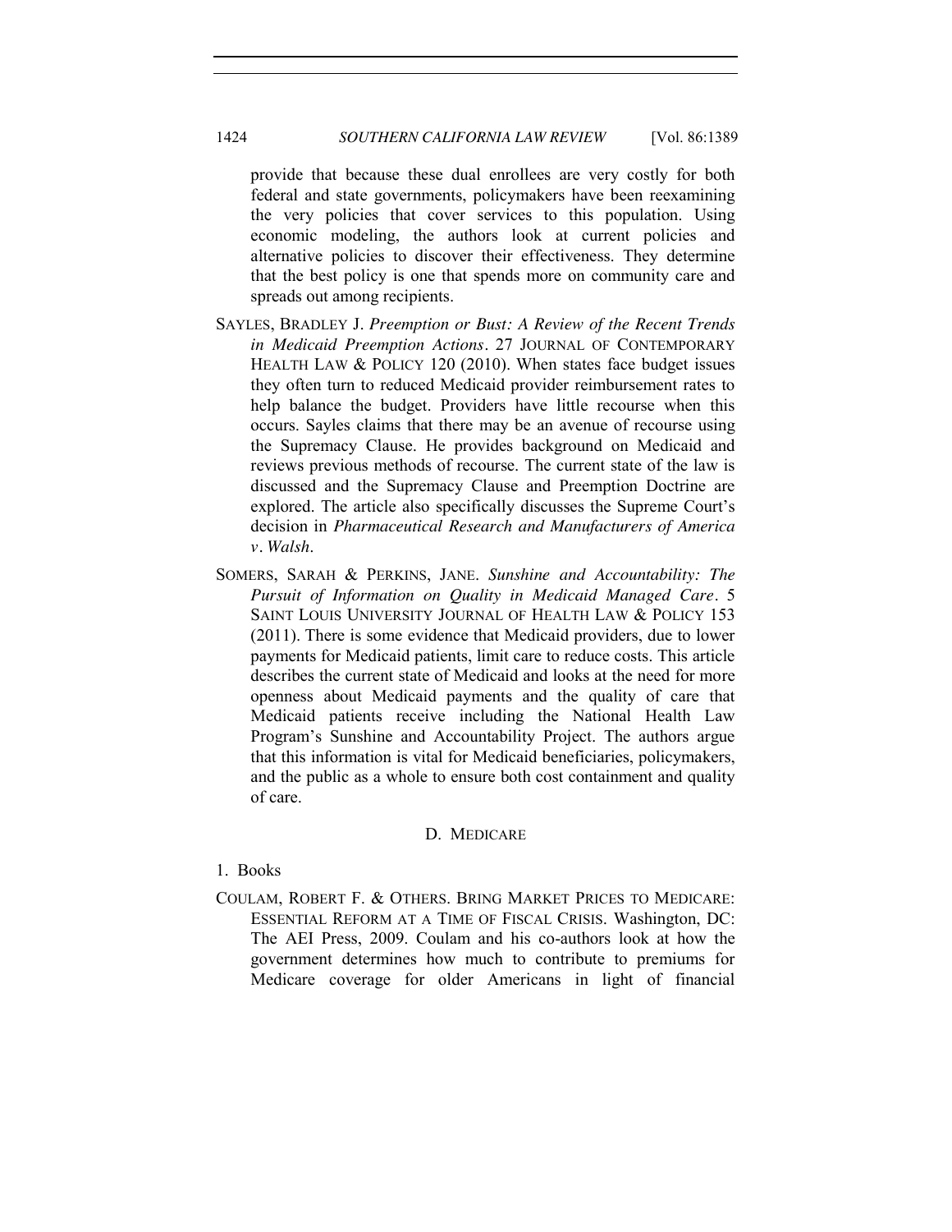provide that because these dual enrollees are very costly for both federal and state governments, policymakers have been reexamining the very policies that cover services to this population. Using economic modeling, the authors look at current policies and alternative policies to discover their effectiveness. They determine that the best policy is one that spends more on community care and spreads out among recipients.

SAYLES, BRADLEY J. *Preemption or Bust: A Review of the Recent Trends in Medicaid Preemption Actions*. 27 JOURNAL OF CONTEMPORARY HEALTH LAW & POLICY 120 (2010). When states face budget issues they often turn to reduced Medicaid provider reimbursement rates to help balance the budget. Providers have little recourse when this occurs. Sayles claims that there may be an avenue of recourse using the Supremacy Clause. He provides background on Medicaid and reviews previous methods of recourse. The current state of the law is discussed and the Supremacy Clause and Preemption Doctrine are explored. The article also specifically discusses the Supreme Court's decision in *Pharmaceutical Research and Manufacturers of America v. Walsh*.

SOMERS, SARAH & PERKINS, JANE. *Sunshine and Accountability: The Pursuit of Information on Quality in Medicaid Managed Care*. 5 SAINT LOUIS UNIVERSITY JOURNAL OF HEALTH LAW & POLICY 153 (2011). There is some evidence that Medicaid providers, due to lower payments for Medicaid patients, limit care to reduce costs. This article describes the current state of Medicaid and looks at the need for more openness about Medicaid payments and the quality of care that Medicaid patients receive including the National Health Law Program's Sunshine and Accountability Project. The authors argue that this information is vital for Medicaid beneficiaries, policymakers, and the public as a whole to ensure both cost containment and quality of care.

## D. MEDICARE

### 1. Books

COULAM, ROBERT F. & OTHERS. BRING MARKET PRICES TO MEDICARE: ESSENTIAL REFORM AT A TIME OF FISCAL CRISIS. Washington, DC: The AEI Press, 2009. Coulam and his co-authors look at how the government determines how much to contribute to premiums for Medicare coverage for older Americans in light of financial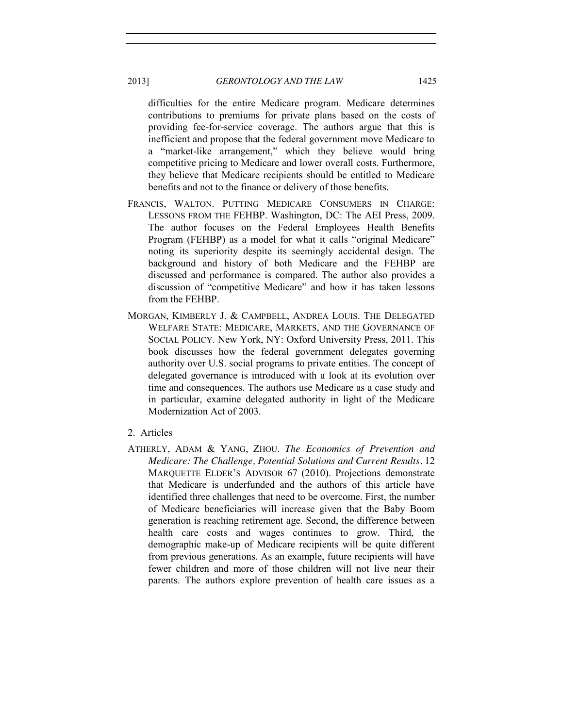difficulties for the entire Medicare program. Medicare determines contributions to premiums for private plans based on the costs of providing fee-for-service coverage. The authors argue that this is inefficient and propose that the federal government move Medicare to a "market-like arrangement," which they believe would bring competitive pricing to Medicare and lower overall costs. Furthermore, they believe that Medicare recipients should be entitled to Medicare benefits and not to the finance or delivery of those benefits.

FRANCIS, WALTON. PUTTING MEDICARE CONSUMERS IN CHARGE: LESSONS FROM THE FEHBP. Washington, DC: The AEI Press, 2009. The author focuses on the Federal Employees Health Benefits Program (FEHBP) as a model for what it calls "original Medicare" noting its superiority despite its seemingly accidental design. The background and history of both Medicare and the FEHBP are discussed and performance is compared. The author also provides a discussion of "competitive Medicare" and how it has taken lessons from the FEHBP.

MORGAN, KIMBERLY J. & CAMPBELL, ANDREA LOUIS. THE DELEGATED WELFARE STATE: MEDICARE, MARKETS, AND THE GOVERNANCE OF SOCIAL POLICY. New York, NY: Oxford University Press, 2011. This book discusses how the federal government delegates governing authority over U.S. social programs to private entities. The concept of delegated governance is introduced with a look at its evolution over time and consequences. The authors use Medicare as a case study and in particular, examine delegated authority in light of the Medicare Modernization Act of 2003.

2. Articles

ATHERLY, ADAM & YANG, ZHOU. *The Economics of Prevention and Medicare: The Challenge, Potential Solutions and Current Results*. 12 MARQUETTE ELDER'S ADVISOR 67 (2010). Projections demonstrate that Medicare is underfunded and the authors of this article have identified three challenges that need to be overcome. First, the number of Medicare beneficiaries will increase given that the Baby Boom generation is reaching retirement age. Second, the difference between health care costs and wages continues to grow. Third, the demographic make-up of Medicare recipients will be quite different from previous generations. As an example, future recipients will have fewer children and more of those children will not live near their parents. The authors explore prevention of health care issues as a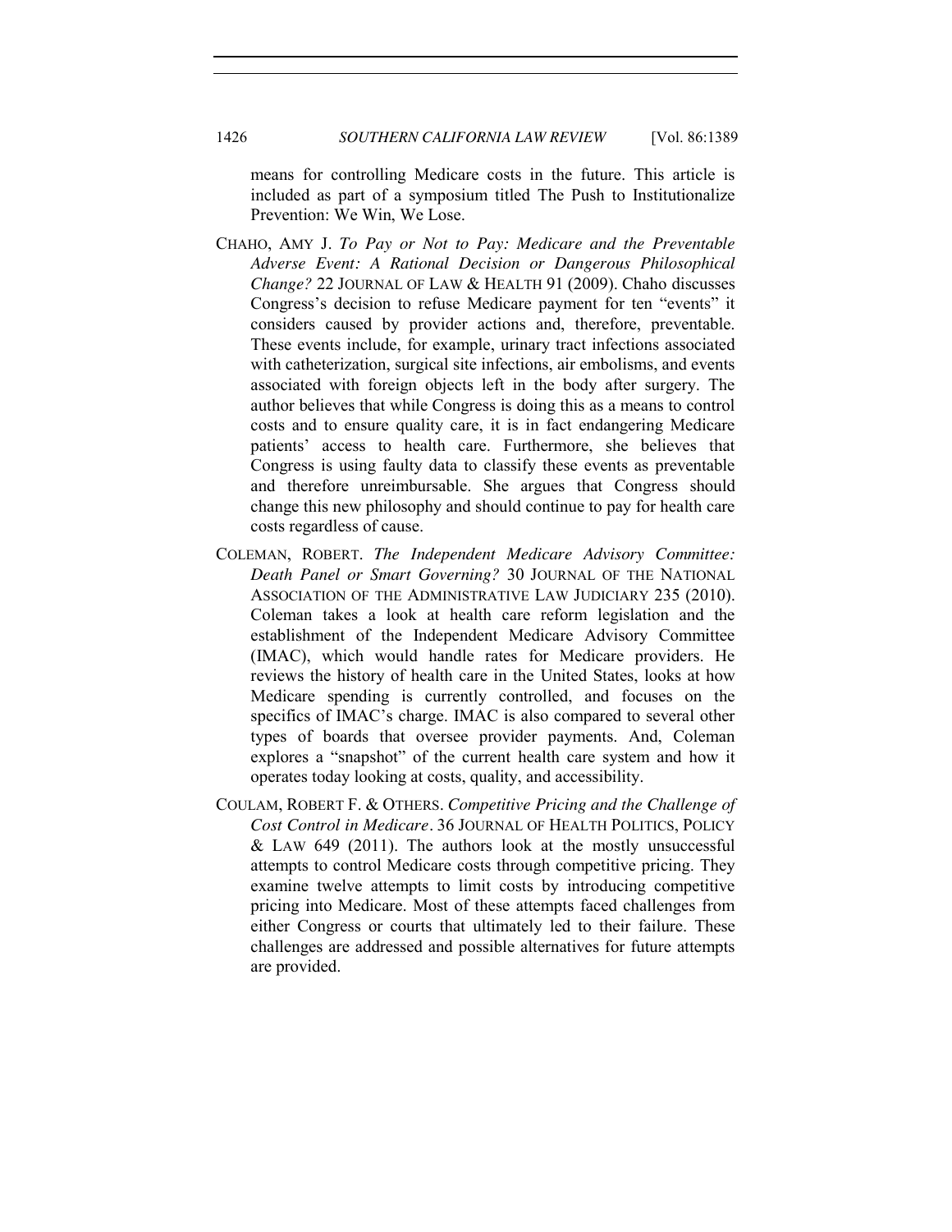means for controlling Medicare costs in the future. This article is included as part of a symposium titled The Push to Institutionalize Prevention: We Win, We Lose.

CHAHO, AMY J. *To Pay or Not to Pay: Medicare and the Preventable Adverse Event: A Rational Decision or Dangerous Philosophical Change?* 22 JOURNAL OF LAW & HEALTH 91 (2009). Chaho discusses Congress's decision to refuse Medicare payment for ten "events" it considers caused by provider actions and, therefore, preventable. These events include, for example, urinary tract infections associated with catheterization, surgical site infections, air embolisms, and events associated with foreign objects left in the body after surgery. The author believes that while Congress is doing this as a means to control costs and to ensure quality care, it is in fact endangering Medicare patients' access to health care. Furthermore, she believes that Congress is using faulty data to classify these events as preventable and therefore unreimbursable. She argues that Congress should change this new philosophy and should continue to pay for health care costs regardless of cause.

COLEMAN, ROBERT. *The Independent Medicare Advisory Committee: Death Panel or Smart Governing?* 30 JOURNAL OF THE NATIONAL ASSOCIATION OF THE ADMINISTRATIVE LAW JUDICIARY 235 (2010). Coleman takes a look at health care reform legislation and the establishment of the Independent Medicare Advisory Committee (IMAC), which would handle rates for Medicare providers. He reviews the history of health care in the United States, looks at how Medicare spending is currently controlled, and focuses on the specifics of IMAC's charge. IMAC is also compared to several other types of boards that oversee provider payments. And, Coleman explores a "snapshot" of the current health care system and how it operates today looking at costs, quality, and accessibility.

COULAM, ROBERT F. & OTHERS. *Competitive Pricing and the Challenge of Cost Control in Medicare*. 36 JOURNAL OF HEALTH POLITICS, POLICY & LAW 649 (2011). The authors look at the mostly unsuccessful attempts to control Medicare costs through competitive pricing. They examine twelve attempts to limit costs by introducing competitive pricing into Medicare. Most of these attempts faced challenges from either Congress or courts that ultimately led to their failure. These challenges are addressed and possible alternatives for future attempts are provided.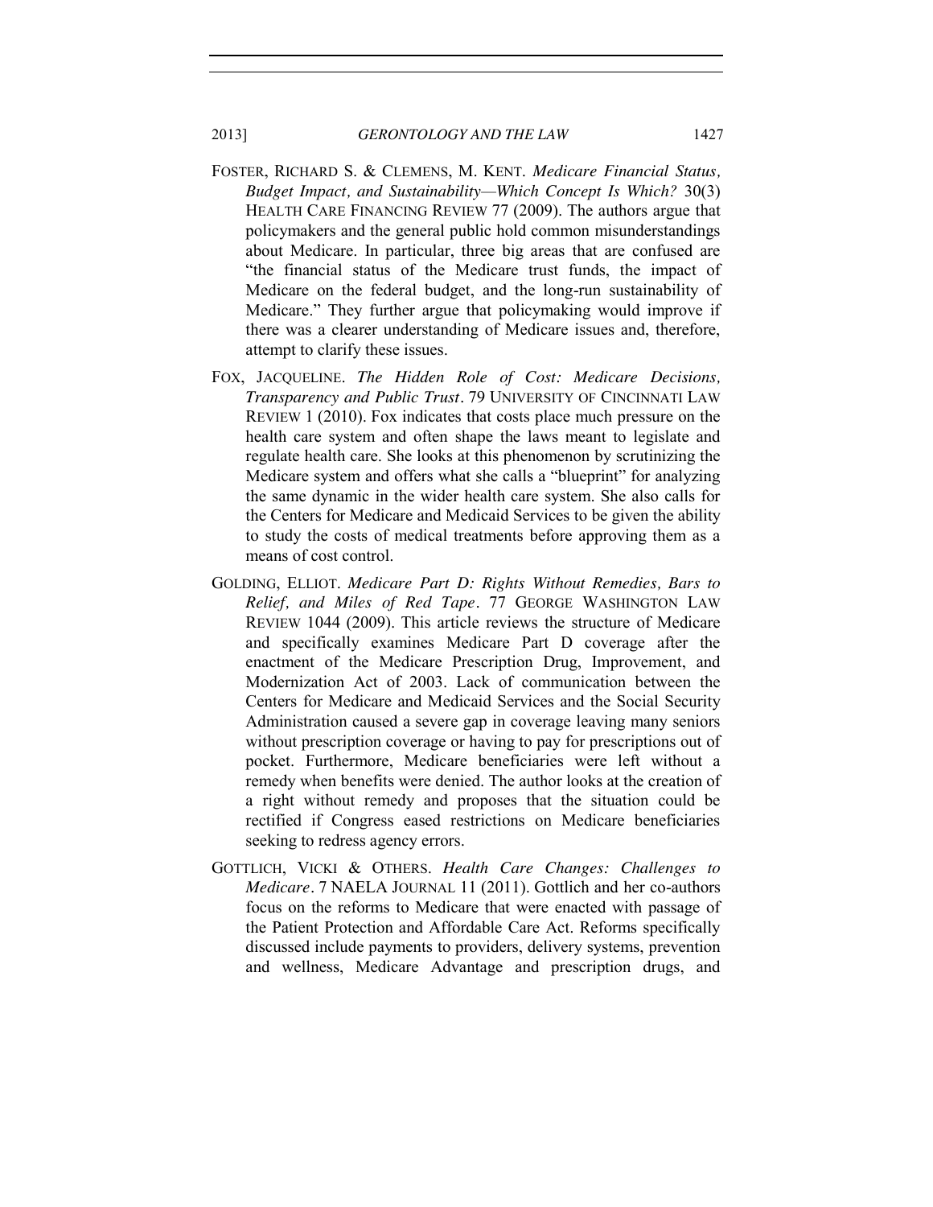FOSTER, RICHARD S. & CLEMENS, M. KENT. *Medicare Financial Status, Budget Impact, and Sustainability—Which Concept Is Which?* 30(3) HEALTH CARE FINANCING REVIEW 77 (2009). The authors argue that policymakers and the general public hold common misunderstandings about Medicare. In particular, three big areas that are confused are "the financial status of the Medicare trust funds, the impact of Medicare on the federal budget, and the long-run sustainability of Medicare." They further argue that policymaking would improve if there was a clearer understanding of Medicare issues and, therefore, attempt to clarify these issues.

FOX, JACQUELINE. *The Hidden Role of Cost: Medicare Decisions, Transparency and Public Trust*. 79 UNIVERSITY OF CINCINNATI LAW REVIEW 1 (2010). Fox indicates that costs place much pressure on the health care system and often shape the laws meant to legislate and regulate health care. She looks at this phenomenon by scrutinizing the Medicare system and offers what she calls a "blueprint" for analyzing the same dynamic in the wider health care system. She also calls for the Centers for Medicare and Medicaid Services to be given the ability to study the costs of medical treatments before approving them as a means of cost control.

GOLDING, ELLIOT. *Medicare Part D: Rights Without Remedies, Bars to Relief, and Miles of Red Tape*. 77 GEORGE WASHINGTON LAW REVIEW 1044 (2009). This article reviews the structure of Medicare and specifically examines Medicare Part D coverage after the enactment of the Medicare Prescription Drug, Improvement, and Modernization Act of 2003. Lack of communication between the Centers for Medicare and Medicaid Services and the Social Security Administration caused a severe gap in coverage leaving many seniors without prescription coverage or having to pay for prescriptions out of pocket. Furthermore, Medicare beneficiaries were left without a remedy when benefits were denied. The author looks at the creation of a right without remedy and proposes that the situation could be rectified if Congress eased restrictions on Medicare beneficiaries seeking to redress agency errors.

GOTTLICH, VICKI & OTHERS. *Health Care Changes: Challenges to Medicare*. 7 NAELA JOURNAL 11 (2011). Gottlich and her co-authors focus on the reforms to Medicare that were enacted with passage of the Patient Protection and Affordable Care Act. Reforms specifically discussed include payments to providers, delivery systems, prevention and wellness, Medicare Advantage and prescription drugs, and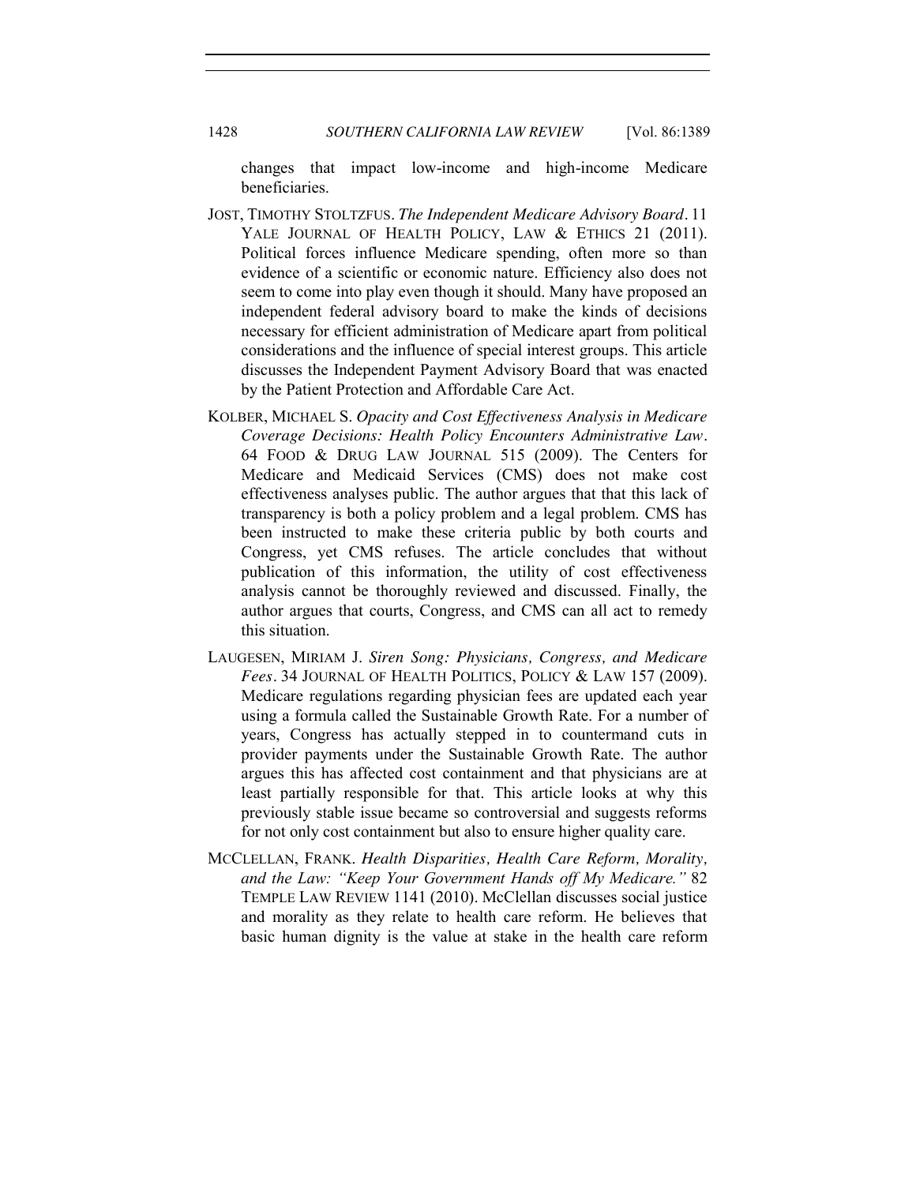changes that impact low-income and high-income Medicare beneficiaries.

JOST, TIMOTHY STOLTZFUS. *The Independent Medicare Advisory Board*. 11 YALE JOURNAL OF HEALTH POLICY, LAW & ETHICS 21 (2011). Political forces influence Medicare spending, often more so than evidence of a scientific or economic nature. Efficiency also does not seem to come into play even though it should. Many have proposed an independent federal advisory board to make the kinds of decisions necessary for efficient administration of Medicare apart from political considerations and the influence of special interest groups. This article discusses the Independent Payment Advisory Board that was enacted by the Patient Protection and Affordable Care Act.

KOLBER, MICHAEL S. *Opacity and Cost Effectiveness Analysis in Medicare Coverage Decisions: Health Policy Encounters Administrative Law*. 64 FOOD & DRUG LAW JOURNAL 515 (2009). The Centers for Medicare and Medicaid Services (CMS) does not make cost effectiveness analyses public. The author argues that that this lack of transparency is both a policy problem and a legal problem. CMS has been instructed to make these criteria public by both courts and Congress, yet CMS refuses. The article concludes that without publication of this information, the utility of cost effectiveness analysis cannot be thoroughly reviewed and discussed. Finally, the author argues that courts, Congress, and CMS can all act to remedy this situation.

LAUGESEN, MIRIAM J. *Siren Song: Physicians, Congress, and Medicare Fees*. 34 JOURNAL OF HEALTH POLITICS, POLICY & LAW 157 (2009). Medicare regulations regarding physician fees are updated each year using a formula called the Sustainable Growth Rate. For a number of years, Congress has actually stepped in to countermand cuts in provider payments under the Sustainable Growth Rate. The author argues this has affected cost containment and that physicians are at least partially responsible for that. This article looks at why this previously stable issue became so controversial and suggests reforms for not only cost containment but also to ensure higher quality care.

MCCLELLAN, FRANK. *Health Disparities, Health Care Reform, Morality, and the Law: "Keep Your Government Hands off My Medicare."* 82 TEMPLE LAW REVIEW 1141 (2010). McClellan discusses social justice and morality as they relate to health care reform. He believes that basic human dignity is the value at stake in the health care reform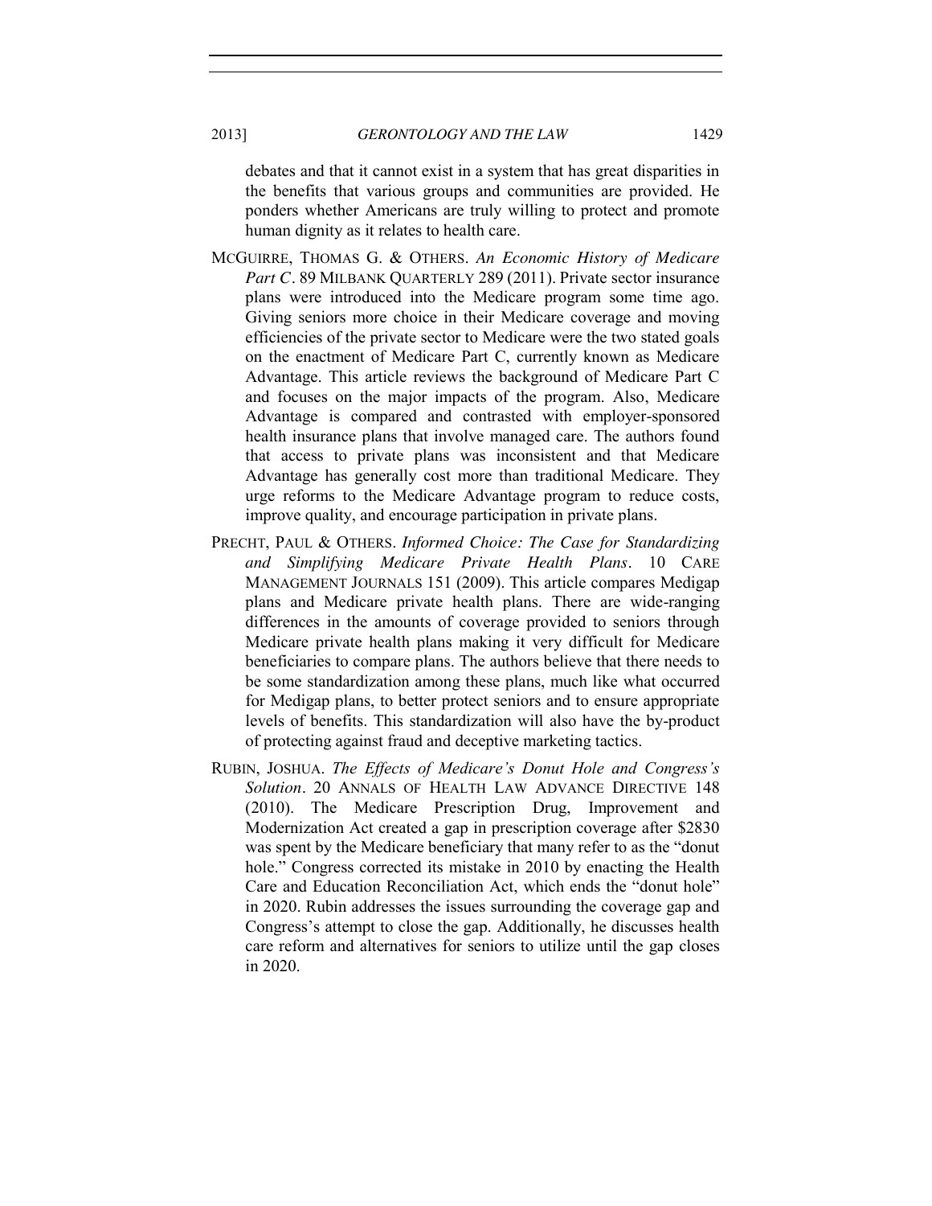debates and that it cannot exist in a system that has great disparities in the benefits that various groups and communities are provided. He ponders whether Americans are truly willing to protect and promote human dignity as it relates to health care.

MCGUIRRE, THOMAS G. & OTHERS. *An Economic History of Medicare Part C*. 89 MILBANK QUARTERLY 289 (2011). Private sector insurance plans were introduced into the Medicare program some time ago. Giving seniors more choice in their Medicare coverage and moving efficiencies of the private sector to Medicare were the two stated goals on the enactment of Medicare Part C, currently known as Medicare Advantage. This article reviews the background of Medicare Part C and focuses on the major impacts of the program. Also, Medicare Advantage is compared and contrasted with employer-sponsored health insurance plans that involve managed care. The authors found that access to private plans was inconsistent and that Medicare Advantage has generally cost more than traditional Medicare. They urge reforms to the Medicare Advantage program to reduce costs, improve quality, and encourage participation in private plans.

PRECHT, PAUL & OTHERS. *Informed Choice: The Case for Standardizing and Simplifying Medicare Private Health Plans*. 10 CARE MANAGEMENT JOURNALS 151 (2009). This article compares Medigap plans and Medicare private health plans. There are wide-ranging differences in the amounts of coverage provided to seniors through Medicare private health plans making it very difficult for Medicare beneficiaries to compare plans. The authors believe that there needs to be some standardization among these plans, much like what occurred for Medigap plans, to better protect seniors and to ensure appropriate levels of benefits. This standardization will also have the by-product of protecting against fraud and deceptive marketing tactics.

RUBIN, JOSHUA. *The Effects of Medicare's Donut Hole and Congress's Solution*. 20 ANNALS OF HEALTH LAW ADVANCE DIRECTIVE 148 (2010). The Medicare Prescription Drug, Improvement and Modernization Act created a gap in prescription coverage after $2830 was spent by the Medicare beneficiary that many refer to as the "donut hole." Congress corrected its mistake in 2010 by enacting the Health Care and Education Reconciliation Act, which ends the "donut hole" in 2020. Rubin addresses the issues surrounding the coverage gap and Congress's attempt to close the gap. Additionally, he discusses health care reform and alternatives for seniors to utilize until the gap closes in 2020.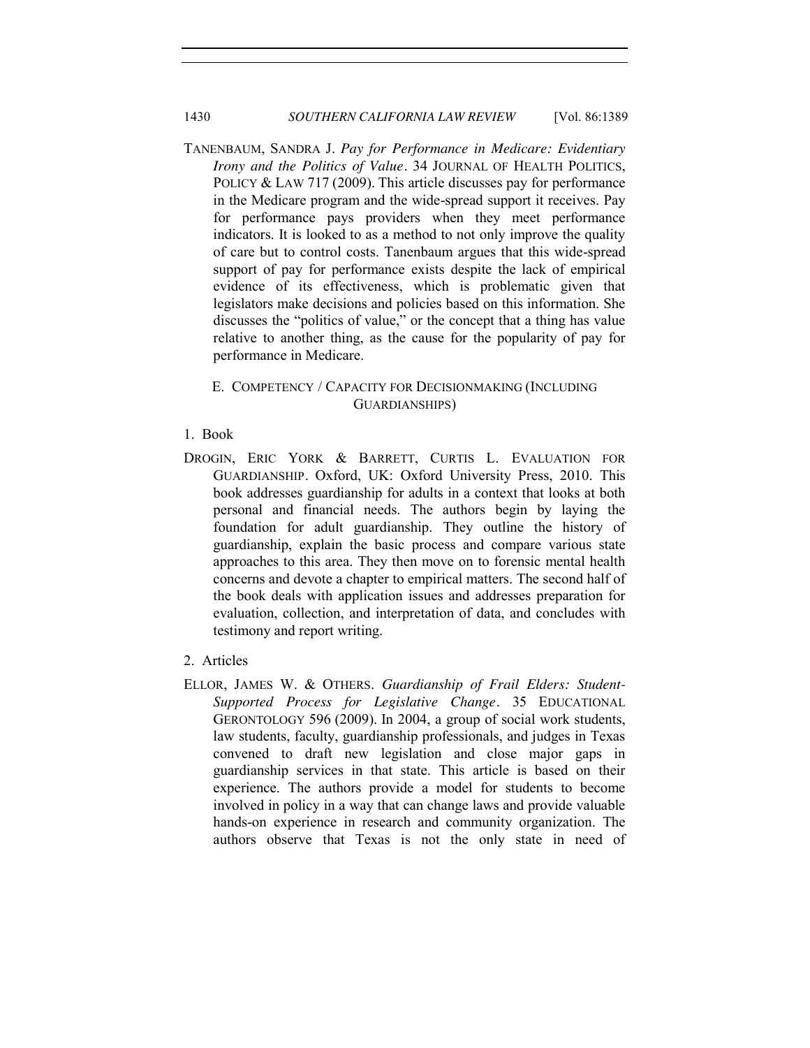TANENBAUM, SANDRA J. *Pay for Performance in Medicare: Evidentiary Irony and the Politics of Value*. 34 JOURNAL OF HEALTH POLITICS, POLICY & LAW 717 (2009). This article discusses pay for performance in the Medicare program and the wide-spread support it receives. Pay for performance pays providers when they meet performance indicators. It is looked to as a method to not only improve the quality of care but to control costs. Tanenbaum argues that this wide-spread support of pay for performance exists despite the lack of empirical evidence of its effectiveness, which is problematic given that legislators make decisions and policies based on this information. She discusses the "politics of value," or the concept that a thing has value relative to another thing, as the cause for the popularity of pay for performance in Medicare.

### E. COMPETENCY / CAPACITY FOR DECISIONMAKING (INCLUDING GUARDIANSHIPS)

#### 1. Book

DROGIN, ERIC YORK & BARRETT, CURTIS L. EVALUATION FOR GUARDIANSHIP. Oxford, UK: Oxford University Press, 2010. This book addresses guardianship for adults in a context that looks at both personal and financial needs. The authors begin by laying the foundation for adult guardianship. They outline the history of guardianship, explain the basic process and compare various state approaches to this area. They then move on to forensic mental health concerns and devote a chapter to empirical matters. The second half of the book deals with application issues and addresses preparation for evaluation, collection, and interpretation of data, and concludes with testimony and report writing.

#### 2. Articles

ELLOR, JAMES W. & OTHERS. *Guardianship of Frail Elders: Student-Supported Process for Legislative Change*. 35 EDUCATIONAL GERONTOLOGY 596 (2009). In 2004, a group of social work students, law students, faculty, guardianship professionals, and judges in Texas convened to draft new legislation and close major gaps in guardianship services in that state. This article is based on their experience. The authors provide a model for students to become involved in policy in a way that can change laws and provide valuable hands-on experience in research and community organization. The authors observe that Texas is not the only state in need of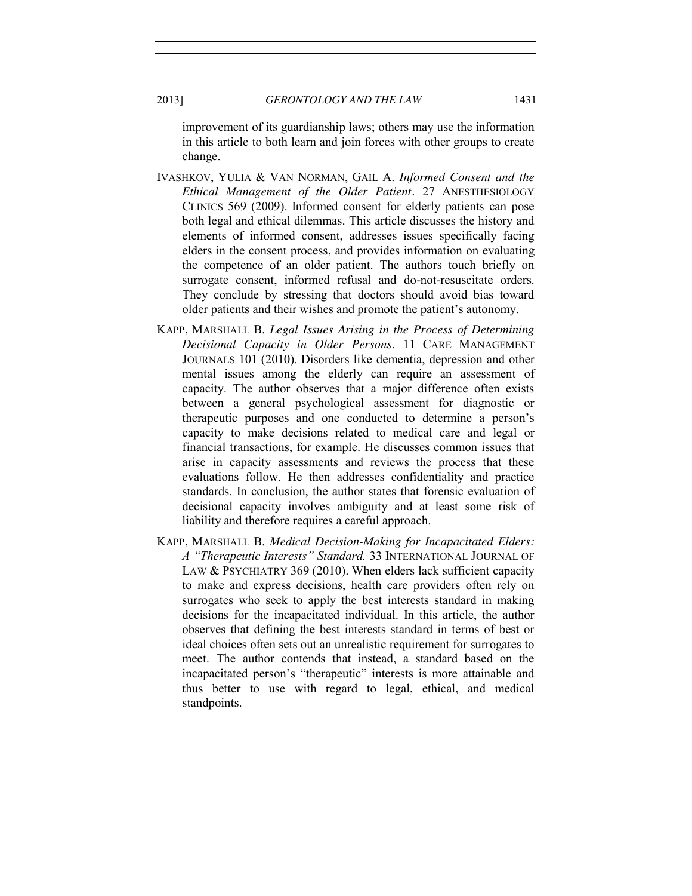improvement of its guardianship laws; others may use the information in this article to both learn and join forces with other groups to create change.

IVASHKOV, YULIA & VAN NORMAN, GAIL A. *Informed Consent and the Ethical Management of the Older Patient*. 27 ANESTHESIOLOGY CLINICS 569 (2009). Informed consent for elderly patients can pose both legal and ethical dilemmas. This article discusses the history and elements of informed consent, addresses issues specifically facing elders in the consent process, and provides information on evaluating the competence of an older patient. The authors touch briefly on surrogate consent, informed refusal and do-not-resuscitate orders. They conclude by stressing that doctors should avoid bias toward older patients and their wishes and promote the patient's autonomy.

KAPP, MARSHALL B. *Legal Issues Arising in the Process of Determining Decisional Capacity in Older Persons*. 11 CARE MANAGEMENT JOURNALS 101 (2010). Disorders like dementia, depression and other mental issues among the elderly can require an assessment of capacity. The author observes that a major difference often exists between a general psychological assessment for diagnostic or therapeutic purposes and one conducted to determine a person's capacity to make decisions related to medical care and legal or financial transactions, for example. He discusses common issues that arise in capacity assessments and reviews the process that these evaluations follow. He then addresses confidentiality and practice standards. In conclusion, the author states that forensic evaluation of decisional capacity involves ambiguity and at least some risk of liability and therefore requires a careful approach.

KAPP, MARSHALL B. *Medical Decision-Making for Incapacitated Elders: A "Therapeutic Interests" Standard.* 33 INTERNATIONAL JOURNAL OF LAW & PSYCHIATRY 369 (2010). When elders lack sufficient capacity to make and express decisions, health care providers often rely on surrogates who seek to apply the best interests standard in making decisions for the incapacitated individual. In this article, the author observes that defining the best interests standard in terms of best or ideal choices often sets out an unrealistic requirement for surrogates to meet. The author contends that instead, a standard based on the incapacitated person's "therapeutic" interests is more attainable and thus better to use with regard to legal, ethical, and medical standpoints.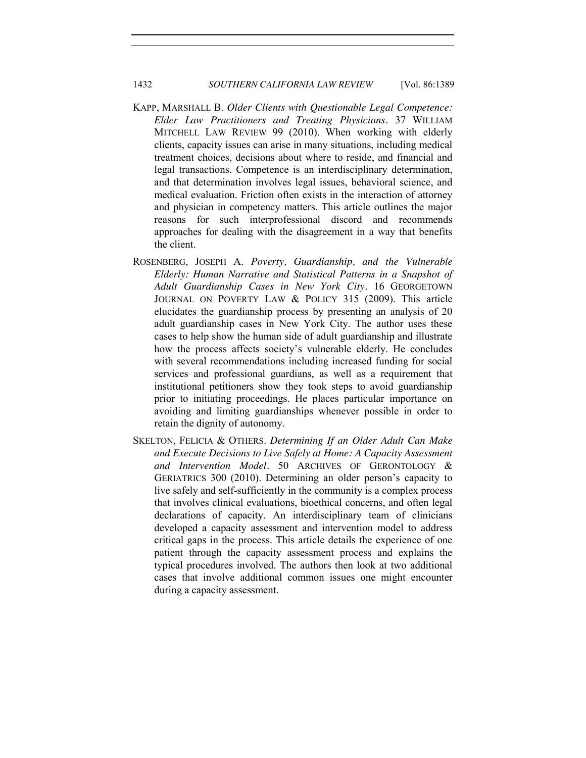KAPP, MARSHALL B. *Older Clients with Questionable Legal Competence: Elder Law Practitioners and Treating Physicians*. 37 WILLIAM MITCHELL LAW REVIEW 99 (2010). When working with elderly clients, capacity issues can arise in many situations, including medical treatment choices, decisions about where to reside, and financial and legal transactions. Competence is an interdisciplinary determination, and that determination involves legal issues, behavioral science, and medical evaluation. Friction often exists in the interaction of attorney and physician in competency matters. This article outlines the major reasons for such interprofessional discord and recommends approaches for dealing with the disagreement in a way that benefits the client.

ROSENBERG, JOSEPH A. *Poverty, Guardianship, and the Vulnerable Elderly: Human Narrative and Statistical Patterns in a Snapshot of Adult Guardianship Cases in New York City*. 16 GEORGETOWN JOURNAL ON POVERTY LAW & POLICY 315 (2009). This article elucidates the guardianship process by presenting an analysis of 20 adult guardianship cases in New York City. The author uses these cases to help show the human side of adult guardianship and illustrate how the process affects society's vulnerable elderly. He concludes with several recommendations including increased funding for social services and professional guardians, as well as a requirement that institutional petitioners show they took steps to avoid guardianship prior to initiating proceedings. He places particular importance on avoiding and limiting guardianships whenever possible in order to retain the dignity of autonomy.

SKELTON, FELICIA & OTHERS. *Determining If an Older Adult Can Make and Execute Decisions to Live Safely at Home: A Capacity Assessment and Intervention Model*. 50 ARCHIVES OF GERONTOLOGY & GERIATRICS 300 (2010). Determining an older person's capacity to live safely and self-sufficiently in the community is a complex process that involves clinical evaluations, bioethical concerns, and often legal declarations of capacity. An interdisciplinary team of clinicians developed a capacity assessment and intervention model to address critical gaps in the process. This article details the experience of one patient through the capacity assessment process and explains the typical procedures involved. The authors then look at two additional cases that involve additional common issues one might encounter during a capacity assessment.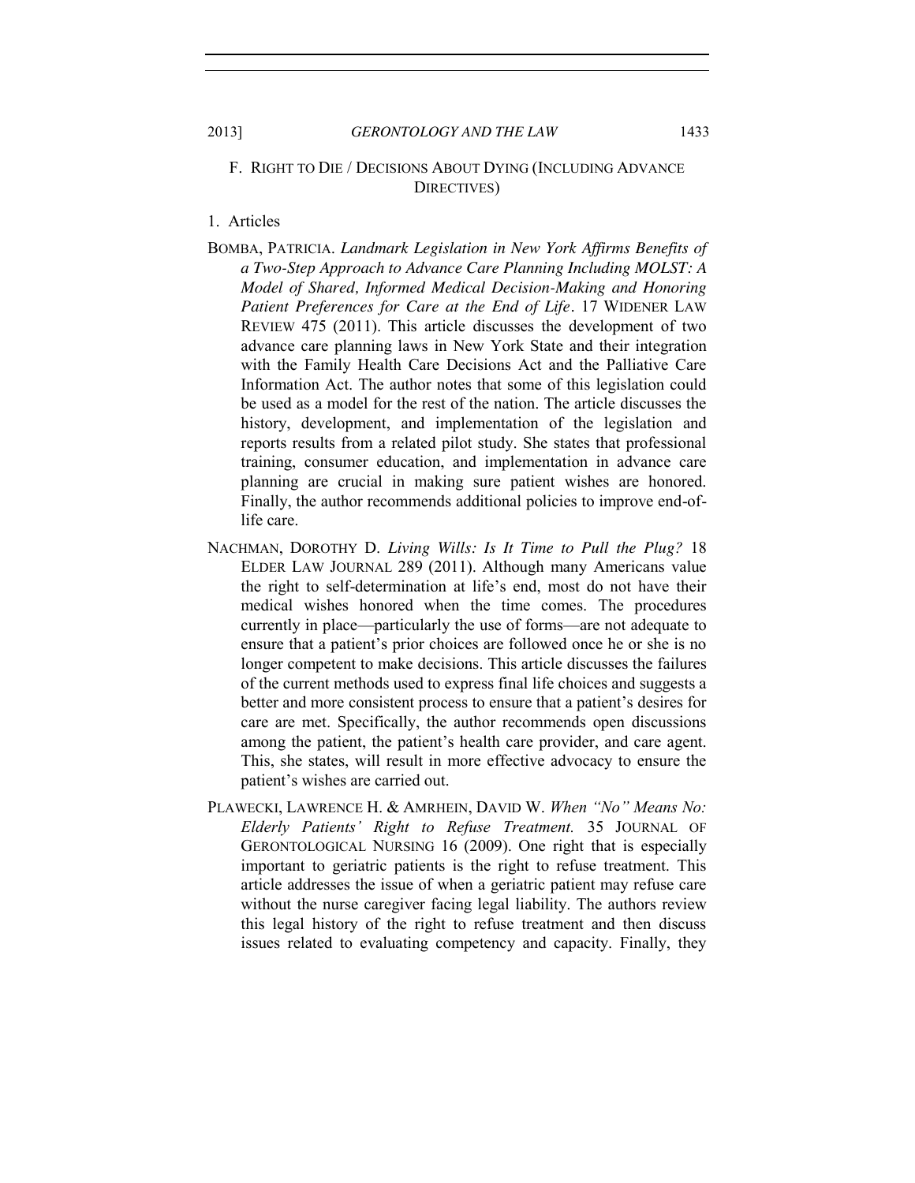### F. Right to Die / Decisions About Dying (Including Advance Directives)

#### 1. Articles

BOMBA, PATRICIA. *Landmark Legislation in New York Affirms Benefits of a Two-Step Approach to Advance Care Planning Including MOLST: A Model of Shared, Informed Medical Decision-Making and Honoring Patient Preferences for Care at the End of Life*. 17 WIDENER LAW REVIEW 475 (2011). This article discusses the development of two advance care planning laws in New York State and their integration with the Family Health Care Decisions Act and the Palliative Care Information Act. The author notes that some of this legislation could be used as a model for the rest of the nation. The article discusses the history, development, and implementation of the legislation and reports results from a related pilot study. She states that professional training, consumer education, and implementation in advance care planning are crucial in making sure patient wishes are honored. Finally, the author recommends additional policies to improve end-of-life care.

NACHMAN, DOROTHY D. *Living Wills: Is It Time to Pull the Plug?* 18 ELDER LAW JOURNAL 289 (2011). Although many Americans value the right to self-determination at life's end, most do not have their medical wishes honored when the time comes. The procedures currently in place—particularly the use of forms—are not adequate to ensure that a patient's prior choices are followed once he or she is no longer competent to make decisions. This article discusses the failures of the current methods used to express final life choices and suggests a better and more consistent process to ensure that a patient's desires for care are met. Specifically, the author recommends open discussions among the patient, the patient's health care provider, and care agent. This, she states, will result in more effective advocacy to ensure the patient's wishes are carried out.

PLAWECKI, LAWRENCE H. & AMRHEIN, DAVID W. *When "No" Means No: Elderly Patients' Right to Refuse Treatment.* 35 JOURNAL OF GERONTOLOGICAL NURSING 16 (2009). One right that is especially important to geriatric patients is the right to refuse treatment. This article addresses the issue of when a geriatric patient may refuse care without the nurse caregiver facing legal liability. The authors review this legal history of the right to refuse treatment and then discuss issues related to evaluating competency and capacity. Finally, they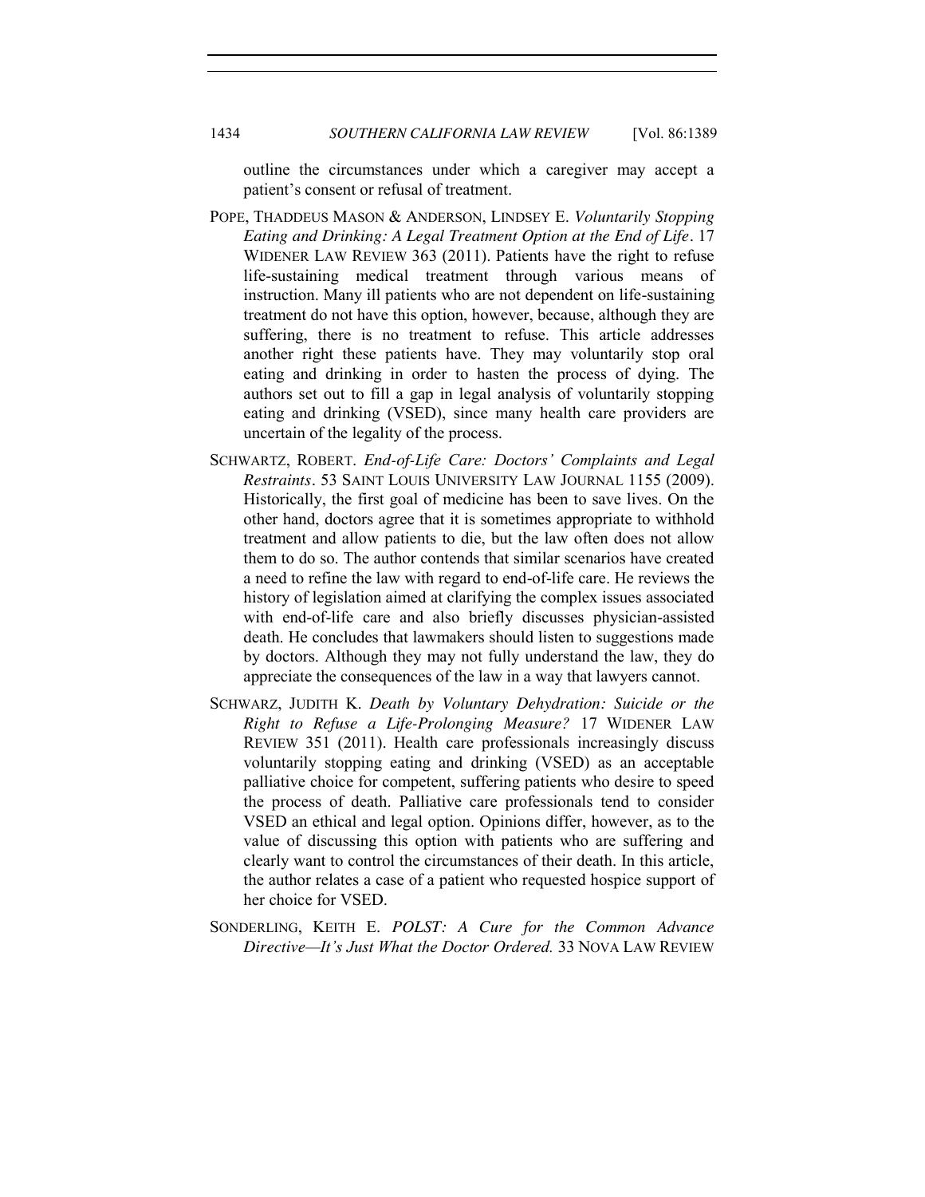outline the circumstances under which a caregiver may accept a patient's consent or refusal of treatment.

POPE, THADDEUS MASON & ANDERSON, LINDSEY E. *Voluntarily Stopping Eating and Drinking: A Legal Treatment Option at the End of Life*. 17 WIDENER LAW REVIEW 363 (2011). Patients have the right to refuse life-sustaining medical treatment through various means of instruction. Many ill patients who are not dependent on life-sustaining treatment do not have this option, however, because, although they are suffering, there is no treatment to refuse. This article addresses another right these patients have. They may voluntarily stop oral eating and drinking in order to hasten the process of dying. The authors set out to fill a gap in legal analysis of voluntarily stopping eating and drinking (VSED), since many health care providers are uncertain of the legality of the process.

SCHWARTZ, ROBERT. *End-of-Life Care: Doctors' Complaints and Legal Restraints*. 53 SAINT LOUIS UNIVERSITY LAW JOURNAL 1155 (2009). Historically, the first goal of medicine has been to save lives. On the other hand, doctors agree that it is sometimes appropriate to withhold treatment and allow patients to die, but the law often does not allow them to do so. The author contends that similar scenarios have created a need to refine the law with regard to end-of-life care. He reviews the history of legislation aimed at clarifying the complex issues associated with end-of-life care and also briefly discusses physician-assisted death. He concludes that lawmakers should listen to suggestions made by doctors. Although they may not fully understand the law, they do appreciate the consequences of the law in a way that lawyers cannot.

SCHWARZ, JUDITH K. *Death by Voluntary Dehydration: Suicide or the Right to Refuse a Life-Prolonging Measure?* 17 WIDENER LAW REVIEW 351 (2011). Health care professionals increasingly discuss voluntarily stopping eating and drinking (VSED) as an acceptable palliative choice for competent, suffering patients who desire to speed the process of death. Palliative care professionals tend to consider VSED an ethical and legal option. Opinions differ, however, as to the value of discussing this option with patients who are suffering and clearly want to control the circumstances of their death. In this article, the author relates a case of a patient who requested hospice support of her choice for VSED.

SONDERLING, KEITH E. *POLST: A Cure for the Common Advance Directive—It's Just What the Doctor Ordered.* 33 NOVA LAW REVIEW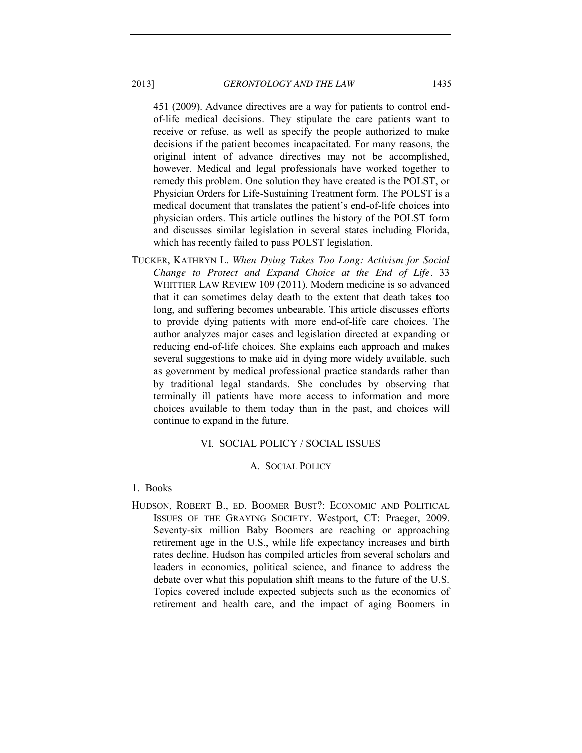451 (2009). Advance directives are a way for patients to control end-of-life medical decisions. They stipulate the care patients want to receive or refuse, as well as specify the people authorized to make decisions if the patient becomes incapacitated. For many reasons, the original intent of advance directives may not be accomplished, however. Medical and legal professionals have worked together to remedy this problem. One solution they have created is the POLST, or Physician Orders for Life-Sustaining Treatment form. The POLST is a medical document that translates the patient's end-of-life choices into physician orders. This article outlines the history of the POLST form and discusses similar legislation in several states including Florida, which has recently failed to pass POLST legislation.

TUCKER, KATHRYN L. *When Dying Takes Too Long: Activism for Social Change to Protect and Expand Choice at the End of Life*. 33 WHITTIER LAW REVIEW 109 (2011). Modern medicine is so advanced that it can sometimes delay death to the extent that death takes too long, and suffering becomes unbearable. This article discusses efforts to provide dying patients with more end-of-life care choices. The author analyzes major cases and legislation directed at expanding or reducing end-of-life choices. She explains each approach and makes several suggestions to make aid in dying more widely available, such as government by medical professional practice standards rather than by traditional legal standards. She concludes by observing that terminally ill patients have more access to information and more choices available to them today than in the past, and choices will continue to expand in the future.

## VI. SOCIAL POLICY / SOCIAL ISSUES

### A. SOCIAL POLICY

1. Books

HUDSON, ROBERT B., ED. BOOMER BUST?: ECONOMIC AND POLITICAL ISSUES OF THE GRAYING SOCIETY. Westport, CT: Praeger, 2009. Seventy-six million Baby Boomers are reaching or approaching retirement age in the U.S., while life expectancy increases and birth rates decline. Hudson has compiled articles from several scholars and leaders in economics, political science, and finance to address the debate over what this population shift means to the future of the U.S. Topics covered include expected subjects such as the economics of retirement and health care, and the impact of aging Boomers in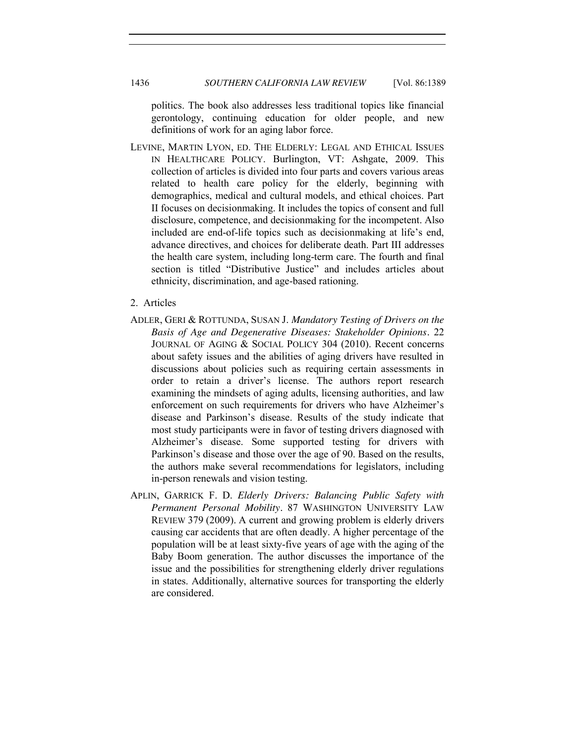politics. The book also addresses less traditional topics like financial gerontology, continuing education for older people, and new definitions of work for an aging labor force.

LEVINE, MARTIN LYON, ED. THE ELDERLY: LEGAL AND ETHICAL ISSUES IN HEALTHCARE POLICY. Burlington, VT: Ashgate, 2009. This collection of articles is divided into four parts and covers various areas related to health care policy for the elderly, beginning with demographics, medical and cultural models, and ethical choices. Part II focuses on decisionmaking. It includes the topics of consent and full disclosure, competence, and decisionmaking for the incompetent. Also included are end-of-life topics such as decisionmaking at life's end, advance directives, and choices for deliberate death. Part III addresses the health care system, including long-term care. The fourth and final section is titled "Distributive Justice" and includes articles about ethnicity, discrimination, and age-based rationing.

2. Articles

ADLER, GERI & ROTTUNDA, SUSAN J. *Mandatory Testing of Drivers on the Basis of Age and Degenerative Diseases: Stakeholder Opinions*. 22 JOURNAL OF AGING & SOCIAL POLICY 304 (2010). Recent concerns about safety issues and the abilities of aging drivers have resulted in discussions about policies such as requiring certain assessments in order to retain a driver's license. The authors report research examining the mindsets of aging adults, licensing authorities, and law enforcement on such requirements for drivers who have Alzheimer's disease and Parkinson's disease. Results of the study indicate that most study participants were in favor of testing drivers diagnosed with Alzheimer's disease. Some supported testing for drivers with Parkinson's disease and those over the age of 90. Based on the results, the authors make several recommendations for legislators, including in-person renewals and vision testing.

APLIN, GARRICK F. D. *Elderly Drivers: Balancing Public Safety with Permanent Personal Mobility*. 87 WASHINGTON UNIVERSITY LAW REVIEW 379 (2009). A current and growing problem is elderly drivers causing car accidents that are often deadly. A higher percentage of the population will be at least sixty-five years of age with the aging of the Baby Boom generation. The author discusses the importance of the issue and the possibilities for strengthening elderly driver regulations in states. Additionally, alternative sources for transporting the elderly are considered.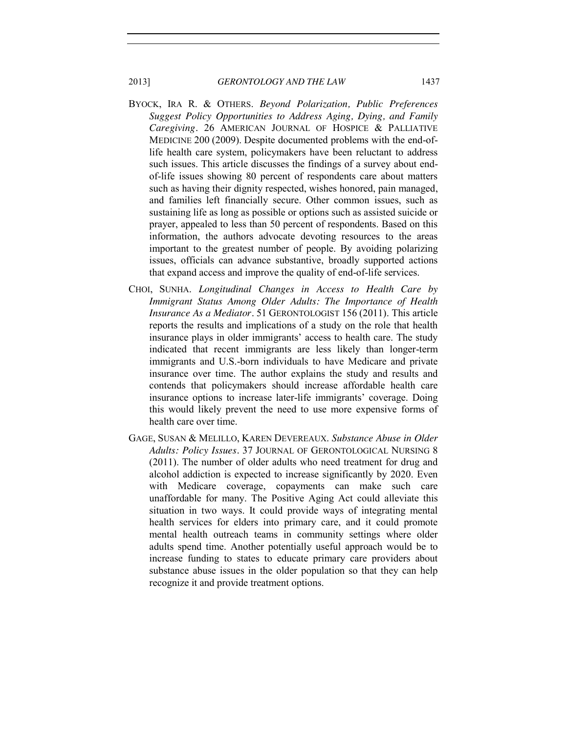BYOCK, IRA R. & OTHERS. *Beyond Polarization, Public Preferences Suggest Policy Opportunities to Address Aging, Dying, and Family Caregiving*. 26 AMERICAN JOURNAL OF HOSPICE & PALLIATIVE MEDICINE 200 (2009). Despite documented problems with the end-of-life health care system, policymakers have been reluctant to address such issues. This article discusses the findings of a survey about end-of-life issues showing 80 percent of respondents care about matters such as having their dignity respected, wishes honored, pain managed, and families left financially secure. Other common issues, such as sustaining life as long as possible or options such as assisted suicide or prayer, appealed to less than 50 percent of respondents. Based on this information, the authors advocate devoting resources to the areas important to the greatest number of people. By avoiding polarizing issues, officials can advance substantive, broadly supported actions that expand access and improve the quality of end-of-life services.

CHOI, SUNHA. *Longitudinal Changes in Access to Health Care by Immigrant Status Among Older Adults: The Importance of Health Insurance As a Mediator*. 51 GERONTOLOGIST 156 (2011). This article reports the results and implications of a study on the role that health insurance plays in older immigrants' access to health care. The study indicated that recent immigrants are less likely than longer-term immigrants and U.S.-born individuals to have Medicare and private insurance over time. The author explains the study and results and contends that policymakers should increase affordable health care insurance options to increase later-life immigrants' coverage. Doing this would likely prevent the need to use more expensive forms of health care over time.

GAGE, SUSAN & MELILLO, KAREN DEVEREAUX. *Substance Abuse in Older Adults: Policy Issues*. 37 JOURNAL OF GERONTOLOGICAL NURSING 8 (2011). The number of older adults who need treatment for drug and alcohol addiction is expected to increase significantly by 2020. Even with Medicare coverage, copayments can make such care unaffordable for many. The Positive Aging Act could alleviate this situation in two ways. It could provide ways of integrating mental health services for elders into primary care, and it could promote mental health outreach teams in community settings where older adults spend time. Another potentially useful approach would be to increase funding to states to educate primary care providers about substance abuse issues in the older population so that they can help recognize it and provide treatment options.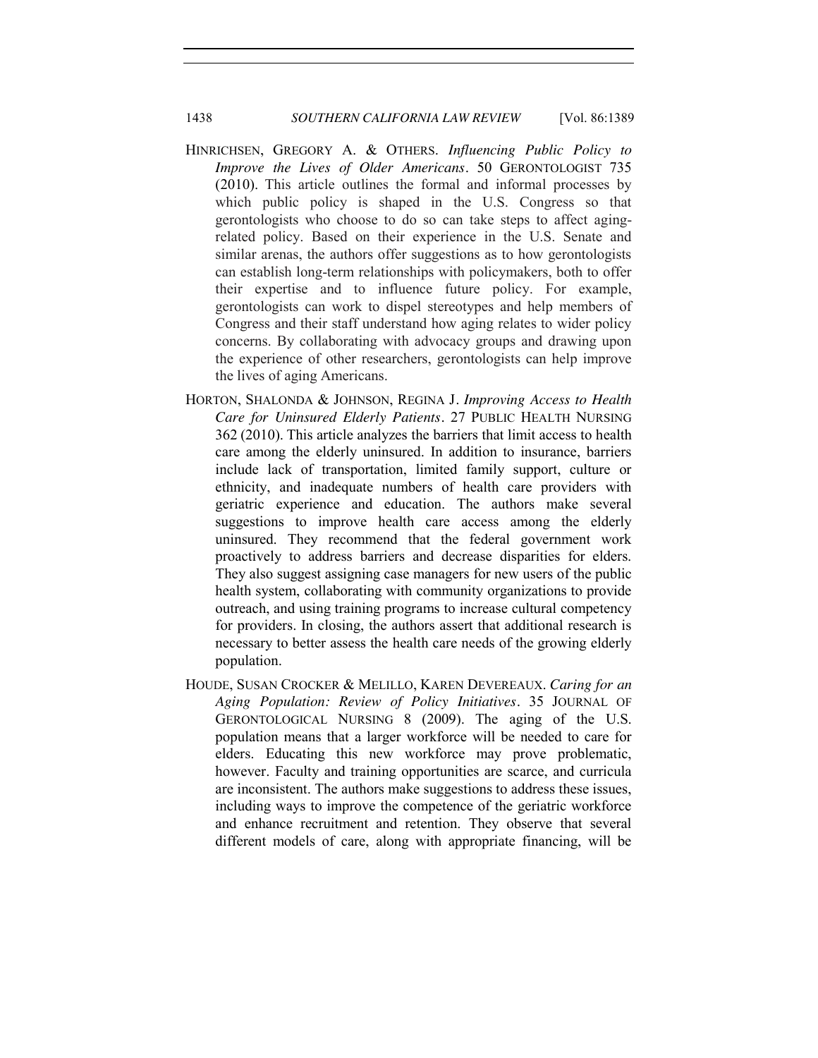HINRICHSEN, GREGORY A. & OTHERS. *Influencing Public Policy to Improve the Lives of Older Americans*. 50 GERONTOLOGIST 735 (2010). This article outlines the formal and informal processes by which public policy is shaped in the U.S. Congress so that gerontologists who choose to do so can take steps to affect aging-related policy. Based on their experience in the U.S. Senate and similar arenas, the authors offer suggestions as to how gerontologists can establish long-term relationships with policymakers, both to offer their expertise and to influence future policy. For example, gerontologists can work to dispel stereotypes and help members of Congress and their staff understand how aging relates to wider policy concerns. By collaborating with advocacy groups and drawing upon the experience of other researchers, gerontologists can help improve the lives of aging Americans.

HORTON, SHALONDA & JOHNSON, REGINA J. *Improving Access to Health Care for Uninsured Elderly Patients*. 27 PUBLIC HEALTH NURSING 362 (2010). This article analyzes the barriers that limit access to health care among the elderly uninsured. In addition to insurance, barriers include lack of transportation, limited family support, culture or ethnicity, and inadequate numbers of health care providers with geriatric experience and education. The authors make several suggestions to improve health care access among the elderly uninsured. They recommend that the federal government work proactively to address barriers and decrease disparities for elders. They also suggest assigning case managers for new users of the public health system, collaborating with community organizations to provide outreach, and using training programs to increase cultural competency for providers. In closing, the authors assert that additional research is necessary to better assess the health care needs of the growing elderly population.

HOUDE, SUSAN CROCKER & MELILLO, KAREN DEVEREAUX. *Caring for an Aging Population: Review of Policy Initiatives*. 35 JOURNAL OF GERONTOLOGICAL NURSING 8 (2009). The aging of the U.S. population means that a larger workforce will be needed to care for elders. Educating this new workforce may prove problematic, however. Faculty and training opportunities are scarce, and curricula are inconsistent. The authors make suggestions to address these issues, including ways to improve the competence of the geriatric workforce and enhance recruitment and retention. They observe that several different models of care, along with appropriate financing, will be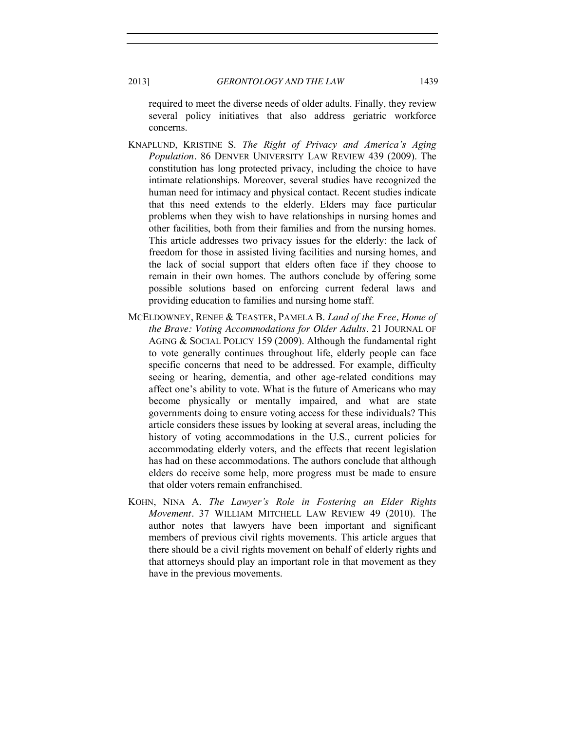required to meet the diverse needs of older adults. Finally, they review several policy initiatives that also address geriatric workforce concerns.

KNAPLUND, KRISTINE S. *The Right of Privacy and America's Aging Population*. 86 DENVER UNIVERSITY LAW REVIEW 439 (2009). The constitution has long protected privacy, including the choice to have intimate relationships. Moreover, several studies have recognized the human need for intimacy and physical contact. Recent studies indicate that this need extends to the elderly. Elders may face particular problems when they wish to have relationships in nursing homes and other facilities, both from their families and from the nursing homes. This article addresses two privacy issues for the elderly: the lack of freedom for those in assisted living facilities and nursing homes, and the lack of social support that elders often face if they choose to remain in their own homes. The authors conclude by offering some possible solutions based on enforcing current federal laws and providing education to families and nursing home staff.

MCELDOWNEY, RENEE & TEASTER, PAMELA B. *Land of the Free, Home of the Brave: Voting Accommodations for Older Adults*. 21 JOURNAL OF AGING & SOCIAL POLICY 159 (2009). Although the fundamental right to vote generally continues throughout life, elderly people can face specific concerns that need to be addressed. For example, difficulty seeing or hearing, dementia, and other age-related conditions may affect one's ability to vote. What is the future of Americans who may become physically or mentally impaired, and what are state governments doing to ensure voting access for these individuals? This article considers these issues by looking at several areas, including the history of voting accommodations in the U.S., current policies for accommodating elderly voters, and the effects that recent legislation has had on these accommodations. The authors conclude that although elders do receive some help, more progress must be made to ensure that older voters remain enfranchised.

KOHN, NINA A. *The Lawyer's Role in Fostering an Elder Rights Movement*. 37 WILLIAM MITCHELL LAW REVIEW 49 (2010). The author notes that lawyers have been important and significant members of previous civil rights movements. This article argues that there should be a civil rights movement on behalf of elderly rights and that attorneys should play an important role in that movement as they have in the previous movements.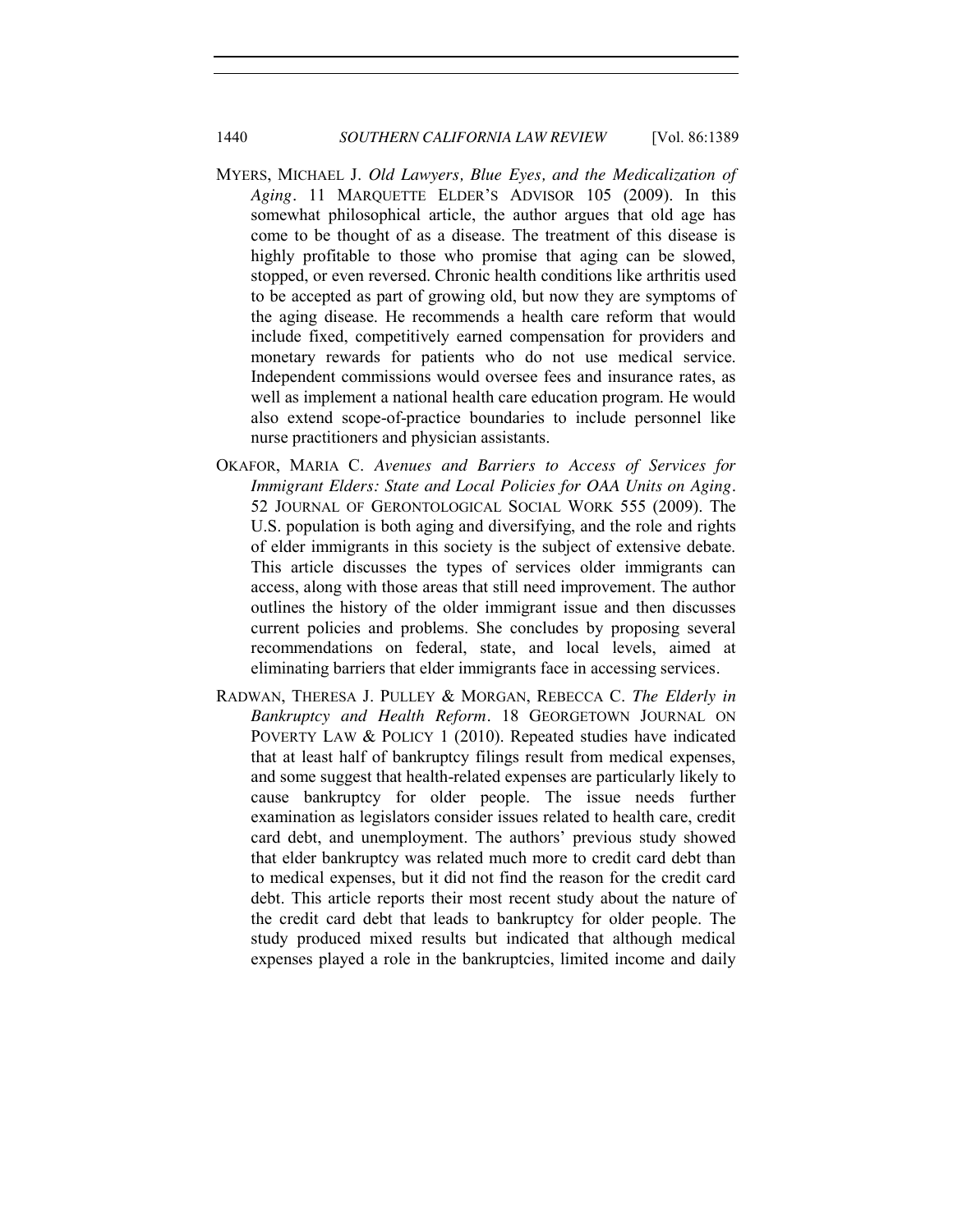MYERS, MICHAEL J. *Old Lawyers, Blue Eyes, and the Medicalization of Aging*. 11 MARQUETTE ELDER'S ADVISOR 105 (2009). In this somewhat philosophical article, the author argues that old age has come to be thought of as a disease. The treatment of this disease is highly profitable to those who promise that aging can be slowed, stopped, or even reversed. Chronic health conditions like arthritis used to be accepted as part of growing old, but now they are symptoms of the aging disease. He recommends a health care reform that would include fixed, competitively earned compensation for providers and monetary rewards for patients who do not use medical service. Independent commissions would oversee fees and insurance rates, as well as implement a national health care education program. He would also extend scope-of-practice boundaries to include personnel like nurse practitioners and physician assistants.

OKAFOR, MARIA C. *Avenues and Barriers to Access of Services for Immigrant Elders: State and Local Policies for OAA Units on Aging*. 52 JOURNAL OF GERONTOLOGICAL SOCIAL WORK 555 (2009). The U.S. population is both aging and diversifying, and the role and rights of elder immigrants in this society is the subject of extensive debate. This article discusses the types of services older immigrants can access, along with those areas that still need improvement. The author outlines the history of the older immigrant issue and then discusses current policies and problems. She concludes by proposing several recommendations on federal, state, and local levels, aimed at eliminating barriers that elder immigrants face in accessing services.

RADWAN, THERESA J. PULLEY & MORGAN, REBECCA C. *The Elderly in Bankruptcy and Health Reform*. 18 GEORGETOWN JOURNAL ON POVERTY LAW & POLICY 1 (2010). Repeated studies have indicated that at least half of bankruptcy filings result from medical expenses, and some suggest that health-related expenses are particularly likely to cause bankruptcy for older people. The issue needs further examination as legislators consider issues related to health care, credit card debt, and unemployment. The authors' previous study showed that elder bankruptcy was related much more to credit card debt than to medical expenses, but it did not find the reason for the credit card debt. This article reports their most recent study about the nature of the credit card debt that leads to bankruptcy for older people. The study produced mixed results but indicated that although medical expenses played a role in the bankruptcies, limited income and daily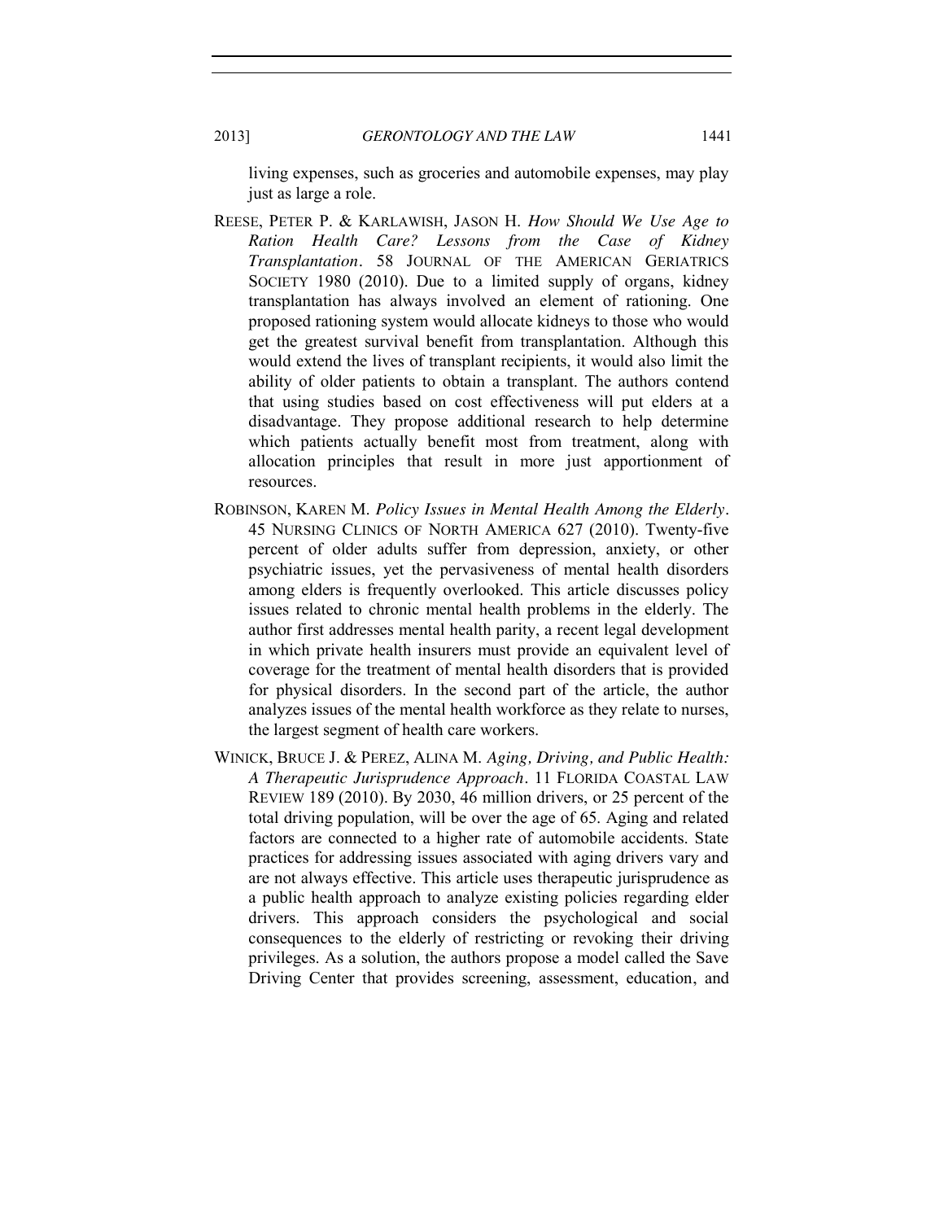living expenses, such as groceries and automobile expenses, may play just as large a role.

REESE, PETER P. & KARLAWISH, JASON H. *How Should We Use Age to Ration Health Care? Lessons from the Case of Kidney Transplantation*. 58 JOURNAL OF THE AMERICAN GERIATRICS SOCIETY 1980 (2010). Due to a limited supply of organs, kidney transplantation has always involved an element of rationing. One proposed rationing system would allocate kidneys to those who would get the greatest survival benefit from transplantation. Although this would extend the lives of transplant recipients, it would also limit the ability of older patients to obtain a transplant. The authors contend that using studies based on cost effectiveness will put elders at a disadvantage. They propose additional research to help determine which patients actually benefit most from treatment, along with allocation principles that result in more just apportionment of resources.

ROBINSON, KAREN M. *Policy Issues in Mental Health Among the Elderly*. 45 NURSING CLINICS OF NORTH AMERICA 627 (2010). Twenty-five percent of older adults suffer from depression, anxiety, or other psychiatric issues, yet the pervasiveness of mental health disorders among elders is frequently overlooked. This article discusses policy issues related to chronic mental health problems in the elderly. The author first addresses mental health parity, a recent legal development in which private health insurers must provide an equivalent level of coverage for the treatment of mental health disorders that is provided for physical disorders. In the second part of the article, the author analyzes issues of the mental health workforce as they relate to nurses, the largest segment of health care workers.

WINICK, BRUCE J. & PEREZ, ALINA M. *Aging, Driving, and Public Health: A Therapeutic Jurisprudence Approach*. 11 FLORIDA COASTAL LAW REVIEW 189 (2010). By 2030, 46 million drivers, or 25 percent of the total driving population, will be over the age of 65. Aging and related factors are connected to a higher rate of automobile accidents. State practices for addressing issues associated with aging drivers vary and are not always effective. This article uses therapeutic jurisprudence as a public health approach to analyze existing policies regarding elder drivers. This approach considers the psychological and social consequences to the elderly of restricting or revoking their driving privileges. As a solution, the authors propose a model called the Save Driving Center that provides screening, assessment, education, and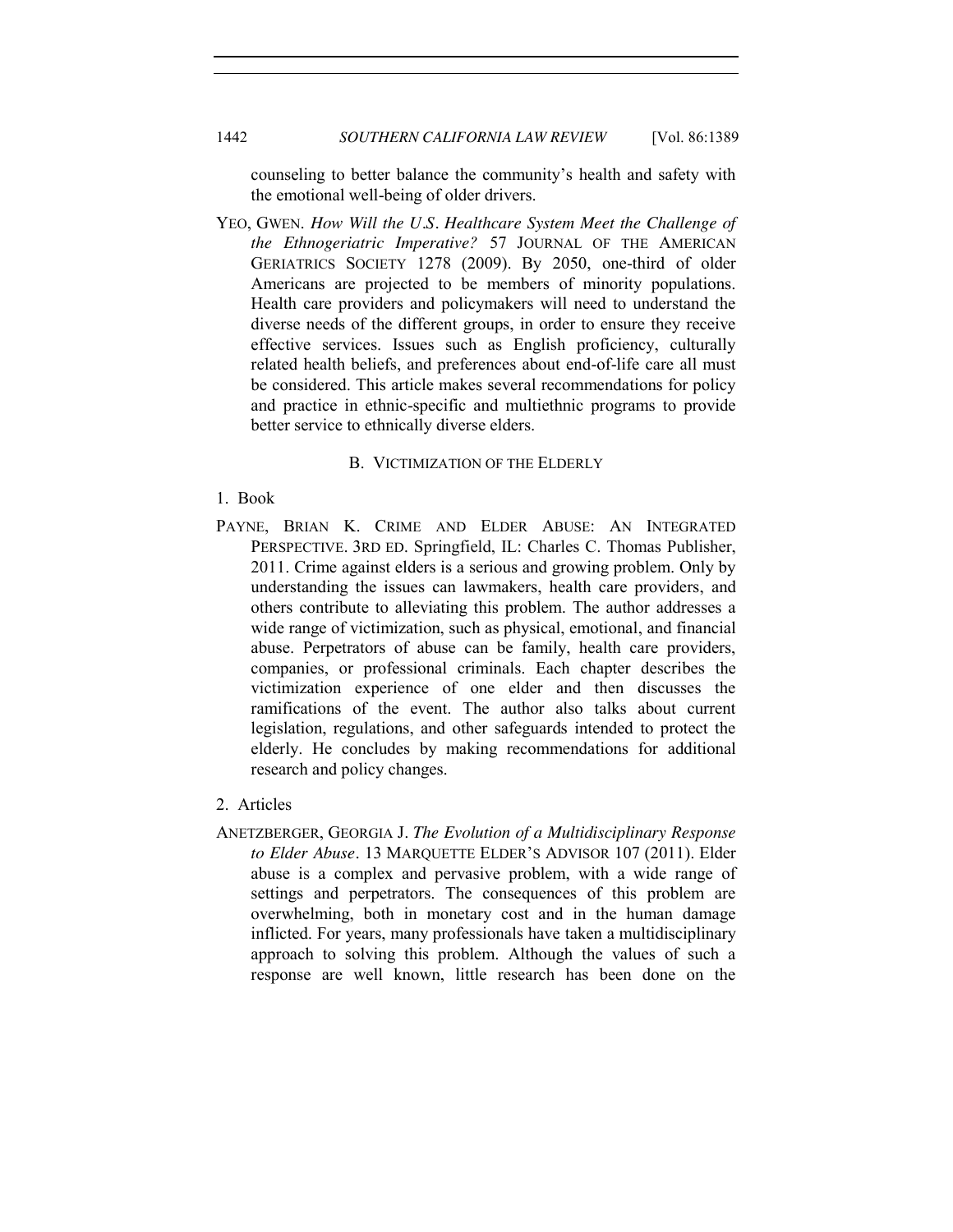counseling to better balance the community's health and safety with the emotional well-being of older drivers.

YEO, GWEN. *How Will the U.S. Healthcare System Meet the Challenge of the Ethnogeriatric Imperative?* 57 JOURNAL OF THE AMERICAN GERIATRICS SOCIETY 1278 (2009). By 2050, one-third of older Americans are projected to be members of minority populations. Health care providers and policymakers will need to understand the diverse needs of the different groups, in order to ensure they receive effective services. Issues such as English proficiency, culturally related health beliefs, and preferences about end-of-life care all must be considered. This article makes several recommendations for policy and practice in ethnic-specific and multiethnic programs to provide better service to ethnically diverse elders.

### B. VICTIMIZATION OF THE ELDERLY

#### 1. Book

PAYNE, BRIAN K. CRIME AND ELDER ABUSE: AN INTEGRATED PERSPECTIVE. 3RD ED. Springfield, IL: Charles C. Thomas Publisher, 2011. Crime against elders is a serious and growing problem. Only by understanding the issues can lawmakers, health care providers, and others contribute to alleviating this problem. The author addresses a wide range of victimization, such as physical, emotional, and financial abuse. Perpetrators of abuse can be family, health care providers, companies, or professional criminals. Each chapter describes the victimization experience of one elder and then discusses the ramifications of the event. The author also talks about current legislation, regulations, and other safeguards intended to protect the elderly. He concludes by making recommendations for additional research and policy changes.

#### 2. Articles

ANETZBERGER, GEORGIA J. *The Evolution of a Multidisciplinary Response to Elder Abuse*. 13 MARQUETTE ELDER'S ADVISOR 107 (2011). Elder abuse is a complex and pervasive problem, with a wide range of settings and perpetrators. The consequences of this problem are overwhelming, both in monetary cost and in the human damage inflicted. For years, many professionals have taken a multidisciplinary approach to solving this problem. Although the values of such a response are well known, little research has been done on the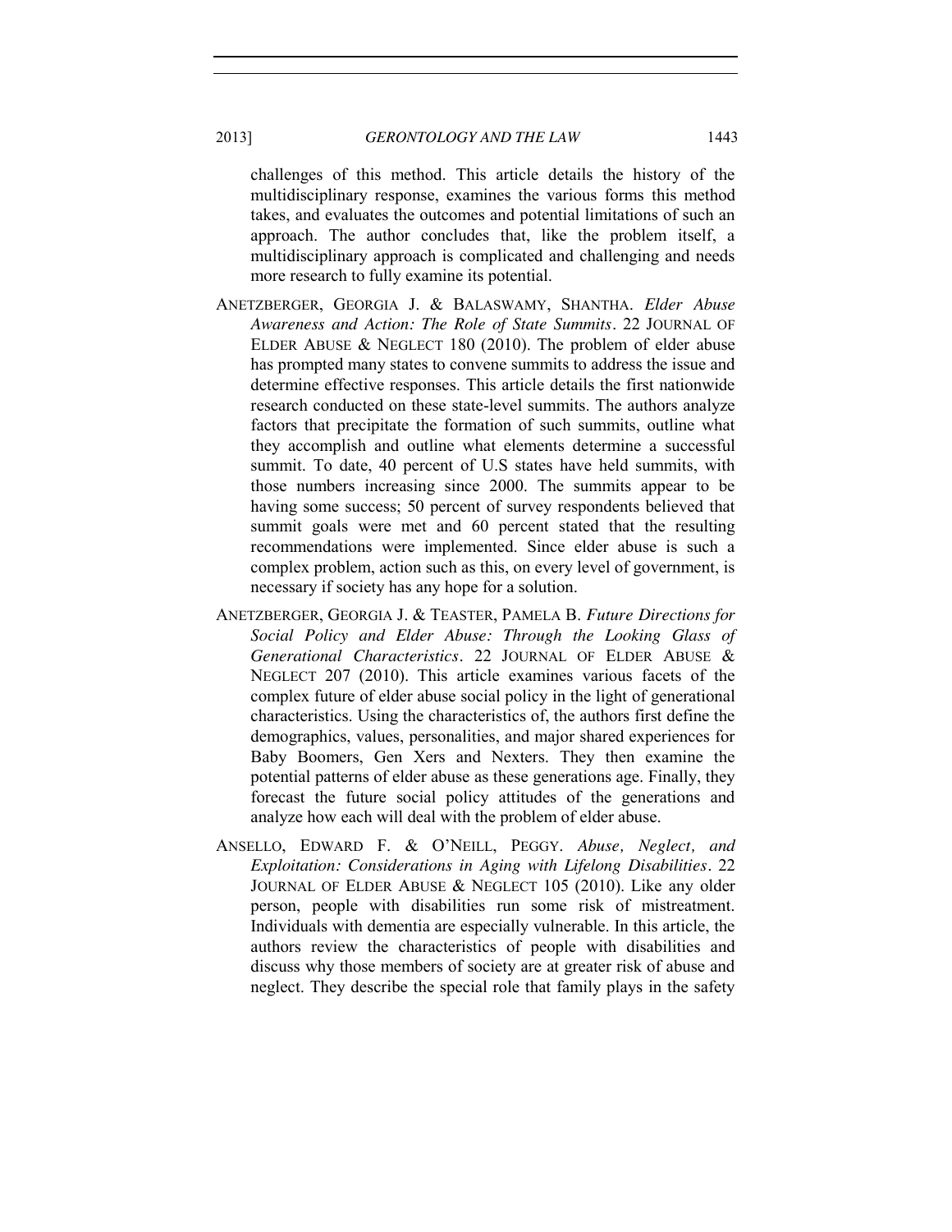challenges of this method. This article details the history of the multidisciplinary response, examines the various forms this method takes, and evaluates the outcomes and potential limitations of such an approach. The author concludes that, like the problem itself, a multidisciplinary approach is complicated and challenging and needs more research to fully examine its potential.

ANETZBERGER, GEORGIA J. & BALASWAMY, SHANTHA. *Elder Abuse Awareness and Action: The Role of State Summits*. 22 JOURNAL OF ELDER ABUSE & NEGLECT 180 (2010). The problem of elder abuse has prompted many states to convene summits to address the issue and determine effective responses. This article details the first nationwide research conducted on these state-level summits. The authors analyze factors that precipitate the formation of such summits, outline what they accomplish and outline what elements determine a successful summit. To date, 40 percent of U.S states have held summits, with those numbers increasing since 2000. The summits appear to be having some success; 50 percent of survey respondents believed that summit goals were met and 60 percent stated that the resulting recommendations were implemented. Since elder abuse is such a complex problem, action such as this, on every level of government, is necessary if society has any hope for a solution.

ANETZBERGER, GEORGIA J. & TEASTER, PAMELA B. *Future Directions for Social Policy and Elder Abuse: Through the Looking Glass of Generational Characteristics*. 22 JOURNAL OF ELDER ABUSE & NEGLECT 207 (2010). This article examines various facets of the complex future of elder abuse social policy in the light of generational characteristics. Using the characteristics of, the authors first define the demographics, values, personalities, and major shared experiences for Baby Boomers, Gen Xers and Nexters. They then examine the potential patterns of elder abuse as these generations age. Finally, they forecast the future social policy attitudes of the generations and analyze how each will deal with the problem of elder abuse.

ANSELLO, EDWARD F. & O'NEILL, PEGGY. *Abuse, Neglect, and Exploitation: Considerations in Aging with Lifelong Disabilities*. 22 JOURNAL OF ELDER ABUSE & NEGLECT 105 (2010). Like any older person, people with disabilities run some risk of mistreatment. Individuals with dementia are especially vulnerable. In this article, the authors review the characteristics of people with disabilities and discuss why those members of society are at greater risk of abuse and neglect. They describe the special role that family plays in the safety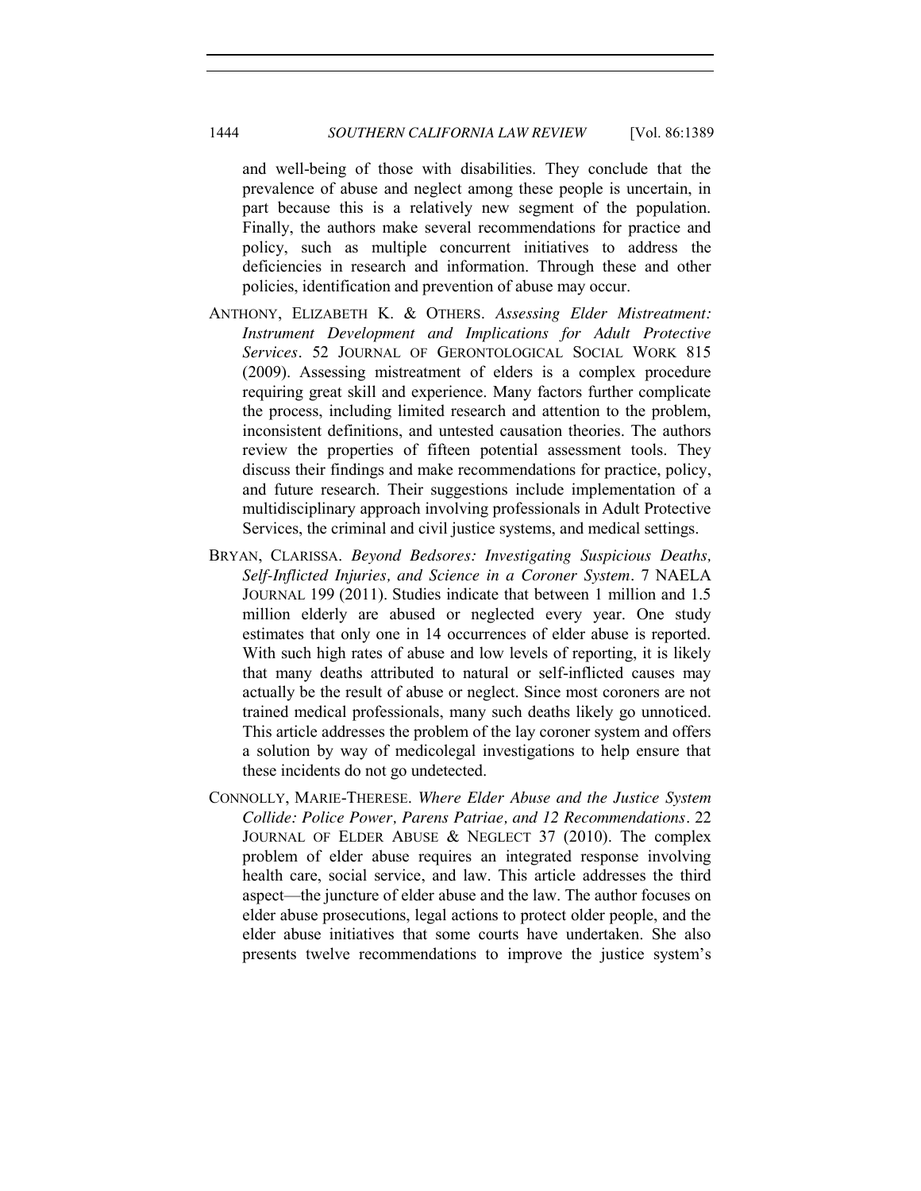and well-being of those with disabilities. They conclude that the prevalence of abuse and neglect among these people is uncertain, in part because this is a relatively new segment of the population. Finally, the authors make several recommendations for practice and policy, such as multiple concurrent initiatives to address the deficiencies in research and information. Through these and other policies, identification and prevention of abuse may occur.

ANTHONY, ELIZABETH K. & OTHERS. *Assessing Elder Mistreatment: Instrument Development and Implications for Adult Protective Services*. 52 JOURNAL OF GERONTOLOGICAL SOCIAL WORK 815 (2009). Assessing mistreatment of elders is a complex procedure requiring great skill and experience. Many factors further complicate the process, including limited research and attention to the problem, inconsistent definitions, and untested causation theories. The authors review the properties of fifteen potential assessment tools. They discuss their findings and make recommendations for practice, policy, and future research. Their suggestions include implementation of a multidisciplinary approach involving professionals in Adult Protective Services, the criminal and civil justice systems, and medical settings.

BRYAN, CLARISSA. *Beyond Bedsores: Investigating Suspicious Deaths, Self-Inflicted Injuries, and Science in a Coroner System*. 7 NAELA JOURNAL 199 (2011). Studies indicate that between 1 million and 1.5 million elderly are abused or neglected every year. One study estimates that only one in 14 occurrences of elder abuse is reported. With such high rates of abuse and low levels of reporting, it is likely that many deaths attributed to natural or self-inflicted causes may actually be the result of abuse or neglect. Since most coroners are not trained medical professionals, many such deaths likely go unnoticed. This article addresses the problem of the lay coroner system and offers a solution by way of medicolegal investigations to help ensure that these incidents do not go undetected.

CONNOLLY, MARIE-THERESE. *Where Elder Abuse and the Justice System Collide: Police Power, Parens Patriae, and 12 Recommendations*. 22 JOURNAL OF ELDER ABUSE & NEGLECT 37 (2010). The complex problem of elder abuse requires an integrated response involving health care, social service, and law. This article addresses the third aspect—the juncture of elder abuse and the law. The author focuses on elder abuse prosecutions, legal actions to protect older people, and the elder abuse initiatives that some courts have undertaken. She also presents twelve recommendations to improve the justice system's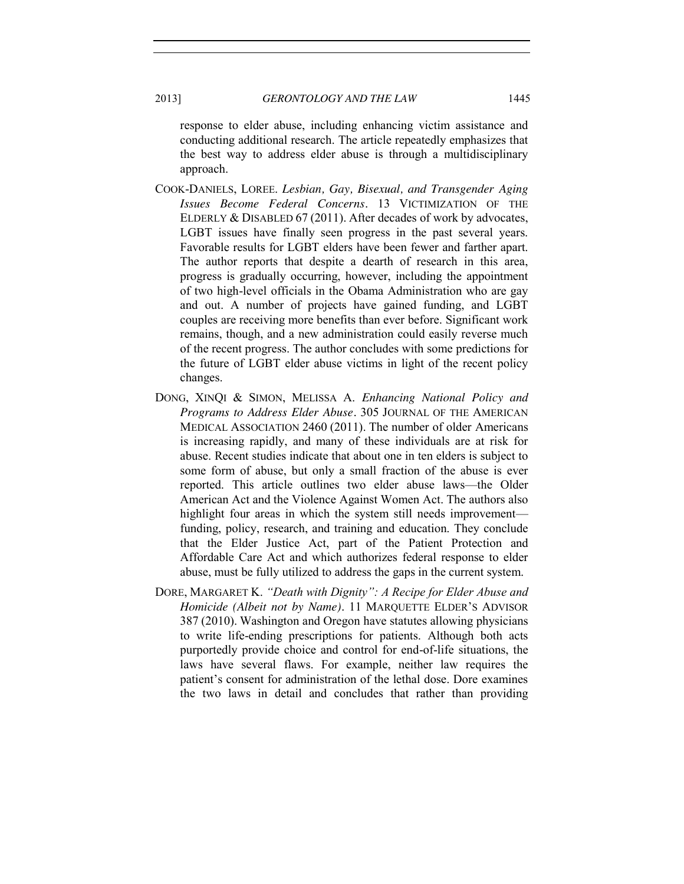response to elder abuse, including enhancing victim assistance and conducting additional research. The article repeatedly emphasizes that the best way to address elder abuse is through a multidisciplinary approach.

COOK-DANIELS, LOREE. *Lesbian, Gay, Bisexual, and Transgender Aging Issues Become Federal Concerns*. 13 VICTIMIZATION OF THE ELDERLY & DISABLED 67 (2011). After decades of work by advocates, LGBT issues have finally seen progress in the past several years. Favorable results for LGBT elders have been fewer and farther apart. The author reports that despite a dearth of research in this area, progress is gradually occurring, however, including the appointment of two high-level officials in the Obama Administration who are gay and out. A number of projects have gained funding, and LGBT couples are receiving more benefits than ever before. Significant work remains, though, and a new administration could easily reverse much of the recent progress. The author concludes with some predictions for the future of LGBT elder abuse victims in light of the recent policy changes.

DONG, XINQI & SIMON, MELISSA A. *Enhancing National Policy and Programs to Address Elder Abuse*. 305 JOURNAL OF THE AMERICAN MEDICAL ASSOCIATION 2460 (2011). The number of older Americans is increasing rapidly, and many of these individuals are at risk for abuse. Recent studies indicate that about one in ten elders is subject to some form of abuse, but only a small fraction of the abuse is ever reported. This article outlines two elder abuse laws—the Older American Act and the Violence Against Women Act. The authors also highlight four areas in which the system still needs improvement—funding, policy, research, and training and education. They conclude that the Elder Justice Act, part of the Patient Protection and Affordable Care Act and which authorizes federal response to elder abuse, must be fully utilized to address the gaps in the current system.

DORE, MARGARET K. *"Death with Dignity": A Recipe for Elder Abuse and Homicide (Albeit not by Name)*. 11 MARQUETTE ELDER'S ADVISOR 387 (2010). Washington and Oregon have statutes allowing physicians to write life-ending prescriptions for patients. Although both acts purportedly provide choice and control for end-of-life situations, the laws have several flaws. For example, neither law requires the patient's consent for administration of the lethal dose. Dore examines the two laws in detail and concludes that rather than providing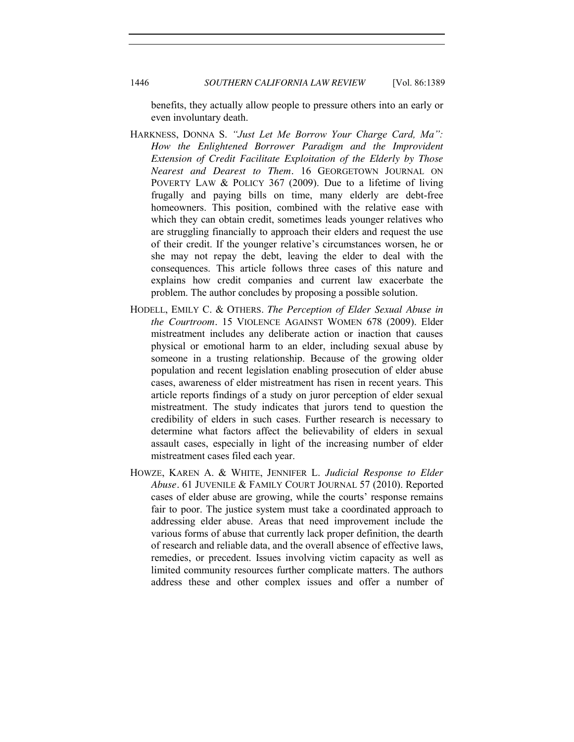benefits, they actually allow people to pressure others into an early or even involuntary death.

HARKNESS, DONNA S. *"Just Let Me Borrow Your Charge Card, Ma": How the Enlightened Borrower Paradigm and the Improvident Extension of Credit Facilitate Exploitation of the Elderly by Those Nearest and Dearest to Them*. 16 GEORGETOWN JOURNAL ON POVERTY LAW & POLICY 367 (2009). Due to a lifetime of living frugally and paying bills on time, many elderly are debt-free homeowners. This position, combined with the relative ease with which they can obtain credit, sometimes leads younger relatives who are struggling financially to approach their elders and request the use of their credit. If the younger relative's circumstances worsen, he or she may not repay the debt, leaving the elder to deal with the consequences. This article follows three cases of this nature and explains how credit companies and current law exacerbate the problem. The author concludes by proposing a possible solution.

HODELL, EMILY C. & OTHERS. *The Perception of Elder Sexual Abuse in the Courtroom*. 15 VIOLENCE AGAINST WOMEN 678 (2009). Elder mistreatment includes any deliberate action or inaction that causes physical or emotional harm to an elder, including sexual abuse by someone in a trusting relationship. Because of the growing older population and recent legislation enabling prosecution of elder abuse cases, awareness of elder mistreatment has risen in recent years. This article reports findings of a study on juror perception of elder sexual mistreatment. The study indicates that jurors tend to question the credibility of elders in such cases. Further research is necessary to determine what factors affect the believability of elders in sexual assault cases, especially in light of the increasing number of elder mistreatment cases filed each year.

HOWZE, KAREN A. & WHITE, JENNIFER L. *Judicial Response to Elder Abuse*. 61 JUVENILE & FAMILY COURT JOURNAL 57 (2010). Reported cases of elder abuse are growing, while the courts' response remains fair to poor. The justice system must take a coordinated approach to addressing elder abuse. Areas that need improvement include the various forms of abuse that currently lack proper definition, the dearth of research and reliable data, and the overall absence of effective laws, remedies, or precedent. Issues involving victim capacity as well as limited community resources further complicate matters. The authors address these and other complex issues and offer a number of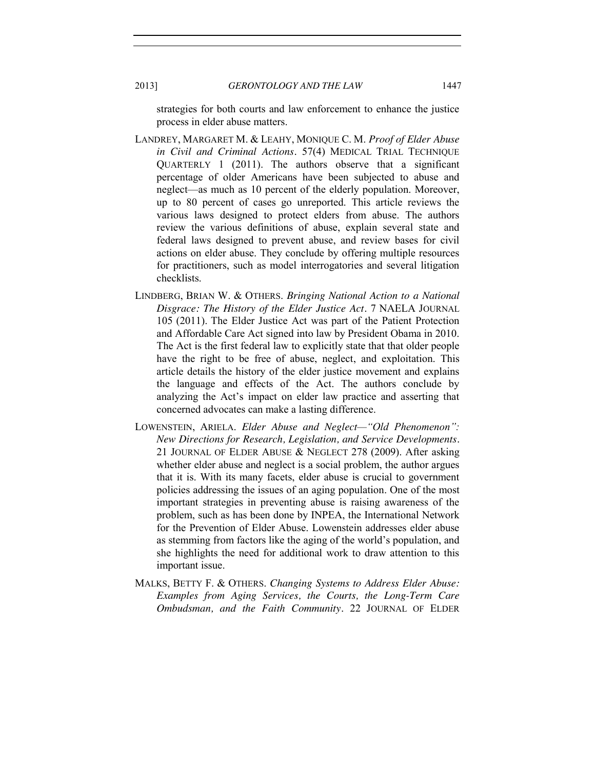strategies for both courts and law enforcement to enhance the justice process in elder abuse matters.

LANDREY, MARGARET M. & LEAHY, MONIQUE C. M. *Proof of Elder Abuse in Civil and Criminal Actions*. 57(4) MEDICAL TRIAL TECHNIQUE QUARTERLY 1 (2011). The authors observe that a significant percentage of older Americans have been subjected to abuse and neglect—as much as 10 percent of the elderly population. Moreover, up to 80 percent of cases go unreported. This article reviews the various laws designed to protect elders from abuse. The authors review the various definitions of abuse, explain several state and federal laws designed to prevent abuse, and review bases for civil actions on elder abuse. They conclude by offering multiple resources for practitioners, such as model interrogatories and several litigation checklists.

LINDBERG, BRIAN W. & OTHERS. *Bringing National Action to a National Disgrace: The History of the Elder Justice Act*. 7 NAELA JOURNAL 105 (2011). The Elder Justice Act was part of the Patient Protection and Affordable Care Act signed into law by President Obama in 2010. The Act is the first federal law to explicitly state that that older people have the right to be free of abuse, neglect, and exploitation. This article details the history of the elder justice movement and explains the language and effects of the Act. The authors conclude by analyzing the Act's impact on elder law practice and asserting that concerned advocates can make a lasting difference.

LOWENSTEIN, ARIELA. *Elder Abuse and Neglect—"Old Phenomenon": New Directions for Research, Legislation, and Service Developments*. 21 JOURNAL OF ELDER ABUSE & NEGLECT 278 (2009). After asking whether elder abuse and neglect is a social problem, the author argues that it is. With its many facets, elder abuse is crucial to government policies addressing the issues of an aging population. One of the most important strategies in preventing abuse is raising awareness of the problem, such as has been done by INPEA, the International Network for the Prevention of Elder Abuse. Lowenstein addresses elder abuse as stemming from factors like the aging of the world's population, and she highlights the need for additional work to draw attention to this important issue.

MALKS, BETTY F. & OTHERS. *Changing Systems to Address Elder Abuse: Examples from Aging Services, the Courts, the Long-Term Care Ombudsman, and the Faith Community*. 22 JOURNAL OF ELDER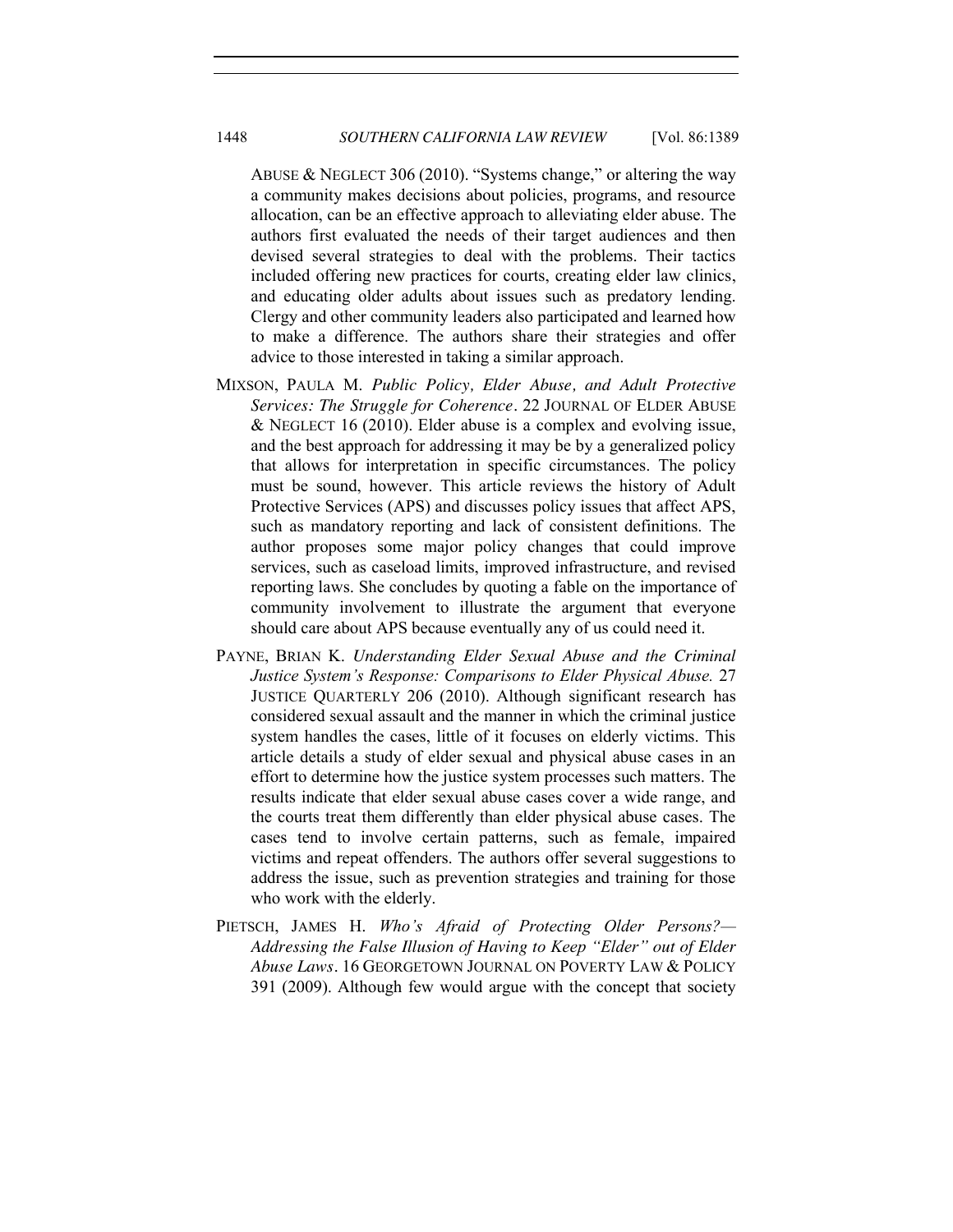ABUSE & NEGLECT 306 (2010). "Systems change," or altering the way a community makes decisions about policies, programs, and resource allocation, can be an effective approach to alleviating elder abuse. The authors first evaluated the needs of their target audiences and then devised several strategies to deal with the problems. Their tactics included offering new practices for courts, creating elder law clinics, and educating older adults about issues such as predatory lending. Clergy and other community leaders also participated and learned how to make a difference. The authors share their strategies and offer advice to those interested in taking a similar approach.

MIXSON, PAULA M. *Public Policy, Elder Abuse, and Adult Protective Services: The Struggle for Coherence*. 22 JOURNAL OF ELDER ABUSE & NEGLECT 16 (2010). Elder abuse is a complex and evolving issue, and the best approach for addressing it may be by a generalized policy that allows for interpretation in specific circumstances. The policy must be sound, however. This article reviews the history of Adult Protective Services (APS) and discusses policy issues that affect APS, such as mandatory reporting and lack of consistent definitions. The author proposes some major policy changes that could improve services, such as caseload limits, improved infrastructure, and revised reporting laws. She concludes by quoting a fable on the importance of community involvement to illustrate the argument that everyone should care about APS because eventually any of us could need it.

PAYNE, BRIAN K. *Understanding Elder Sexual Abuse and the Criminal Justice System's Response: Comparisons to Elder Physical Abuse.* 27 JUSTICE QUARTERLY 206 (2010). Although significant research has considered sexual assault and the manner in which the criminal justice system handles the cases, little of it focuses on elderly victims. This article details a study of elder sexual and physical abuse cases in an effort to determine how the justice system processes such matters. The results indicate that elder sexual abuse cases cover a wide range, and the courts treat them differently than elder physical abuse cases. The cases tend to involve certain patterns, such as female, impaired victims and repeat offenders. The authors offer several suggestions to address the issue, such as prevention strategies and training for those who work with the elderly.

PIETSCH, JAMES H. *Who's Afraid of Protecting Older Persons?—Addressing the False Illusion of Having to Keep "Elder" out of Elder Abuse Laws*. 16 GEORGETOWN JOURNAL ON POVERTY LAW & POLICY 391 (2009). Although few would argue with the concept that society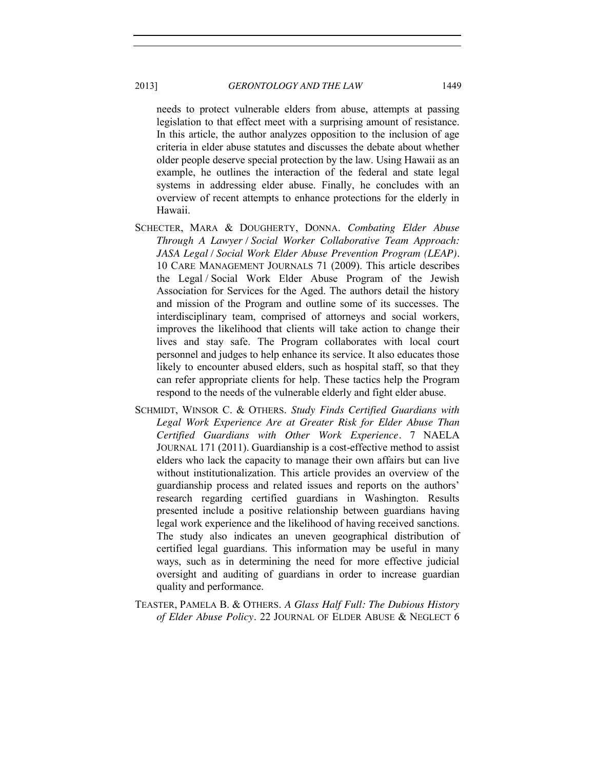needs to protect vulnerable elders from abuse, attempts at passing legislation to that effect meet with a surprising amount of resistance. In this article, the author analyzes opposition to the inclusion of age criteria in elder abuse statutes and discusses the debate about whether older people deserve special protection by the law. Using Hawaii as an example, he outlines the interaction of the federal and state legal systems in addressing elder abuse. Finally, he concludes with an overview of recent attempts to enhance protections for the elderly in Hawaii.

SCHECTER, MARA & DOUGHERTY, DONNA. *Combating Elder Abuse Through A Lawyer / Social Worker Collaborative Team Approach: JASA Legal / Social Work Elder Abuse Prevention Program (LEAP)*. 10 CARE MANAGEMENT JOURNALS 71 (2009). This article describes the Legal / Social Work Elder Abuse Program of the Jewish Association for Services for the Aged. The authors detail the history and mission of the Program and outline some of its successes. The interdisciplinary team, comprised of attorneys and social workers, improves the likelihood that clients will take action to change their lives and stay safe. The Program collaborates with local court personnel and judges to help enhance its service. It also educates those likely to encounter abused elders, such as hospital staff, so that they can refer appropriate clients for help. These tactics help the Program respond to the needs of the vulnerable elderly and fight elder abuse.

SCHMIDT, WINSOR C. & OTHERS. *Study Finds Certified Guardians with Legal Work Experience Are at Greater Risk for Elder Abuse Than Certified Guardians with Other Work Experience*. 7 NAELA JOURNAL 171 (2011). Guardianship is a cost-effective method to assist elders who lack the capacity to manage their own affairs but can live without institutionalization. This article provides an overview of the guardianship process and related issues and reports on the authors' research regarding certified guardians in Washington. Results presented include a positive relationship between guardians having legal work experience and the likelihood of having received sanctions. The study also indicates an uneven geographical distribution of certified legal guardians. This information may be useful in many ways, such as in determining the need for more effective judicial oversight and auditing of guardians in order to increase guardian quality and performance.

TEASTER, PAMELA B. & OTHERS. *A Glass Half Full: The Dubious History of Elder Abuse Policy*. 22 JOURNAL OF ELDER ABUSE & NEGLECT 6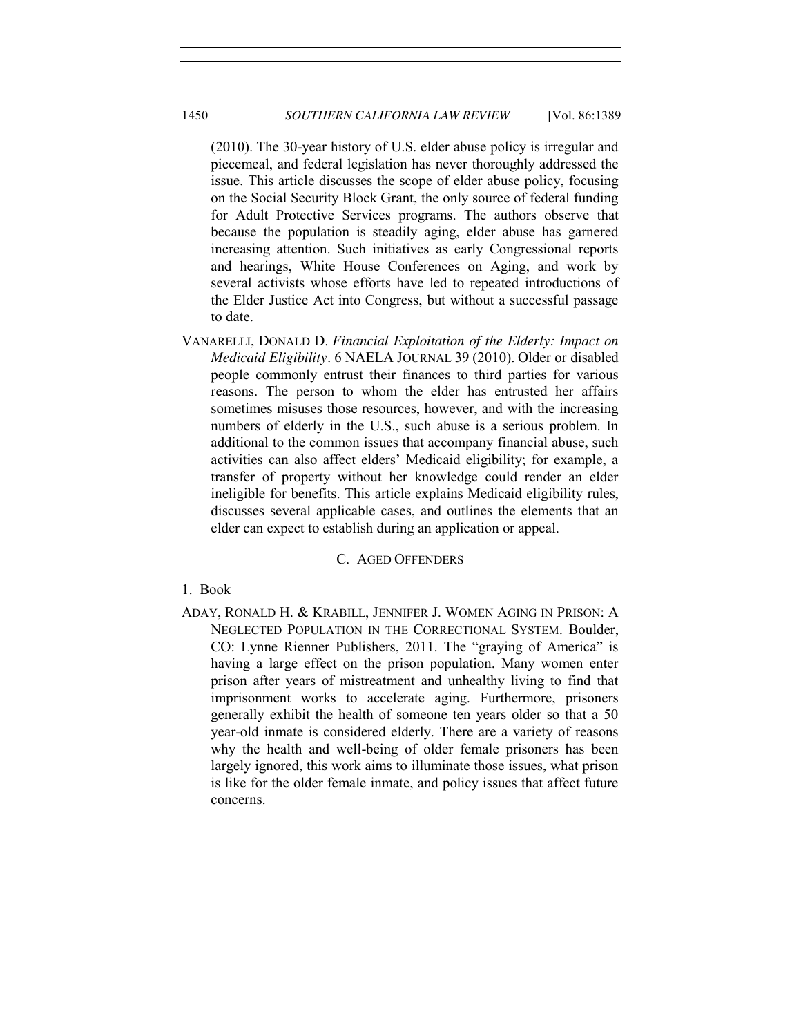(2010). The 30-year history of U.S. elder abuse policy is irregular and piecemeal, and federal legislation has never thoroughly addressed the issue. This article discusses the scope of elder abuse policy, focusing on the Social Security Block Grant, the only source of federal funding for Adult Protective Services programs. The authors observe that because the population is steadily aging, elder abuse has garnered increasing attention. Such initiatives as early Congressional reports and hearings, White House Conferences on Aging, and work by several activists whose efforts have led to repeated introductions of the Elder Justice Act into Congress, but without a successful passage to date.

VANARELLI, DONALD D. *Financial Exploitation of the Elderly: Impact on Medicaid Eligibility*. 6 NAELA JOURNAL 39 (2010). Older or disabled people commonly entrust their finances to third parties for various reasons. The person to whom the elder has entrusted her affairs sometimes misuses those resources, however, and with the increasing numbers of elderly in the U.S., such abuse is a serious problem. In additional to the common issues that accompany financial abuse, such activities can also affect elders' Medicaid eligibility; for example, a transfer of property without her knowledge could render an elder ineligible for benefits. This article explains Medicaid eligibility rules, discusses several applicable cases, and outlines the elements that an elder can expect to establish during an application or appeal.

### C. AGED OFFENDERS

1. Book

ADAY, RONALD H. & KRABILL, JENNIFER J. WOMEN AGING IN PRISON: A NEGLECTED POPULATION IN THE CORRECTIONAL SYSTEM. Boulder, CO: Lynne Rienner Publishers, 2011. The "graying of America" is having a large effect on the prison population. Many women enter prison after years of mistreatment and unhealthy living to find that imprisonment works to accelerate aging. Furthermore, prisoners generally exhibit the health of someone ten years older so that a 50 year-old inmate is considered elderly. There are a variety of reasons why the health and well-being of older female prisoners has been largely ignored, this work aims to illuminate those issues, what prison is like for the older female inmate, and policy issues that affect future concerns.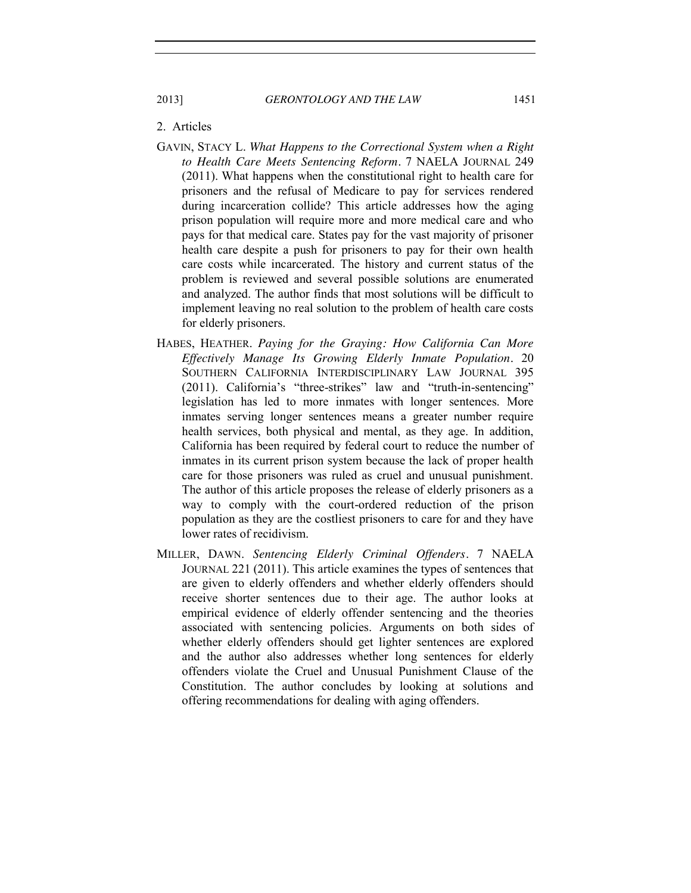2. Articles

GAVIN, STACY L. *What Happens to the Correctional System when a Right to Health Care Meets Sentencing Reform*. 7 NAELA JOURNAL 249 (2011). What happens when the constitutional right to health care for prisoners and the refusal of Medicare to pay for services rendered during incarceration collide? This article addresses how the aging prison population will require more and more medical care and who pays for that medical care. States pay for the vast majority of prisoner health care despite a push for prisoners to pay for their own health care costs while incarcerated. The history and current status of the problem is reviewed and several possible solutions are enumerated and analyzed. The author finds that most solutions will be difficult to implement leaving no real solution to the problem of health care costs for elderly prisoners.

HABES, HEATHER. *Paying for the Graying: How California Can More Effectively Manage Its Growing Elderly Inmate Population*. 20 SOUTHERN CALIFORNIA INTERDISCIPLINARY LAW JOURNAL 395 (2011). California's "three-strikes" law and "truth-in-sentencing" legislation has led to more inmates with longer sentences. More inmates serving longer sentences means a greater number require health services, both physical and mental, as they age. In addition, California has been required by federal court to reduce the number of inmates in its current prison system because the lack of proper health care for those prisoners was ruled as cruel and unusual punishment. The author of this article proposes the release of elderly prisoners as a way to comply with the court-ordered reduction of the prison population as they are the costliest prisoners to care for and they have lower rates of recidivism.

MILLER, DAWN. *Sentencing Elderly Criminal Offenders*. 7 NAELA JOURNAL 221 (2011). This article examines the types of sentences that are given to elderly offenders and whether elderly offenders should receive shorter sentences due to their age. The author looks at empirical evidence of elderly offender sentencing and the theories associated with sentencing policies. Arguments on both sides of whether elderly offenders should get lighter sentences are explored and the author also addresses whether long sentences for elderly offenders violate the Cruel and Unusual Punishment Clause of the Constitution. The author concludes by looking at solutions and offering recommendations for dealing with aging offenders.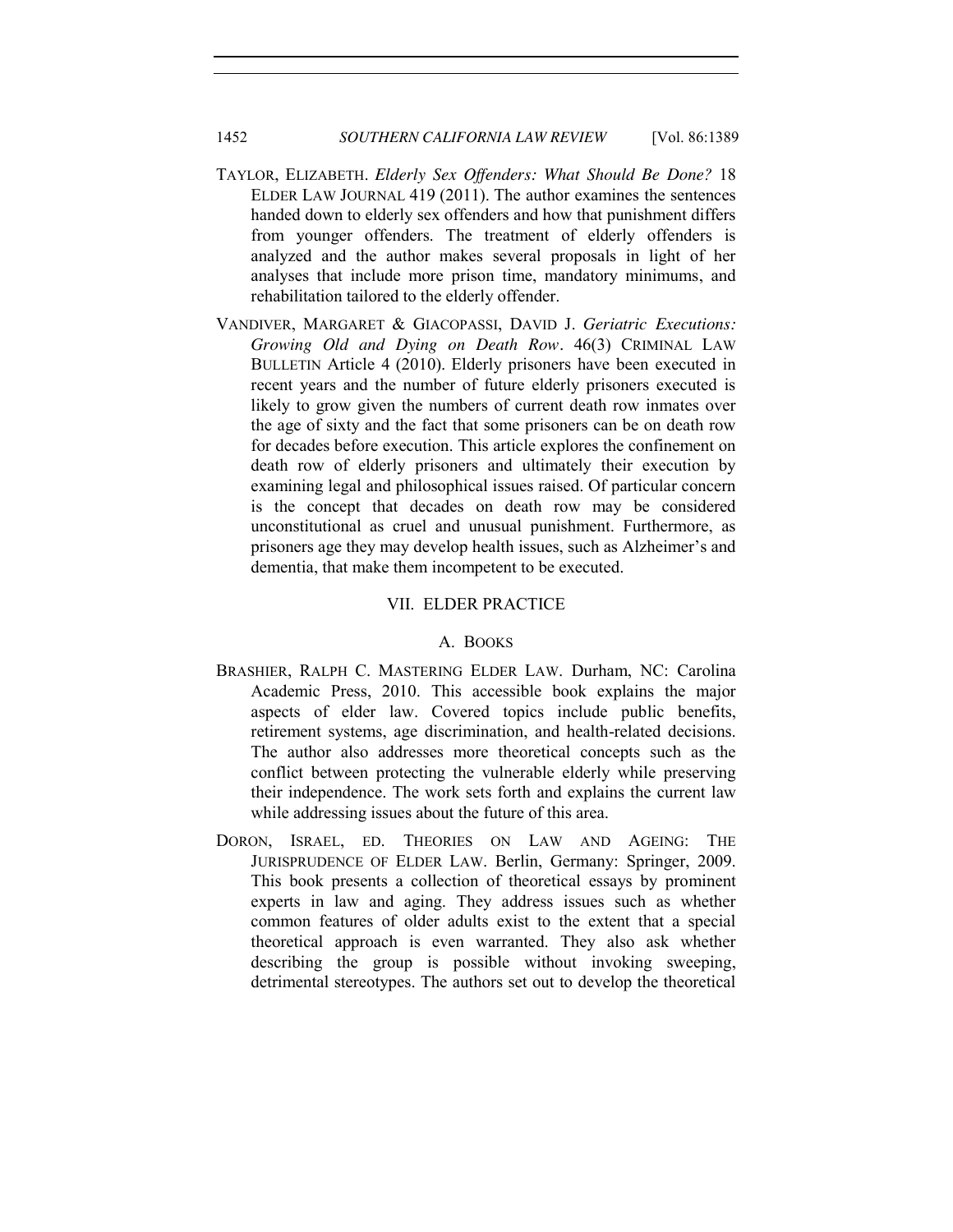TAYLOR, ELIZABETH. *Elderly Sex Offenders: What Should Be Done?* 18 ELDER LAW JOURNAL 419 (2011). The author examines the sentences handed down to elderly sex offenders and how that punishment differs from younger offenders. The treatment of elderly offenders is analyzed and the author makes several proposals in light of her analyses that include more prison time, mandatory minimums, and rehabilitation tailored to the elderly offender.

VANDIVER, MARGARET & GIACOPASSI, DAVID J. *Geriatric Executions: Growing Old and Dying on Death Row*. 46(3) CRIMINAL LAW BULLETIN Article 4 (2010). Elderly prisoners have been executed in recent years and the number of future elderly prisoners executed is likely to grow given the numbers of current death row inmates over the age of sixty and the fact that some prisoners can be on death row for decades before execution. This article explores the confinement on death row of elderly prisoners and ultimately their execution by examining legal and philosophical issues raised. Of particular concern is the concept that decades on death row may be considered unconstitutional as cruel and unusual punishment. Furthermore, as prisoners age they may develop health issues, such as Alzheimer's and dementia, that make them incompetent to be executed.

## VII. ELDER PRACTICE

### A. BOOKS

BRASHIER, RALPH C. MASTERING ELDER LAW. Durham, NC: Carolina Academic Press, 2010. This accessible book explains the major aspects of elder law. Covered topics include public benefits, retirement systems, age discrimination, and health-related decisions. The author also addresses more theoretical concepts such as the conflict between protecting the vulnerable elderly while preserving their independence. The work sets forth and explains the current law while addressing issues about the future of this area.

DORON, ISRAEL, ED. THEORIES ON LAW AND AGEING: THE JURISPRUDENCE OF ELDER LAW. Berlin, Germany: Springer, 2009. This book presents a collection of theoretical essays by prominent experts in law and aging. They address issues such as whether common features of older adults exist to the extent that a special theoretical approach is even warranted. They also ask whether describing the group is possible without invoking sweeping, detrimental stereotypes. The authors set out to develop the theoretical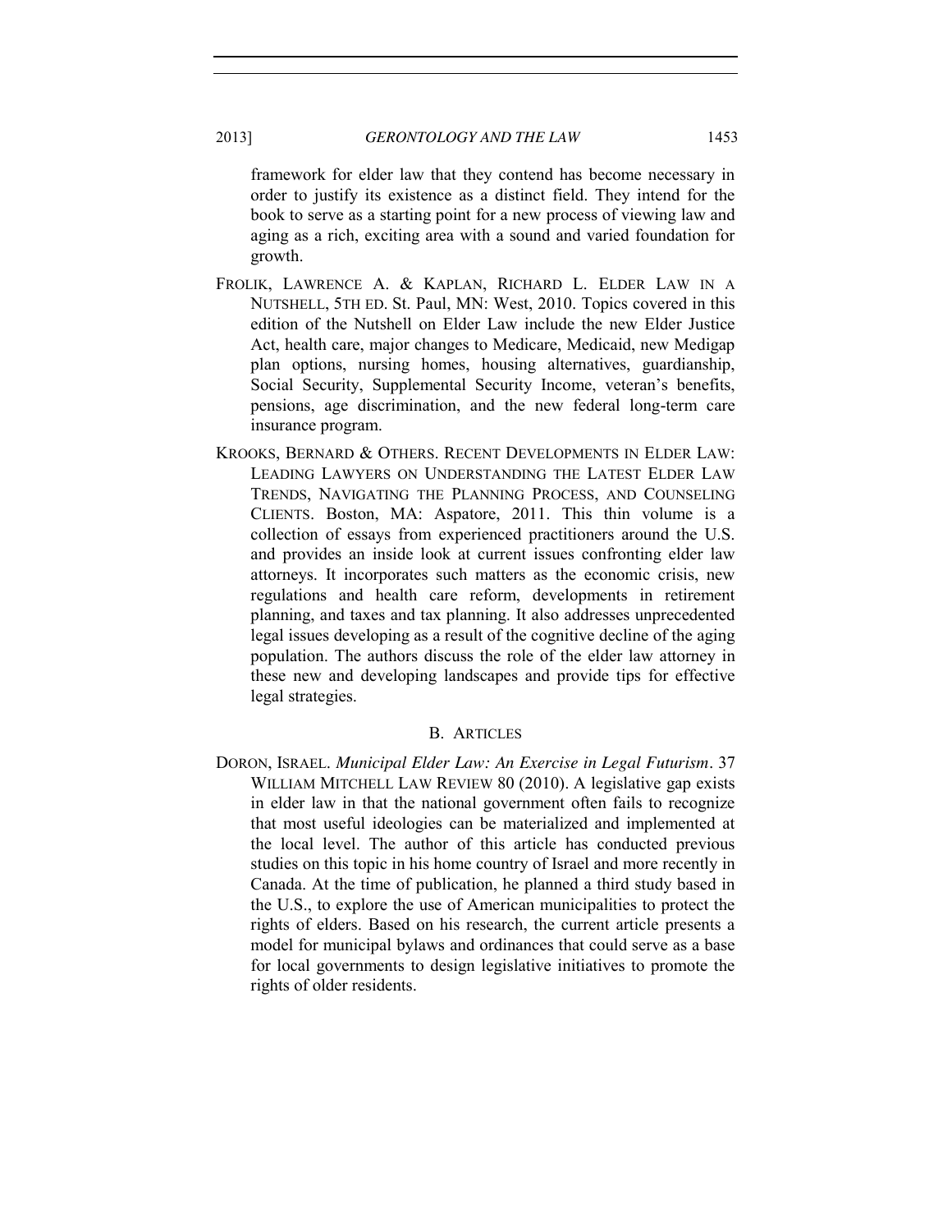framework for elder law that they contend has become necessary in order to justify its existence as a distinct field. They intend for the book to serve as a starting point for a new process of viewing law and aging as a rich, exciting area with a sound and varied foundation for growth.

FROLIK, LAWRENCE A. & KAPLAN, RICHARD L. ELDER LAW IN A NUTSHELL, 5TH ED. St. Paul, MN: West, 2010. Topics covered in this edition of the Nutshell on Elder Law include the new Elder Justice Act, health care, major changes to Medicare, Medicaid, new Medigap plan options, nursing homes, housing alternatives, guardianship, Social Security, Supplemental Security Income, veteran's benefits, pensions, age discrimination, and the new federal long-term care insurance program.

KROOKS, BERNARD & OTHERS. RECENT DEVELOPMENTS IN ELDER LAW: LEADING LAWYERS ON UNDERSTANDING THE LATEST ELDER LAW TRENDS, NAVIGATING THE PLANNING PROCESS, AND COUNSELING CLIENTS. Boston, MA: Aspatore, 2011. This thin volume is a collection of essays from experienced practitioners around the U.S. and provides an inside look at current issues confronting elder law attorneys. It incorporates such matters as the economic crisis, new regulations and health care reform, developments in retirement planning, and taxes and tax planning. It also addresses unprecedented legal issues developing as a result of the cognitive decline of the aging population. The authors discuss the role of the elder law attorney in these new and developing landscapes and provide tips for effective legal strategies.

### B. ARTICLES

DORON, ISRAEL. *Municipal Elder Law: An Exercise in Legal Futurism*. 37 WILLIAM MITCHELL LAW REVIEW 80 (2010). A legislative gap exists in elder law in that the national government often fails to recognize that most useful ideologies can be materialized and implemented at the local level. The author of this article has conducted previous studies on this topic in his home country of Israel and more recently in Canada. At the time of publication, he planned a third study based in the U.S., to explore the use of American municipalities to protect the rights of elders. Based on his research, the current article presents a model for municipal bylaws and ordinances that could serve as a base for local governments to design legislative initiatives to promote the rights of older residents.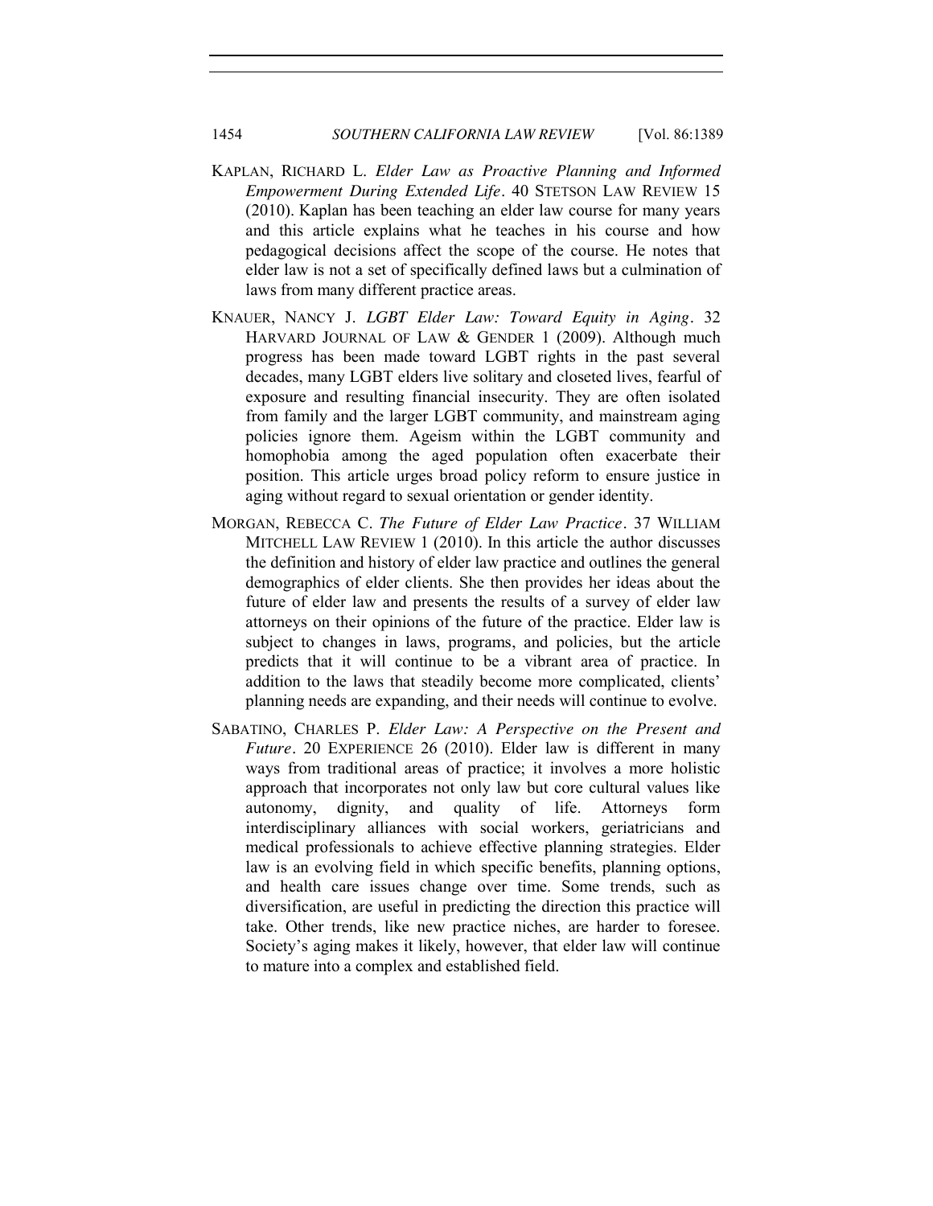KAPLAN, RICHARD L. *Elder Law as Proactive Planning and Informed Empowerment During Extended Life*. 40 STETSON LAW REVIEW 15 (2010). Kaplan has been teaching an elder law course for many years and this article explains what he teaches in his course and how pedagogical decisions affect the scope of the course. He notes that elder law is not a set of specifically defined laws but a culmination of laws from many different practice areas.

KNAUER, NANCY J. *LGBT Elder Law: Toward Equity in Aging*. 32 HARVARD JOURNAL OF LAW & GENDER 1 (2009). Although much progress has been made toward LGBT rights in the past several decades, many LGBT elders live solitary and closeted lives, fearful of exposure and resulting financial insecurity. They are often isolated from family and the larger LGBT community, and mainstream aging policies ignore them. Ageism within the LGBT community and homophobia among the aged population often exacerbate their position. This article urges broad policy reform to ensure justice in aging without regard to sexual orientation or gender identity.

MORGAN, REBECCA C. *The Future of Elder Law Practice*. 37 WILLIAM MITCHELL LAW REVIEW 1 (2010). In this article the author discusses the definition and history of elder law practice and outlines the general demographics of elder clients. She then provides her ideas about the future of elder law and presents the results of a survey of elder law attorneys on their opinions of the future of the practice. Elder law is subject to changes in laws, programs, and policies, but the article predicts that it will continue to be a vibrant area of practice. In addition to the laws that steadily become more complicated, clients' planning needs are expanding, and their needs will continue to evolve.

SABATINO, CHARLES P. *Elder Law: A Perspective on the Present and Future*. 20 EXPERIENCE 26 (2010). Elder law is different in many ways from traditional areas of practice; it involves a more holistic approach that incorporates not only law but core cultural values like autonomy, dignity, and quality of life. Attorneys form interdisciplinary alliances with social workers, geriatricians and medical professionals to achieve effective planning strategies. Elder law is an evolving field in which specific benefits, planning options, and health care issues change over time. Some trends, such as diversification, are useful in predicting the direction this practice will take. Other trends, like new practice niches, are harder to foresee. Society's aging makes it likely, however, that elder law will continue to mature into a complex and established field.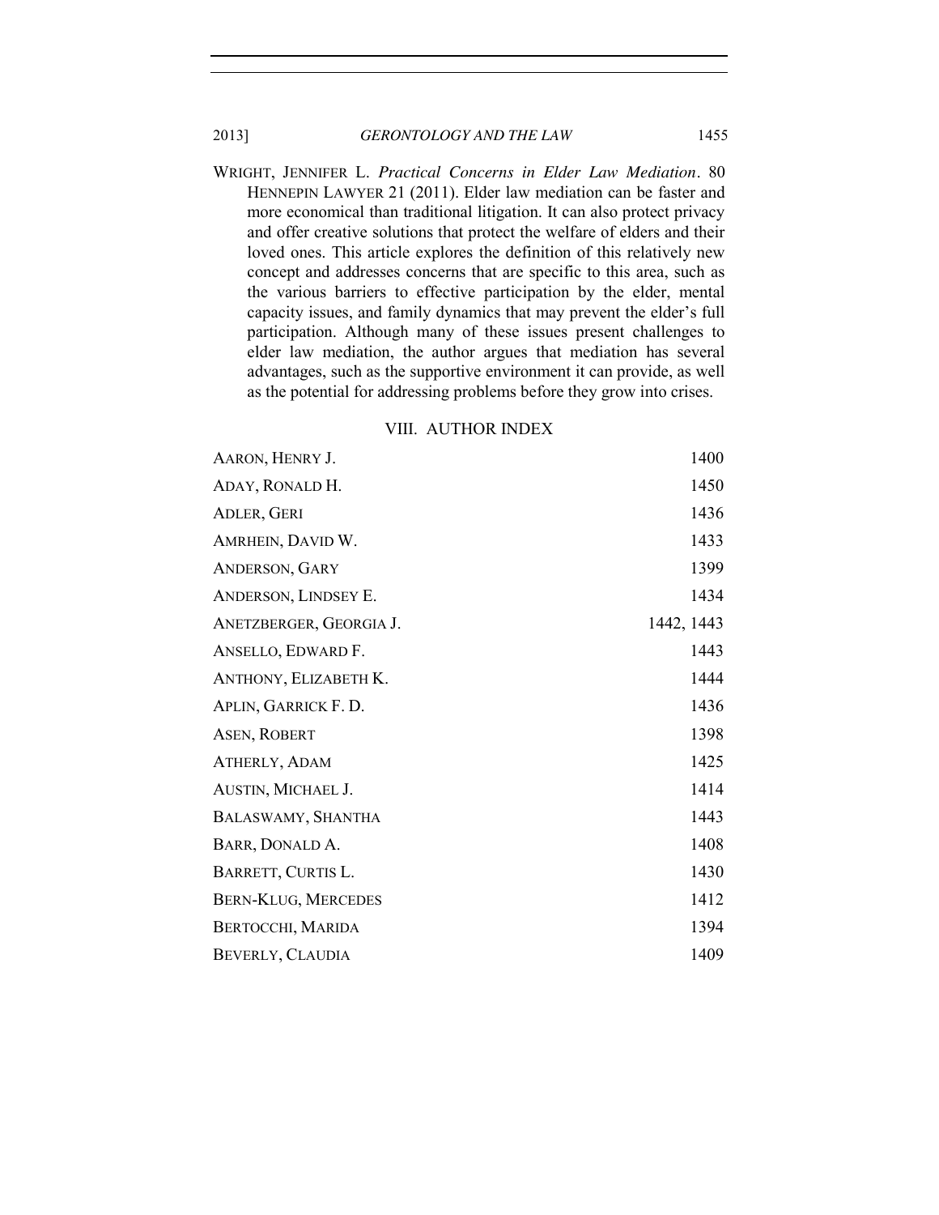WRIGHT, JENNIFER L. *Practical Concerns in Elder Law Mediation*. 80 HENNEPIN LAWYER 21 (2011). Elder law mediation can be faster and more economical than traditional litigation. It can also protect privacy and offer creative solutions that protect the welfare of elders and their loved ones. This article explores the definition of this relatively new concept and addresses concerns that are specific to this area, such as the various barriers to effective participation by the elder, mental capacity issues, and family dynamics that may prevent the elder's full participation. Although many of these issues present challenges to elder law mediation, the author argues that mediation has several advantages, such as the supportive environment it can provide, as well as the potential for addressing problems before they grow into crises.

## VIII. AUTHOR INDEX

| | |
|---|---|
| AARON, HENRY J. | 1400 |
| ADAY, RONALD H. | 1450 |
| ADLER, GERI | 1436 |
| AMRHEIN, DAVID W. | 1433 |
| ANDERSON, GARY | 1399 |
| ANDERSON, LINDSEY E. | 1434 |
| ANETZBERGER, GEORGIA J. | 1442, 1443 |
| ANSELLO, EDWARD F. | 1443 |
| ANTHONY, ELIZABETH K. | 1444 |
| APLIN, GARRICK F. D. | 1436 |
| ASEN, ROBERT | 1398 |
| ATHERLY, ADAM | 1425 |
| AUSTIN, MICHAEL J. | 1414 |
| BALASWAMY, SHANTHA | 1443 |
| BARR, DONALD A. | 1408 |
| BARRETT, CURTIS L. | 1430 |
| BERN-KLUG, MERCEDES | 1412 |
| BERTOCCHI, MARIDA | 1394 |
| BEVERLY, CLAUDIA | 1409 |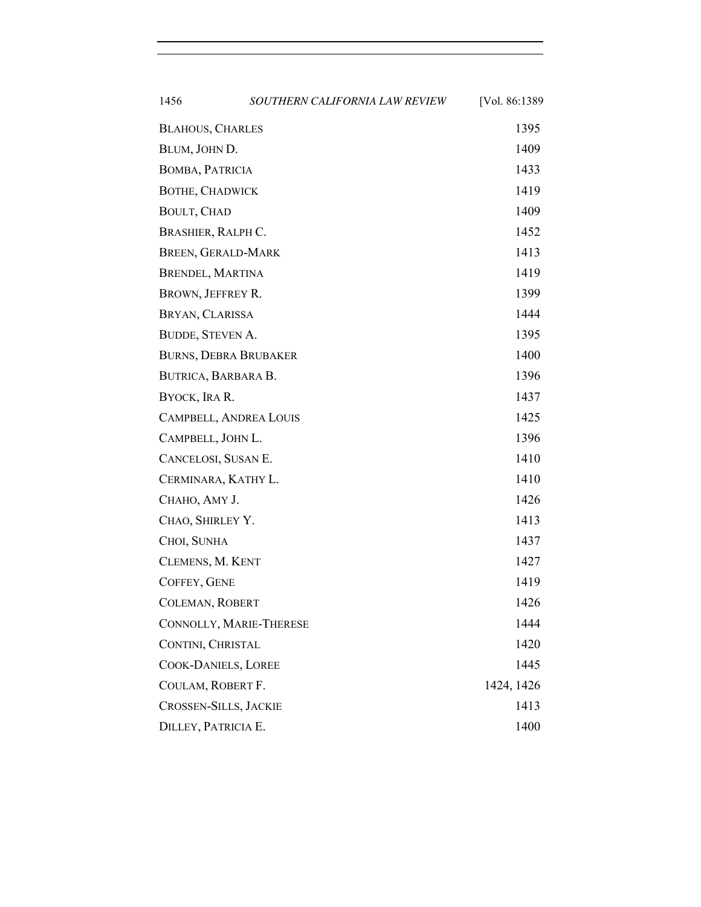| | |
|---|---|
| BLAHOUS, CHARLES | 1395 |
| BLUM, JOHN D. | 1409 |
| BOMBA, PATRICIA | 1433 |
| BOTHE, CHADWICK | 1419 |
| BOULT, CHAD | 1409 |
| BRASHIER, RALPH C. | 1452 |
| BREEN, GERALD-MARK | 1413 |
| BRENDEL, MARTINA | 1419 |
| BROWN, JEFFREY R. | 1399 |
| BRYAN, CLARISSA | 1444 |
| BUDDE, STEVEN A. | 1395 |
| BURNS, DEBRA BRUBAKER | 1400 |
| BUTRICA, BARBARA B. | 1396 |
| BYOCK, IRA R. | 1437 |
| CAMPBELL, ANDREA LOUIS | 1425 |
| CAMPBELL, JOHN L. | 1396 |
| CANCELOSI, SUSAN E. | 1410 |
| CERMINARA, KATHY L. | 1410 |
| CHAHO, AMY J. | 1426 |
| CHAO, SHIRLEY Y. | 1413 |
| CHOI, SUNHA | 1437 |
| CLEMENS, M. KENT | 1427 |
| COFFEY, GENE | 1419 |
| COLEMAN, ROBERT | 1426 |
| CONNOLLY, MARIE-THERESE | 1444 |
| CONTINI, CHRISTAL | 1420 |
| COOK-DANIELS, LOREE | 1445 |
| COULAM, ROBERT F. | 1424, 1426 |
| CROSSEN-SILLS, JACKIE | 1413 |
| DILLEY, PATRICIA E. | 1400 |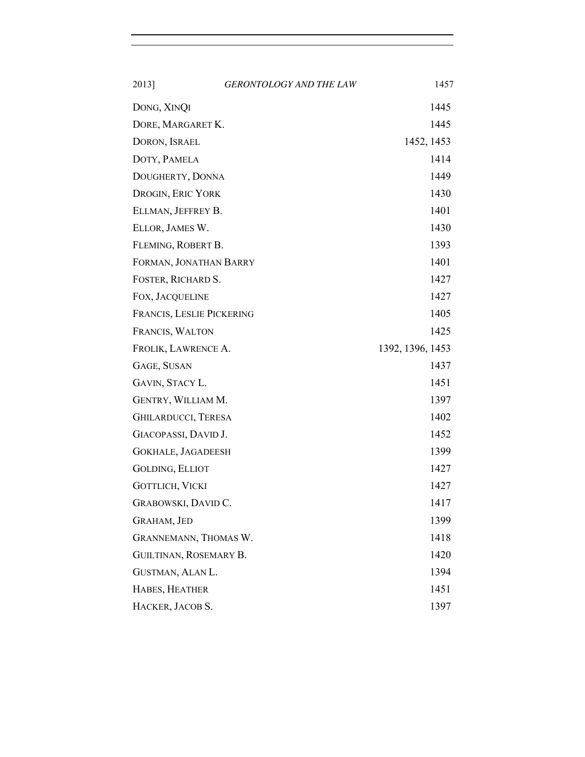DONG, XINQI 1445

DORE, MARGARET K. 1445

DORON, ISRAEL 1452, 1453

DOTY, PAMELA 1414

DOUGHERTY, DONNA 1449

DROGIN, ERIC YORK 1430

ELLMAN, JEFFREY B. 1401

ELLOR, JAMES W. 1430

FLEMING, ROBERT B. 1393

FORMAN, JONATHAN BARRY 1401

FOSTER, RICHARD S. 1427

FOX, JACQUELINE 1427

FRANCIS, LESLIE PICKERING 1405

FRANCIS, WALTON 1425

FROLIK, LAWRENCE A. 1392, 1396, 1453

GAGE, SUSAN 1437

GAVIN, STACY L. 1451

GENTRY, WILLIAM M. 1397

GHILARDUCCI, TERESA 1402

GIACOPASSI, DAVID J. 1452

GOKHALE, JAGADEESH 1399

GOLDING, ELLIOT 1427

GOTTLICH, VICKI 1427

GRABOWSKI, DAVID C. 1417

GRAHAM, JED 1399

GRANNEMANN, THOMAS W. 1418

GUILTINAN, ROSEMARY B. 1420

GUSTMAN, ALAN L. 1394

HABES, HEATHER 1451

HACKER, JACOB S. 1397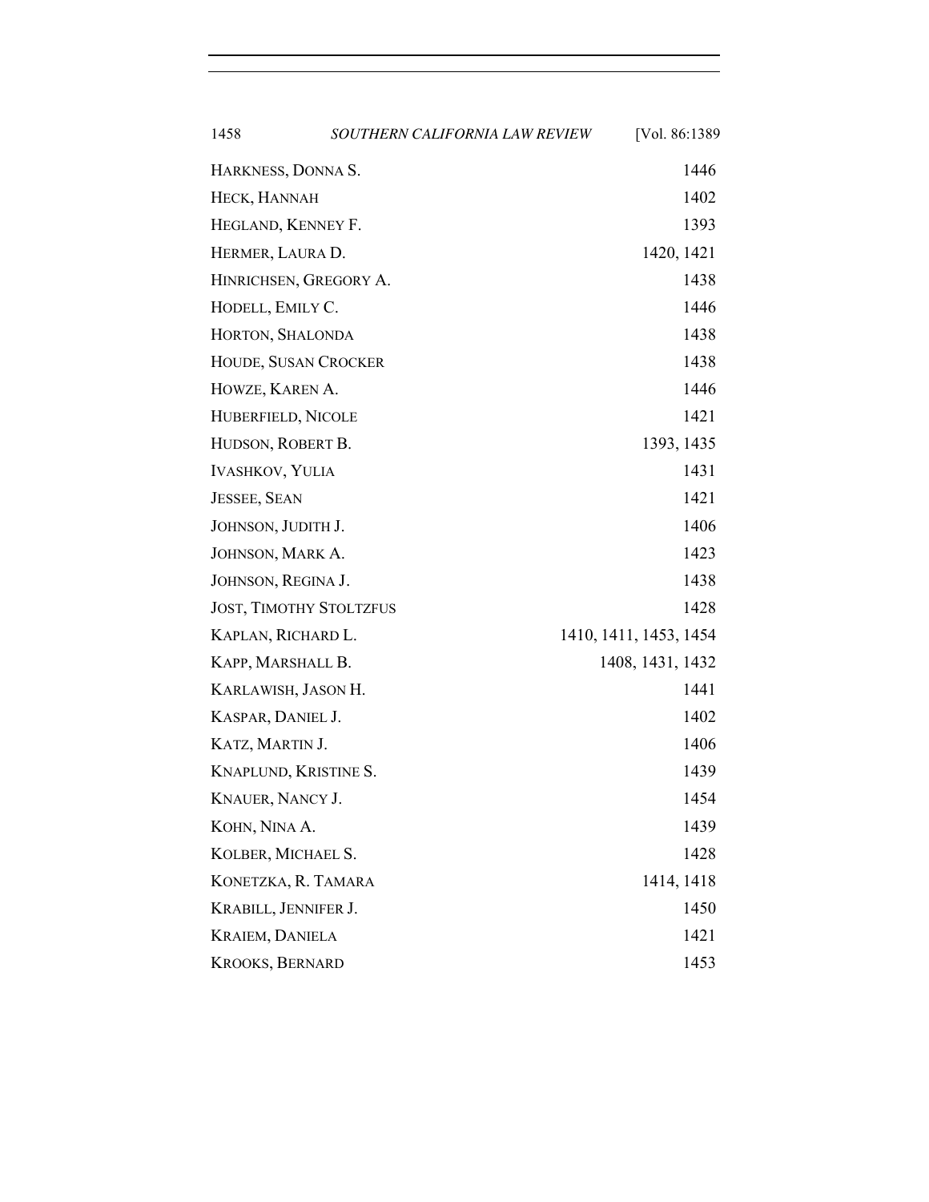| | |
|---|---|
| HARKNESS, DONNA S. | 1446 |
| HECK, HANNAH | 1402 |
| HEGLAND, KENNEY F. | 1393 |
| HERMER, LAURA D. | 1420, 1421 |
| HINRICHSEN, GREGORY A. | 1438 |
| HODELL, EMILY C. | 1446 |
| HORTON, SHALONDA | 1438 |
| HOUDE, SUSAN CROCKER | 1438 |
| HOWZE, KAREN A. | 1446 |
| HUBERFIELD, NICOLE | 1421 |
| HUDSON, ROBERT B. | 1393, 1435 |
| IVASHKOV, YULIA | 1431 |
| JESSEE, SEAN | 1421 |
| JOHNSON, JUDITH J. | 1406 |
| JOHNSON, MARK A. | 1423 |
| JOHNSON, REGINA J. | 1438 |
| JOST, TIMOTHY STOLTZFUS | 1428 |
| KAPLAN, RICHARD L. | 1410, 1411, 1453, 1454 |
| KAPP, MARSHALL B. | 1408, 1431, 1432 |
| KARLAWISH, JASON H. | 1441 |
| KASPAR, DANIEL J. | 1402 |
| KATZ, MARTIN J. | 1406 |
| KNAPLUND, KRISTINE S. | 1439 |
| KNAUER, NANCY J. | 1454 |
| KOHN, NINA A. | 1439 |
| KOLBER, MICHAEL S. | 1428 |
| KONETZKA, R. TAMARA | 1414, 1418 |
| KRABILL, JENNIFER J. | 1450 |
| KRAIEM, DANIELA | 1421 |
| KROOKS, BERNARD | 1453 |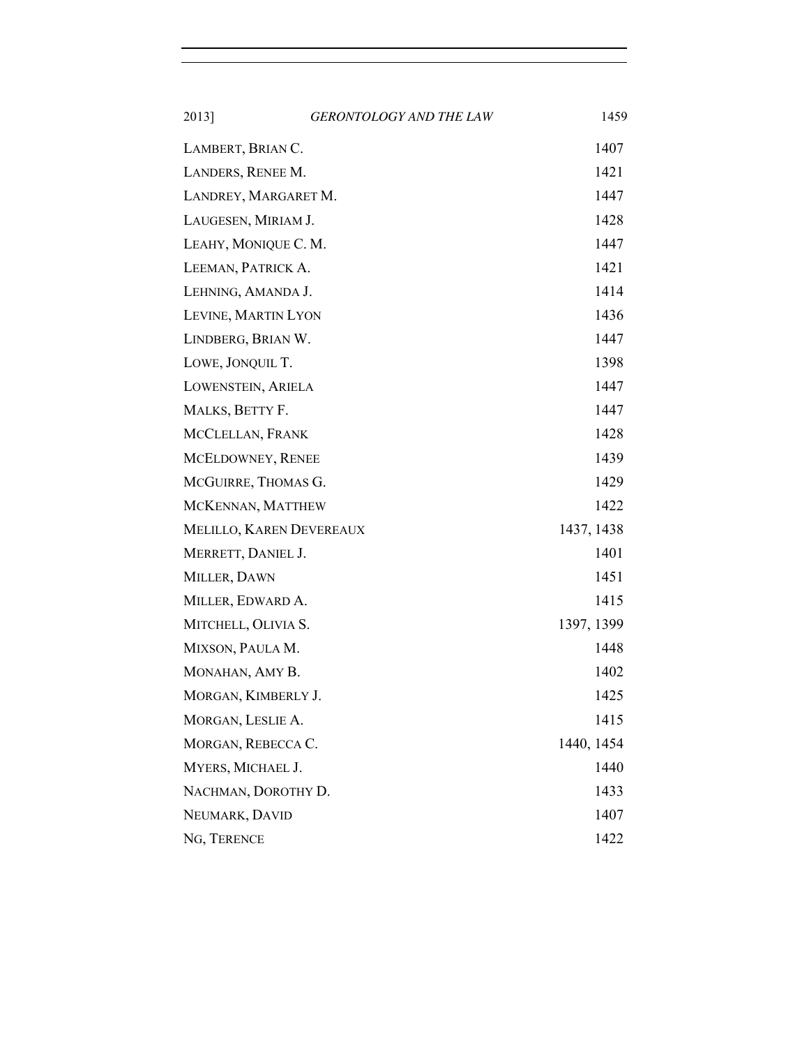| | |
|---|---|
| LAMBERT, BRIAN C. | 1407 |
| LANDERS, RENEE M. | 1421 |
| LANDREY, MARGARET M. | 1447 |
| LAUGESEN, MIRIAM J. | 1428 |
| LEAHY, MONIQUE C. M. | 1447 |
| LEEMAN, PATRICK A. | 1421 |
| LEHNING, AMANDA J. | 1414 |
| LEVINE, MARTIN LYON | 1436 |
| LINDBERG, BRIAN W. | 1447 |
| LOWE, JONQUIL T. | 1398 |
| LOWENSTEIN, ARIELA | 1447 |
| MALKS, BETTY F. | 1447 |
| MCCLELLAN, FRANK | 1428 |
| MCELDOWNEY, RENEE | 1439 |
| MCGUIRRE, THOMAS G. | 1429 |
| MCKENNAN, MATTHEW | 1422 |
| MELILLO, KAREN DEVEREAUX | 1437, 1438 |
| MERRETT, DANIEL J. | 1401 |
| MILLER, DAWN | 1451 |
| MILLER, EDWARD A. | 1415 |
| MITCHELL, OLIVIA S. | 1397, 1399 |
| MIXSON, PAULA M. | 1448 |
| MONAHAN, AMY B. | 1402 |
| MORGAN, KIMBERLY J. | 1425 |
| MORGAN, LESLIE A. | 1415 |
| MORGAN, REBECCA C. | 1440, 1454 |
| MYERS, MICHAEL J. | 1440 |
| NACHMAN, DOROTHY D. | 1433 |
| NEUMARK, DAVID | 1407 |
| NG, TERENCE | 1422 |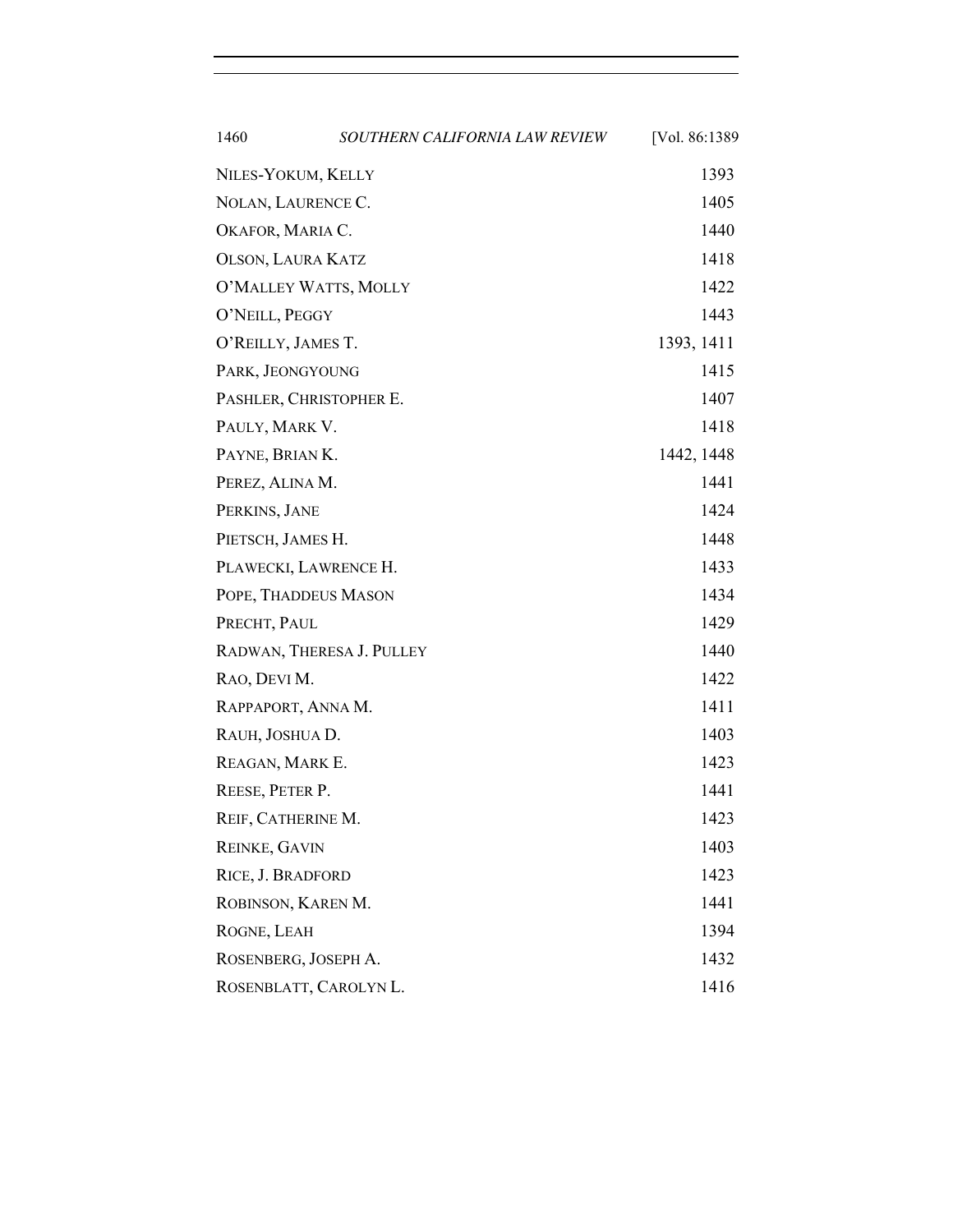| | |
|---|---|
| NILES-YOKUM, KELLY | 1393 |
| NOLAN, LAURENCE C. | 1405 |
| OKAFOR, MARIA C. | 1440 |
| OLSON, LAURA KATZ | 1418 |
| O'MALLEY WATTS, MOLLY | 1422 |
| O'NEILL, PEGGY | 1443 |
| O'REILLY, JAMES T. | 1393, 1411 |
| PARK, JEONGYOUNG | 1415 |
| PASHLER, CHRISTOPHER E. | 1407 |
| PAULY, MARK V. | 1418 |
| PAYNE, BRIAN K. | 1442, 1448 |
| PEREZ, ALINA M. | 1441 |
| PERKINS, JANE | 1424 |
| PIETSCH, JAMES H. | 1448 |
| PLAWECKI, LAWRENCE H. | 1433 |
| POPE, THADDEUS MASON | 1434 |
| PRECHT, PAUL | 1429 |
| RADWAN, THERESA J. PULLEY | 1440 |
| RAO, DEVI M. | 1422 |
| RAPPAPORT, ANNA M. | 1411 |
| RAUH, JOSHUA D. | 1403 |
| REAGAN, MARK E. | 1423 |
| REESE, PETER P. | 1441 |
| REIF, CATHERINE M. | 1423 |
| REINKE, GAVIN | 1403 |
| RICE, J. BRADFORD | 1423 |
| ROBINSON, KAREN M. | 1441 |
| ROGNE, LEAH | 1394 |
| ROSENBERG, JOSEPH A. | 1432 |
| ROSENBLATT, CAROLYN L. | 1416 |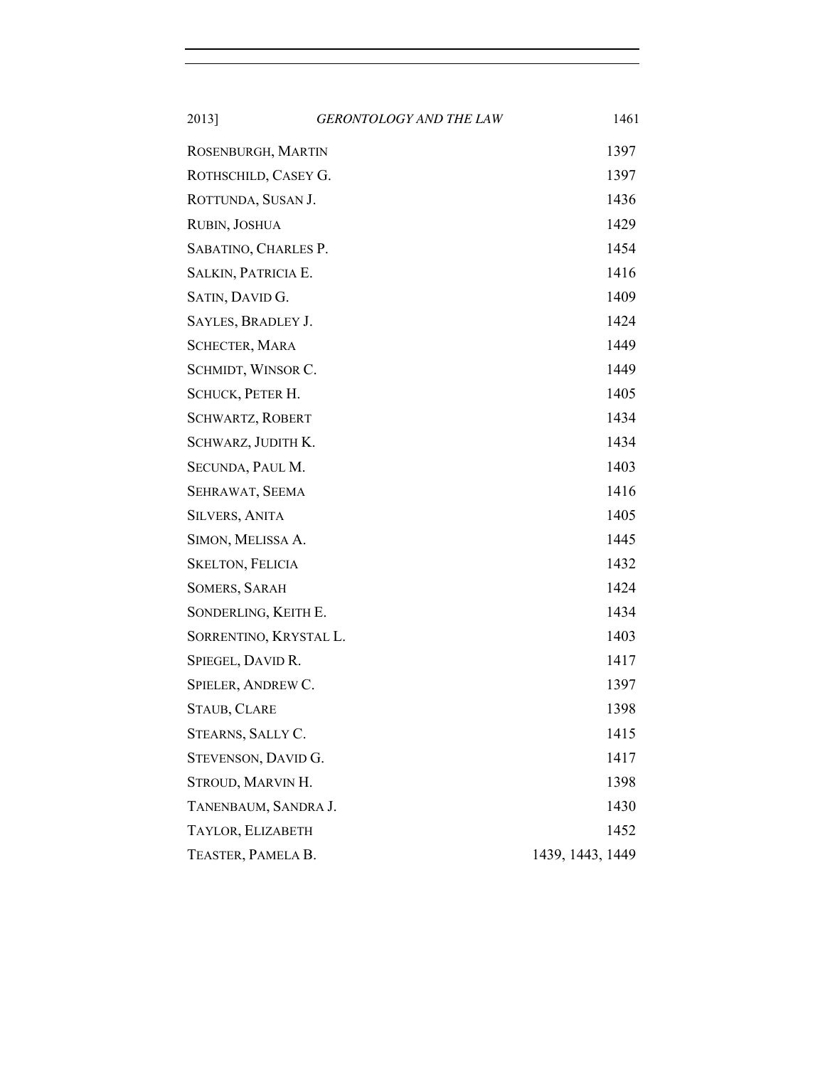| | |
|---|---|
| ROSENBURGH, MARTIN | 1397 |
| ROTHSCHILD, CASEY G. | 1397 |
| ROTTUNDA, SUSAN J. | 1436 |
| RUBIN, JOSHUA | 1429 |
| SABATINO, CHARLES P. | 1454 |
| SALKIN, PATRICIA E. | 1416 |
| SATIN, DAVID G. | 1409 |
| SAYLES, BRADLEY J. | 1424 |
| SCHECTER, MARA | 1449 |
| SCHMIDT, WINSOR C. | 1449 |
| SCHUCK, PETER H. | 1405 |
| SCHWARTZ, ROBERT | 1434 |
| SCHWARZ, JUDITH K. | 1434 |
| SECUNDA, PAUL M. | 1403 |
| SEHRAWAT, SEEMA | 1416 |
| SILVERS, ANITA | 1405 |
| SIMON, MELISSA A. | 1445 |
| SKELTON, FELICIA | 1432 |
| SOMERS, SARAH | 1424 |
| SONDERLING, KEITH E. | 1434 |
| SORRENTINO, KRYSTAL L. | 1403 |
| SPIEGEL, DAVID R. | 1417 |
| SPIELER, ANDREW C. | 1397 |
| STAUB, CLARE | 1398 |
| STEARNS, SALLY C. | 1415 |
| STEVENSON, DAVID G. | 1417 |
| STROUD, MARVIN H. | 1398 |
| TANENBAUM, SANDRA J. | 1430 |
| TAYLOR, ELIZABETH | 1452 |
| TEASTER, PAMELA B. | 1439, 1443, 1449 |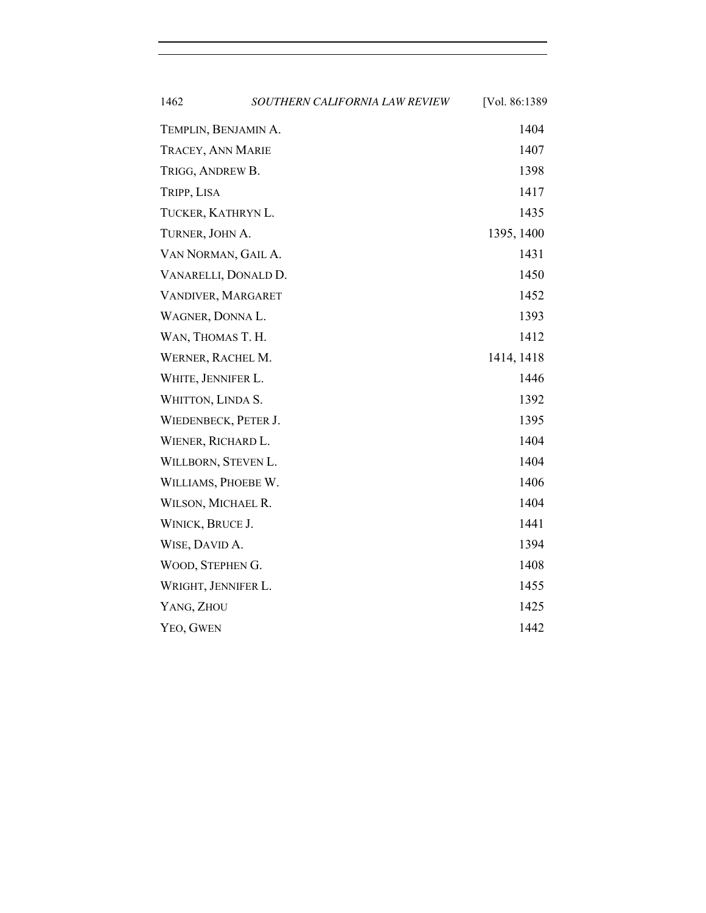| | |
|---|---|
| TEMPLIN, BENJAMIN A. | 1404 |
| TRACEY, ANN MARIE | 1407 |
| TRIGG, ANDREW B. | 1398 |
| TRIPP, LISA | 1417 |
| TUCKER, KATHRYN L. | 1435 |
| TURNER, JOHN A. | 1395, 1400 |
| VAN NORMAN, GAIL A. | 1431 |
| VANARELLI, DONALD D. | 1450 |
| VANDIVER, MARGARET | 1452 |
| WAGNER, DONNA L. | 1393 |
| WAN, THOMAS T. H. | 1412 |
| WERNER, RACHEL M. | 1414, 1418 |
| WHITE, JENNIFER L. | 1446 |
| WHITTON, LINDA S. | 1392 |
| WIEDENBECK, PETER J. | 1395 |
| WIENER, RICHARD L. | 1404 |
| WILLBORN, STEVEN L. | 1404 |
| WILLIAMS, PHOEBE W. | 1406 |
| WILSON, MICHAEL R. | 1404 |
| WINICK, BRUCE J. | 1441 |
| WISE, DAVID A. | 1394 |
| WOOD, STEPHEN G. | 1408 |
| WRIGHT, JENNIFER L. | 1455 |
| YANG, ZHOU | 1425 |
| YEO, GWEN | 1442 |